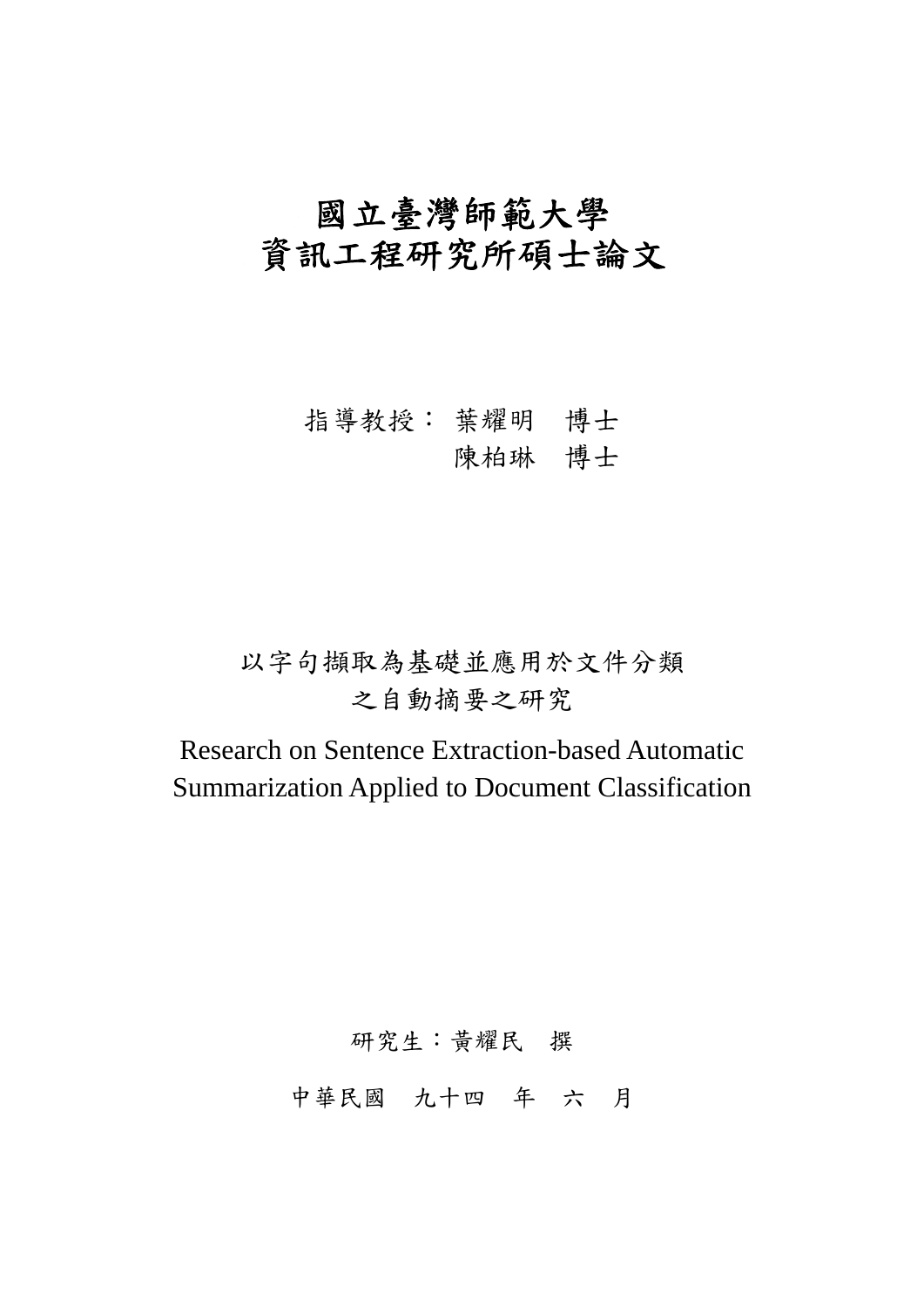# 國立臺灣師範大學
# 資訊工程研究所碩士論文

指導教授： 葉耀明　博士

　　　　　陳柏琳　博士

## 以字句擷取為基礎並應用於文件分類之自動摘要之研究

## Research on Sentence Extraction-based Automatic Summarization Applied to Document Classification

研究生：黃耀民　撰

中華民國　九十四　年　六　月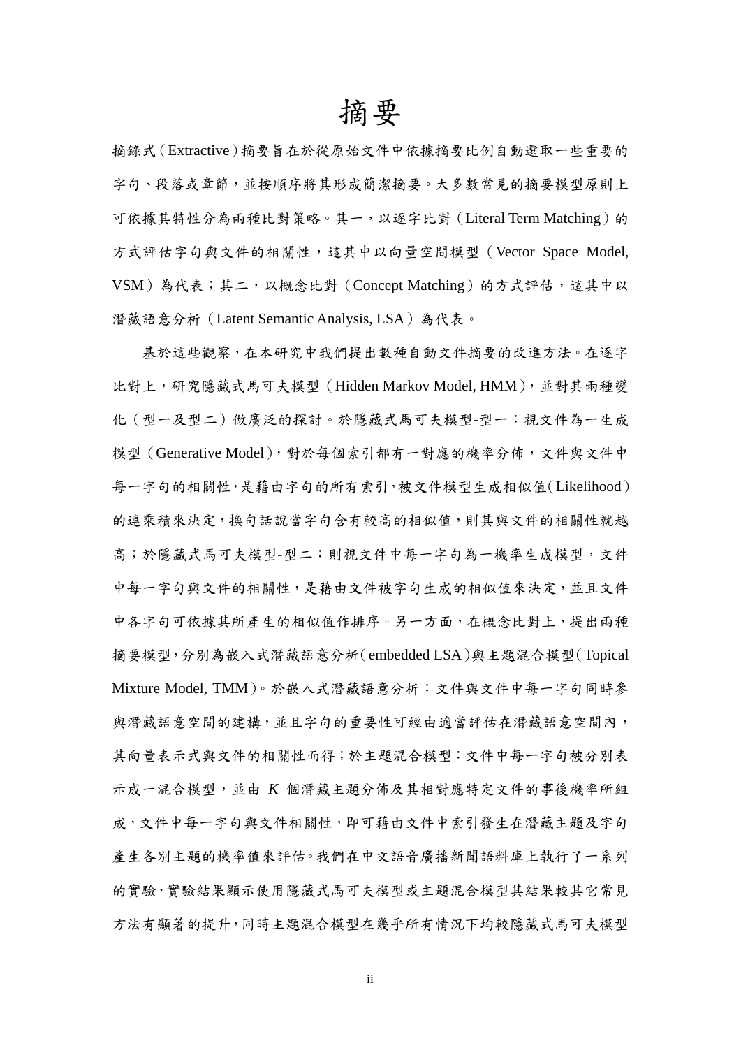# 摘要

摘錄式（Extractive）摘要旨在於從原始文件中依據摘要比例自動選取一些重要的字句、段落或章節，並按順序將其形成簡潔摘要。大多數常見的摘要模型原則上可依據其特性分為兩種比對策略。其一，以逐字比對（Literal Term Matching）的方式評估字句與文件的相關性，這其中以向量空間模型（Vector Space Model, VSM）為代表；其二，以概念比對（Concept Matching）的方式評估，這其中以潛藏語意分析（Latent Semantic Analysis, LSA）為代表。

基於這些觀察，在本研究中我們提出數種自動文件摘要的改進方法。在逐字比對上，研究隱藏式馬可夫模型（Hidden Markov Model, HMM），並對其兩種變化（型一及型二）做廣泛的探討。於隱藏式馬可夫模型-型一：視文件為一生成模型（Generative Model），對於每個索引都有一對應的機率分佈，文件與文件中每一字句的相關性，是藉由字句的所有索引，被文件模型生成相似值（Likelihood）的連乘積來決定，換句話說當字句含有較高的相似值，則其與文件的相關性就越高；於隱藏式馬可夫模型-型二：則視文件中每一字句為一機率生成模型，文件中每一字句與文件的相關性，是藉由文件被字句生成的相似值來決定，並且文件中各字句可依據其所產生的相似值作排序。另一方面，在概念比對上，提出兩種摘要模型，分別為嵌入式潛藏語意分析（embedded LSA）與主題混合模型（Topical Mixture Model, TMM）。於嵌入式潛藏語意分析：文件與文件中每一字句同時參與潛藏語意空間的建構，並且字句的重要性可經由適當評估在潛藏語意空間內，其向量表示式與文件的相關性而得；於主題混合模型：文件中每一字句被分別表示成一混合模型，並由 $K$ 個潛藏主題分佈及其相對應特定文件的事後機率所組成，文件中每一字句與文件相關性，即可藉由文件中索引發生在潛藏主題及字句產生各別主題的機率值來評估。我們在中文語音廣播新聞語料庫上執行了一系列的實驗，實驗結果顯示使用隱藏式馬可夫模型或主題混合模型其結果較其它常見方法有顯著的提升，同時主題混合模型在幾乎所有情況下均較隱藏式馬可夫模型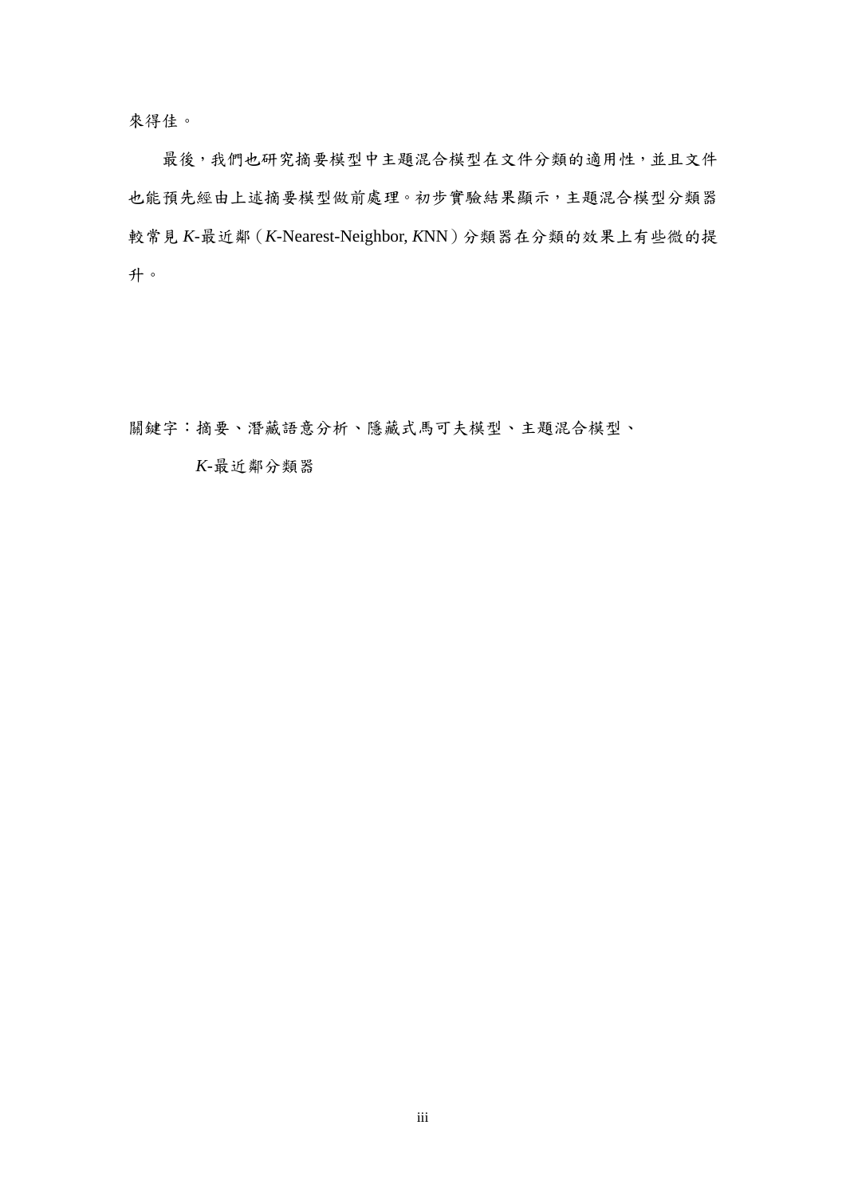來得佳。

最後，我們也研究摘要模型中主題混合模型在文件分類的適用性，並且文件也能預先經由上述摘要模型做前處理。初步實驗結果顯示，主題混合模型分類器較常見 *K*-最近鄰（*K*-Nearest-Neighbor, *K*NN）分類器在分類的效果上有些微的提升。

關鍵字：摘要、潛藏語意分析、隱藏式馬可夫模型、主題混合模型、*K*-最近鄰分類器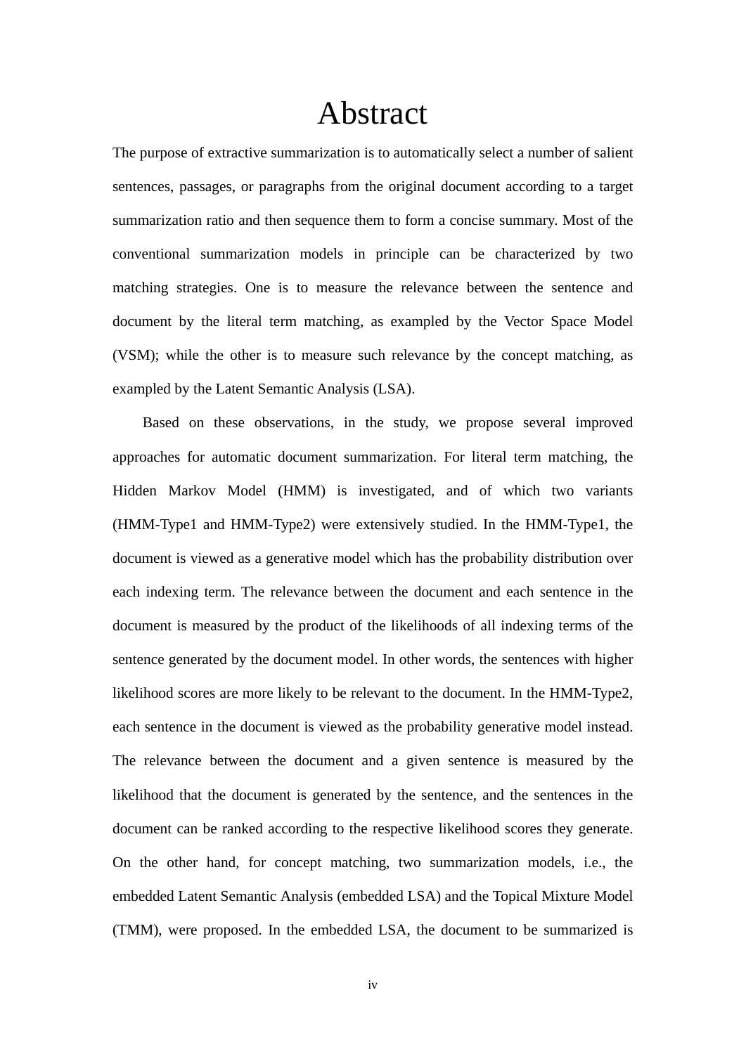# Abstract

The purpose of extractive summarization is to automatically select a number of salient sentences, passages, or paragraphs from the original document according to a target summarization ratio and then sequence them to form a concise summary. Most of the conventional summarization models in principle can be characterized by two matching strategies. One is to measure the relevance between the sentence and document by the literal term matching, as exampled by the Vector Space Model (VSM); while the other is to measure such relevance by the concept matching, as exampled by the Latent Semantic Analysis (LSA).

Based on these observations, in the study, we propose several improved approaches for automatic document summarization. For literal term matching, the Hidden Markov Model (HMM) is investigated, and of which two variants (HMM-Type1 and HMM-Type2) were extensively studied. In the HMM-Type1, the document is viewed as a generative model which has the probability distribution over each indexing term. The relevance between the document and each sentence in the document is measured by the product of the likelihoods of all indexing terms of the sentence generated by the document model. In other words, the sentences with higher likelihood scores are more likely to be relevant to the document. In the HMM-Type2, each sentence in the document is viewed as the probability generative model instead. The relevance between the document and a given sentence is measured by the likelihood that the document is generated by the sentence, and the sentences in the document can be ranked according to the respective likelihood scores they generate. On the other hand, for concept matching, two summarization models, i.e., the embedded Latent Semantic Analysis (embedded LSA) and the Topical Mixture Model (TMM), were proposed. In the embedded LSA, the document to be summarized is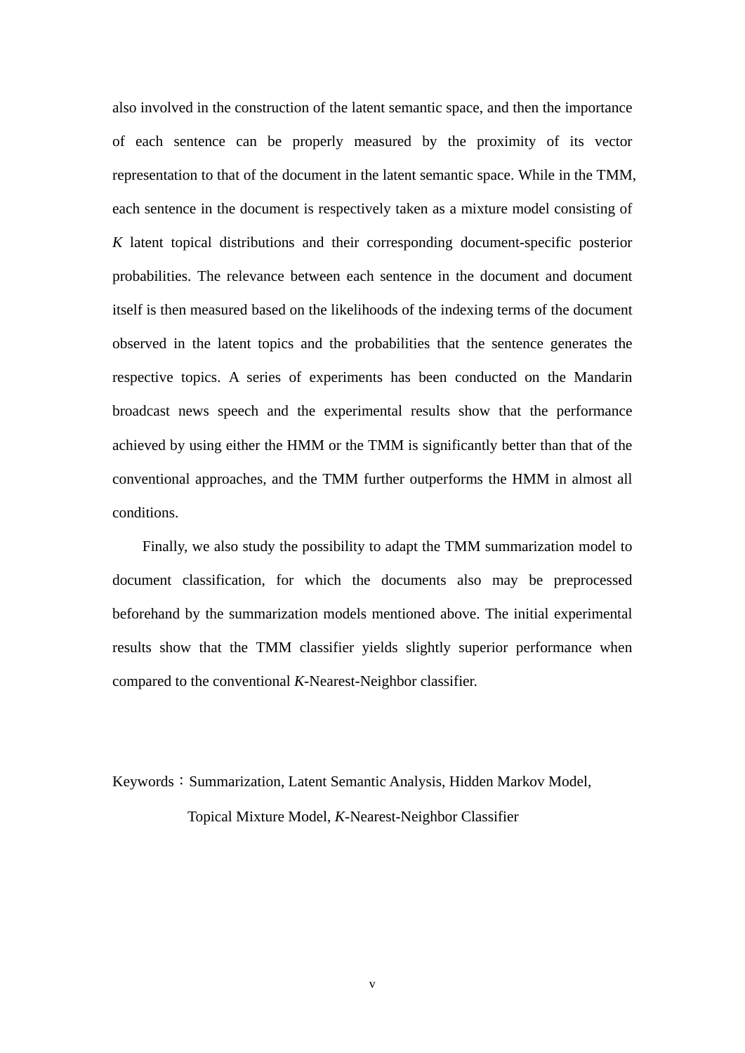also involved in the construction of the latent semantic space, and then the importance of each sentence can be properly measured by the proximity of its vector representation to that of the document in the latent semantic space. While in the TMM, each sentence in the document is respectively taken as a mixture model consisting of *K* latent topical distributions and their corresponding document-specific posterior probabilities. The relevance between each sentence in the document and document itself is then measured based on the likelihoods of the indexing terms of the document observed in the latent topics and the probabilities that the sentence generates the respective topics. A series of experiments has been conducted on the Mandarin broadcast news speech and the experimental results show that the performance achieved by using either the HMM or the TMM is significantly better than that of the conventional approaches, and the TMM further outperforms the HMM in almost all conditions.

Finally, we also study the possibility to adapt the TMM summarization model to document classification, for which the documents also may be preprocessed beforehand by the summarization models mentioned above. The initial experimental results show that the TMM classifier yields slightly superior performance when compared to the conventional *K*-Nearest-Neighbor classifier.

Keywords：Summarization, Latent Semantic Analysis, Hidden Markov Model, Topical Mixture Model, *K*-Nearest-Neighbor Classifier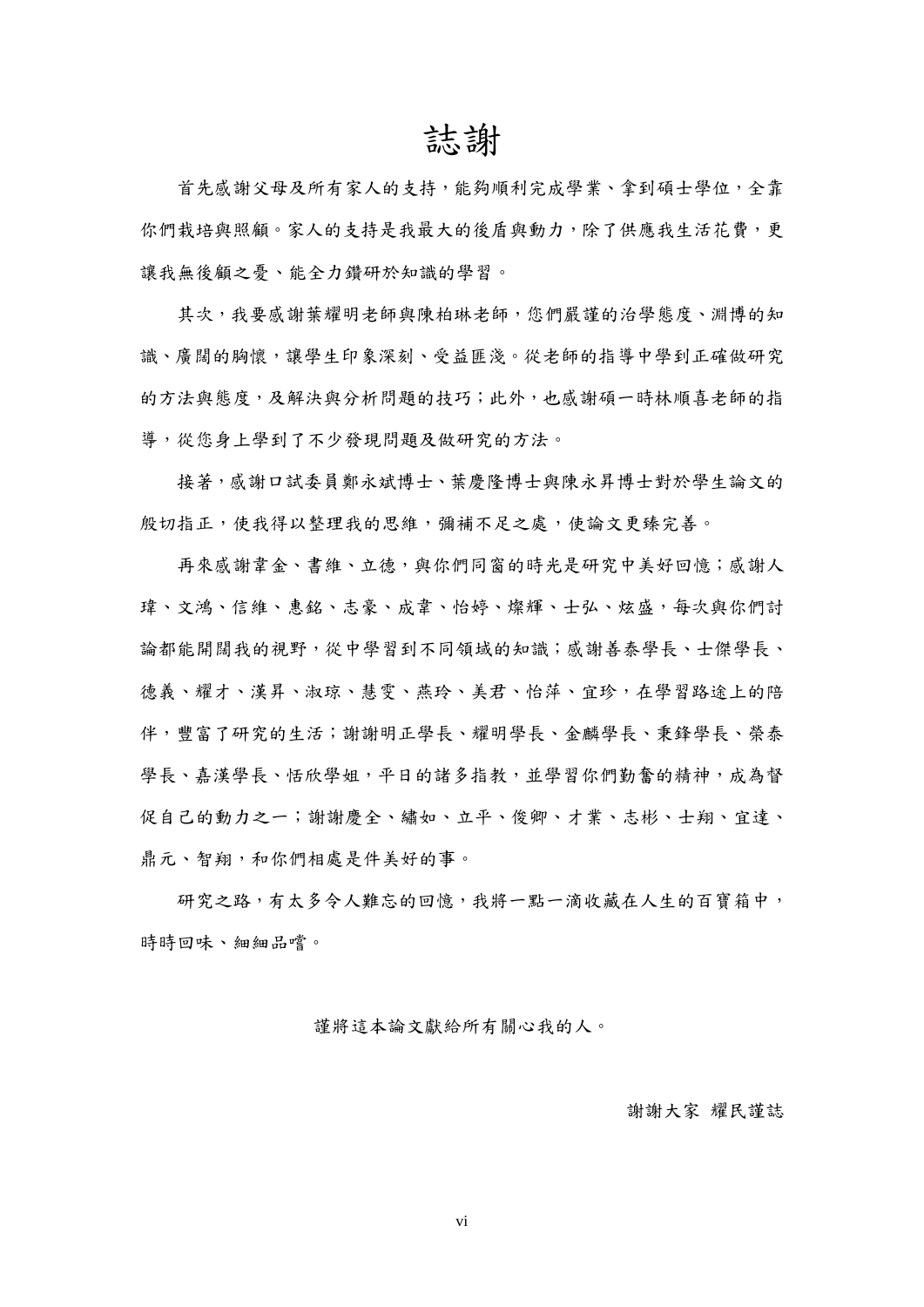# 誌謝

首先感謝父母及所有家人的支持，能夠順利完成學業、拿到碩士學位，全靠你們栽培與照顧。家人的支持是我最大的後盾與動力，除了供應我生活花費，更讓我無後顧之憂、能全力鑽研於知識的學習。

其次，我要感謝葉耀明老師與陳柏琳老師，您們嚴謹的治學態度、淵博的知識、廣闊的胸懷，讓學生印象深刻、受益匪淺。從老師的指導中學到正確做研究的方法與態度，及解決與分析問題的技巧；此外，也感謝碩一時林順喜老師的指導，從您身上學到了不少發現問題及做研究的方法。

接著，感謝口試委員鄭永斌博士、葉慶隆博士與陳永昇博士對於學生論文的殷切指正，使我得以整理我的思維，彌補不足之處，使論文更臻完善。

再來感謝韋金、書維、立德，與你們同窗的時光是研究中美好回憶；感謝人瑋、文鴻、信維、惠銘、志豪、成韋、怡婷、燦輝、士弘、炫盛，每次與你們討論都能開闊我的視野，從中學習到不同領域的知識；感謝善泰學長、士傑學長、德義、耀才、漢昇、淑琮、慧雯、燕玲、美君、怡萍、宜珍，在學習路途上的陪伴，豐富了研究的生活；謝謝明正學長、耀明學長、金麟學長、秉鋒學長、榮泰學長、嘉漢學長、恬欣學姐，平日的諸多指教，並學習你們勤奮的精神，成為督促自己的動力之一；謝謝慶全、繡如、立平、俊卿、才業、志彬、士翔、宜達、鼎元、智翔，和你們相處是件美好的事。

研究之路，有太多令人難忘的回憶，我將一點一滴收藏在人生的百寶箱中，時時回味、細細品嚐。

謹將這本論文獻給所有關心我的人。

謝謝大家 耀民謹誌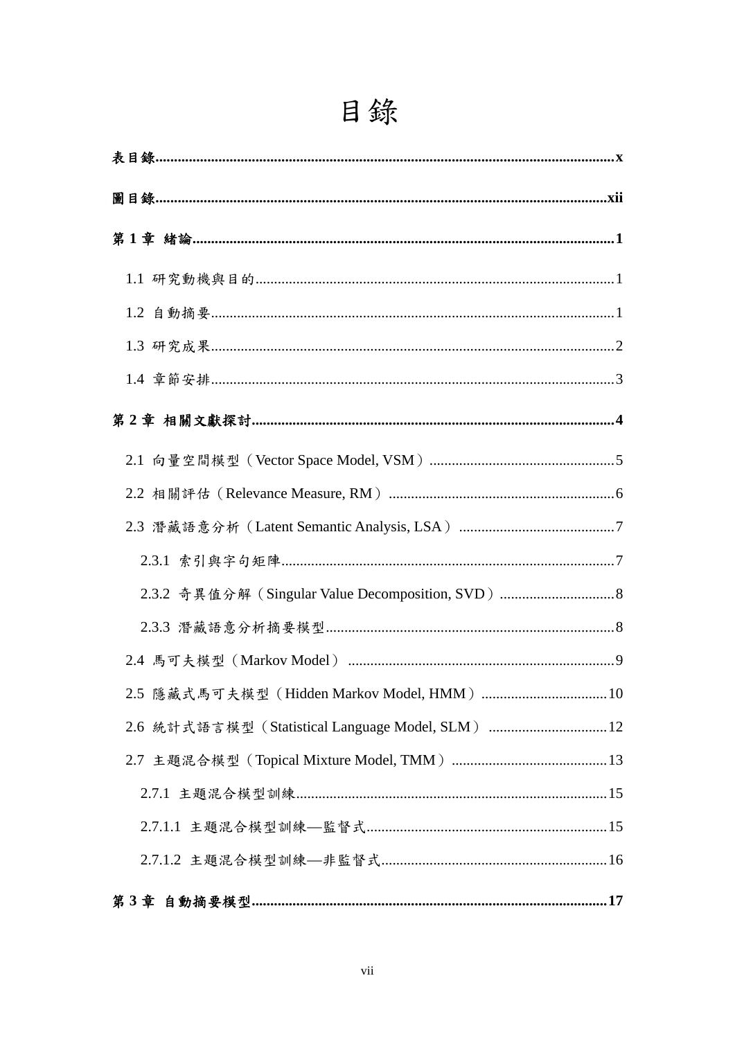# 目錄

**表目錄........................................................................................................................x**

**圖目錄......................................................................................................................xii**

**第 1 章 緒論................................................................................................................1**

1.1 研究動機與目的...............................................................................................1

1.2 自動摘要...........................................................................................................1

1.3 研究成果...........................................................................................................2

1.4 章節安排...........................................................................................................3

**第 2 章 相關文獻探討................................................................................................4**

2.1 向量空間模型（Vector Space Model, VSM）.................................................5

2.2 相關評估（Relevance Measure, RM）............................................................6

2.3 潛藏語意分析（Latent Semantic Analysis, LSA）..........................................7

2.3.1 索引與字句矩陣.........................................................................................7

2.3.2 奇異值分解（Singular Value Decomposition, SVD）...............................8

2.3.3 潛藏語意分析摘要模型.............................................................................8

2.4 馬可夫模型（Markov Model）.......................................................................9

2.5 隱藏式馬可夫模型（Hidden Markov Model, HMM）.................................10

2.6 統計式語言模型（Statistical Language Model, SLM）...............................12

2.7 主題混合模型（Topical Mixture Model, TMM）.........................................13

2.7.1 主題混合模型訓練...................................................................................15

2.7.1.1 主題混合模型訓練—監督式...............................................................15

2.7.1.2 主題混合模型訓練—非監督式...........................................................16

**第 3 章 自動摘要模型..............................................................................................17**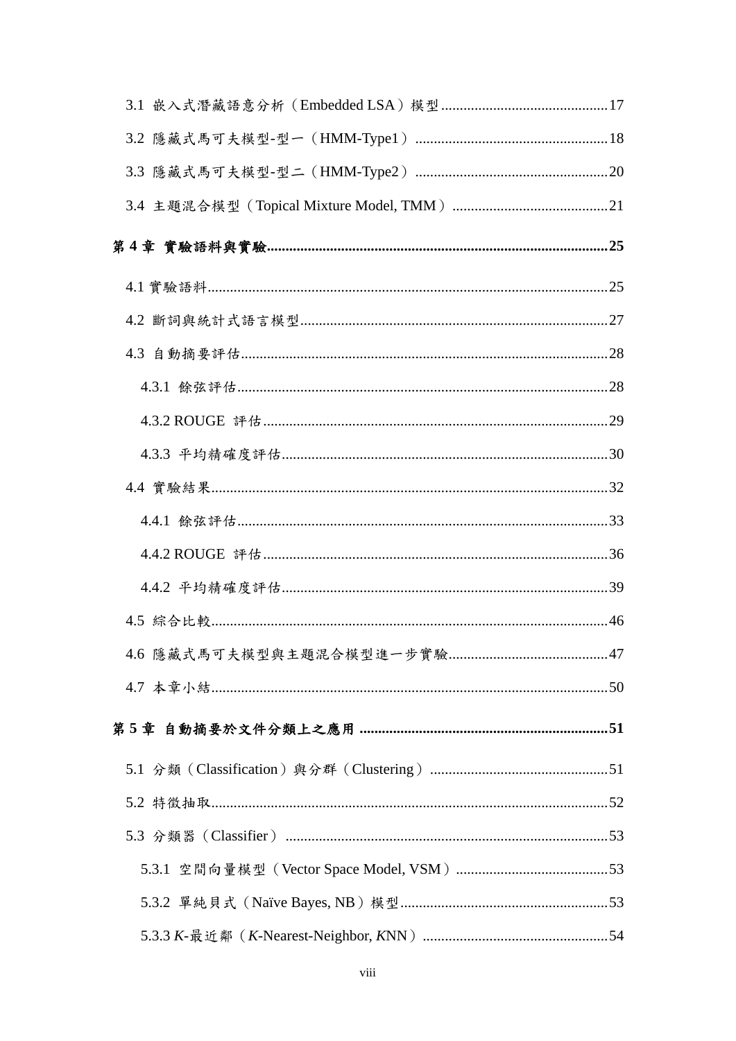3.1 嵌入式潛藏語意分析（Embedded LSA）模型 ............................................17

3.2 隱藏式馬可夫模型-型一（HMM-Type1） ..................................................18

3.3 隱藏式馬可夫模型-型二（HMM-Type2） ..................................................20

3.4 主題混合模型（Topical Mixture Model, TMM） .........................................21

**第 4 章 實驗語料與實驗..........................................................................................25**

4.1 實驗語料...........................................................................................................25

4.2 斷詞與統計式語言模型...................................................................................27

4.3 自動摘要評估...................................................................................................28

4.3.1 餘弦評估...................................................................................................28

4.3.2 ROUGE 評估 ............................................................................................29

4.3.3 平均精確度評估.......................................................................................30

4.4 實驗結果...........................................................................................................32

4.4.1 餘弦評估...................................................................................................33

4.4.2 ROUGE 評估 ............................................................................................36

4.4.2 平均精確度評估.......................................................................................39

4.5 綜合比較...........................................................................................................46

4.6 隱藏式馬可夫模型與主題混合模型進一步實驗..........................................47

4.7 本章小結...........................................................................................................50

**第 5 章 自動摘要於文件分類上之應用 ..................................................................51**

5.1 分類（Classification）與分群（Clustering） ...............................................51

5.2 特徵抽取...........................................................................................................52

5.3 分類器（Classifier） .......................................................................................53

5.3.1 空間向量模型（Vector Space Model, VSM） .........................................53

5.3.2 單純貝式（Naïve Bayes, NB）模型.......................................................53

5.3.3 *K*-最近鄰（*K*-Nearest-Neighbor, *K*NN） .................................................54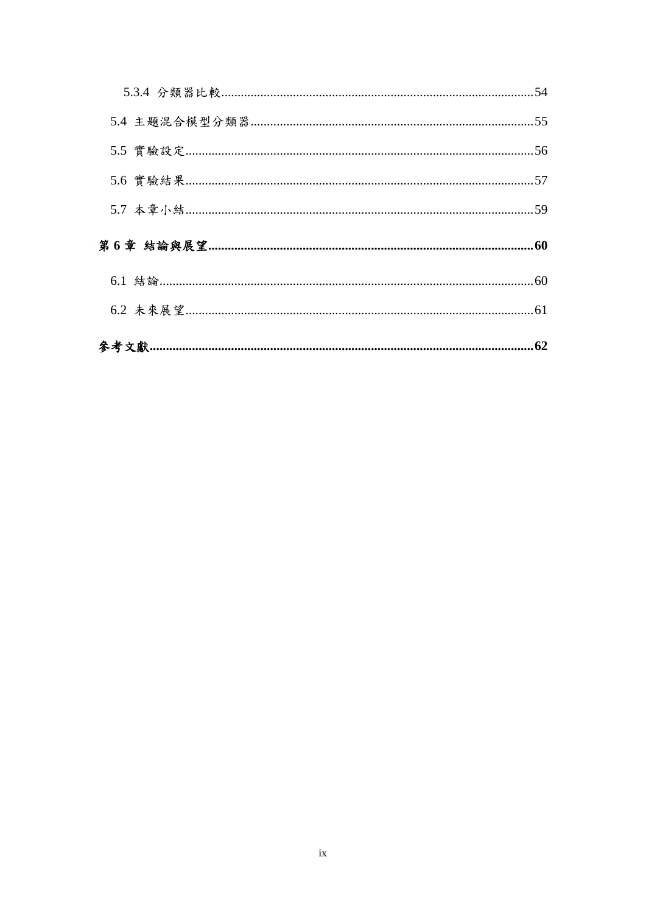5.3.4 分類器比較............................................................................................54

5.4 主題混合模型分類器......................................................................................55

5.5 實驗設定..........................................................................................................56

5.6 實驗結果..........................................................................................................57

5.7 本章小結..........................................................................................................59

**第 6 章 結論與展望..................................................................................................60**

6.1 結論..................................................................................................................60

6.2 未來展望..........................................................................................................61

**參考文獻....................................................................................................................62**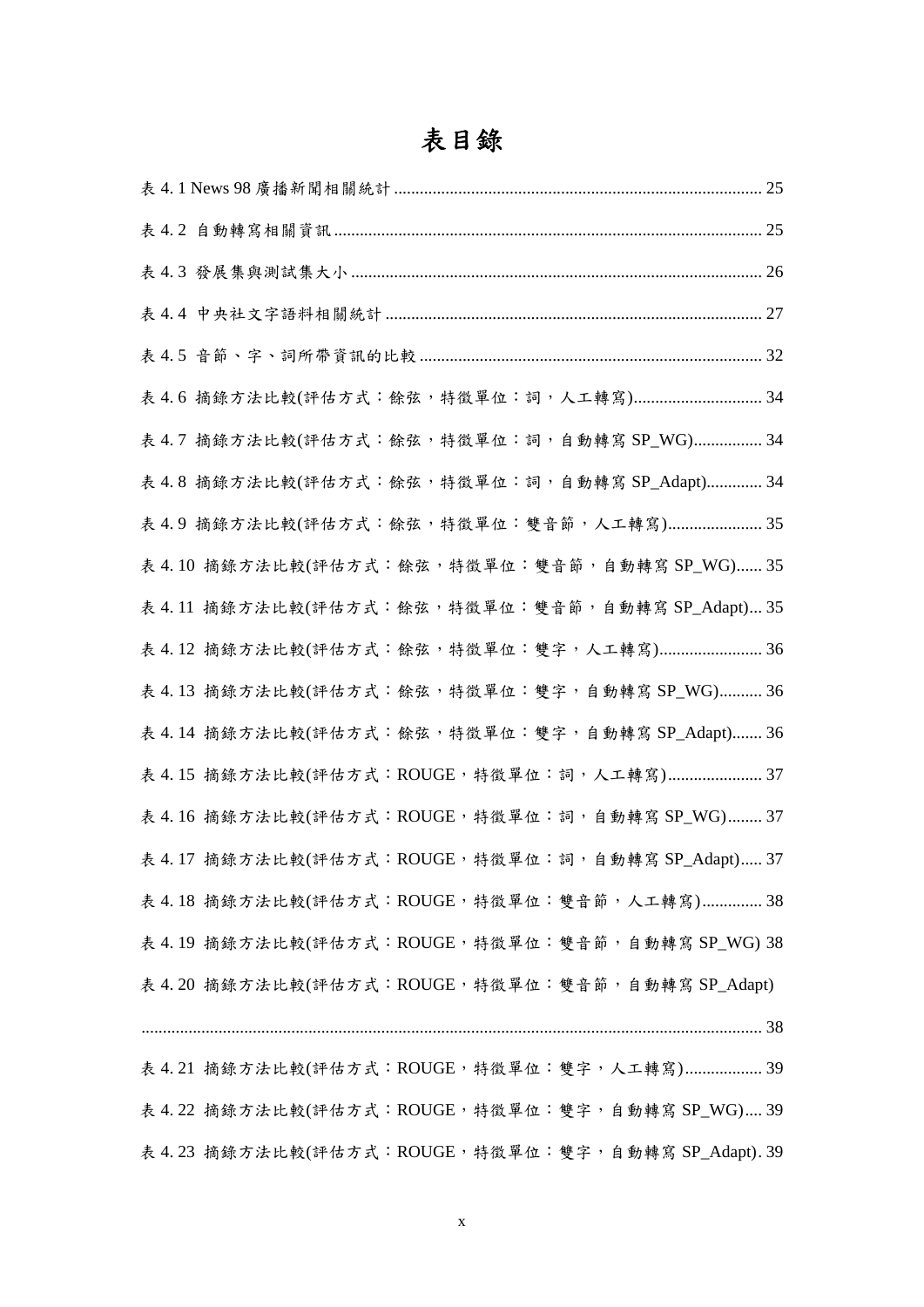# 表目錄

表 4. 1 News 98 廣播新聞相關統計 ........................................................................................ 25

表 4. 2 自動轉寫相關資訊 ........................................................................................................ 25

表 4. 3 發展集與測試集大小 .................................................................................................... 26

表 4. 4 中央社文字語料相關統計 ............................................................................................ 27

表 4. 5 音節、字、詞所帶資訊的比較 .................................................................................... 32

表 4. 6 摘錄方法比較(評估方式：餘弦，特徵單位：詞，人工轉寫) .............................. 34

表 4. 7 摘錄方法比較(評估方式：餘弦，特徵單位：詞，自動轉寫 SP_WG) ................ 34

表 4. 8 摘錄方法比較(評估方式：餘弦，特徵單位：詞，自動轉寫 SP_Adapt) ............. 34

表 4. 9 摘錄方法比較(評估方式：餘弦，特徵單位：雙音節，人工轉寫) ...................... 35

表 4. 10 摘錄方法比較(評估方式：餘弦，特徵單位：雙音節，自動轉寫 SP_WG) ...... 35

表 4. 11 摘錄方法比較(評估方式：餘弦，特徵單位：雙音節，自動轉寫 SP_Adapt) ... 35

表 4. 12 摘錄方法比較(評估方式：餘弦，特徵單位：雙字，人工轉寫) ........................ 36

表 4. 13 摘錄方法比較(評估方式：餘弦，特徵單位：雙字，自動轉寫 SP_WG) .......... 36

表 4. 14 摘錄方法比較(評估方式：餘弦，特徵單位：雙字，自動轉寫 SP_Adapt) ....... 36

表 4. 15 摘錄方法比較(評估方式：ROUGE，特徵單位：詞，人工轉寫) ...................... 37

表 4. 16 摘錄方法比較(評估方式：ROUGE，特徵單位：詞，自動轉寫 SP_WG) ........ 37

表 4. 17 摘錄方法比較(評估方式：ROUGE，特徵單位：詞，自動轉寫 SP_Adapt) ..... 37

表 4. 18 摘錄方法比較(評估方式：ROUGE，特徵單位：雙音節，人工轉寫) .............. 38

表 4. 19 摘錄方法比較(評估方式：ROUGE，特徵單位：雙音節，自動轉寫 SP_WG) 38

表 4. 20 摘錄方法比較(評估方式：ROUGE，特徵單位：雙音節，自動轉寫 SP_Adapt) ................................................................................................................................ 38

表 4. 21 摘錄方法比較(評估方式：ROUGE，特徵單位：雙字，人工轉寫) .................. 39

表 4. 22 摘錄方法比較(評估方式：ROUGE，特徵單位：雙字，自動轉寫 SP_WG) .... 39

表 4. 23 摘錄方法比較(評估方式：ROUGE，特徵單位：雙字，自動轉寫 SP_Adapt). 39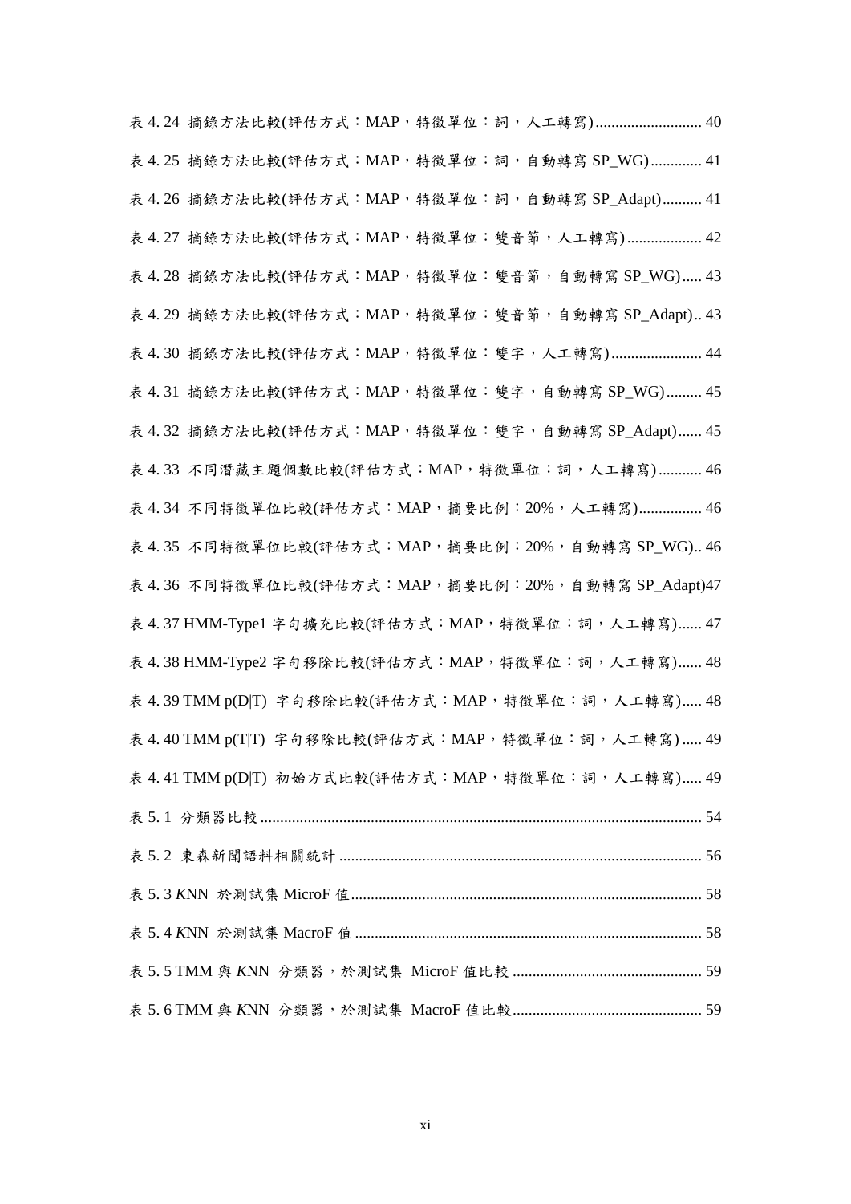表 4. 24 摘錄方法比較(評估方式：MAP，特徵單位：詞，人工轉寫) ........................... 40

表 4. 25 摘錄方法比較(評估方式：MAP，特徵單位：詞，自動轉寫 SP_WG) ............. 41

表 4. 26 摘錄方法比較(評估方式：MAP，特徵單位：詞，自動轉寫 SP_Adapt) .......... 41

表 4. 27 摘錄方法比較(評估方式：MAP，特徵單位：雙音節，人工轉寫) ................... 42

表 4. 28 摘錄方法比較(評估方式：MAP，特徵單位：雙音節，自動轉寫 SP_WG) ..... 43

表 4. 29 摘錄方法比較(評估方式：MAP，特徵單位：雙音節，自動轉寫 SP_Adapt) .. 43

表 4. 30 摘錄方法比較(評估方式：MAP，特徵單位：雙字，人工轉寫) ....................... 44

表 4. 31 摘錄方法比較(評估方式：MAP，特徵單位：雙字，自動轉寫 SP_WG) ......... 45

表 4. 32 摘錄方法比較(評估方式：MAP，特徵單位：雙字，自動轉寫 SP_Adapt) ...... 45

表 4. 33 不同潛藏主題個數比較(評估方式：MAP，特徵單位：詞，人工轉寫) ........... 46

表 4. 34 不同特徵單位比較(評估方式：MAP，摘要比例：20%，人工轉寫) ................ 46

表 4. 35 不同特徵單位比較(評估方式：MAP，摘要比例：20%，自動轉寫 SP_WG).. 46

表 4. 36 不同特徵單位比較(評估方式：MAP，摘要比例：20%，自動轉寫 SP_Adapt)47

表 4. 37 HMM-Type1 字句擴充比較(評估方式：MAP，特徵單位：詞，人工轉寫)...... 47

表 4. 38 HMM-Type2 字句移除比較(評估方式：MAP，特徵單位：詞，人工轉寫)...... 48

表 4. 39 TMM p(D|T) 字句移除比較(評估方式：MAP，特徵單位：詞，人工轉寫)..... 48

表 4. 40 TMM p(T|T) 字句移除比較(評估方式：MAP，特徵單位：詞，人工轉寫) ..... 49

表 4. 41 TMM p(D|T) 初始方式比較(評估方式：MAP，特徵單位：詞，人工轉寫)..... 49

表 5. 1 分類器比較 ................................................................................................................ 54

表 5. 2 東森新聞語料相關統計 ............................................................................................ 56

表 5. 3 *K*NN 於測試集 MicroF 值 ......................................................................................... 58

表 5. 4 *K*NN 於測試集 MacroF 值 ........................................................................................ 58

表 5. 5 TMM 與 *K*NN 分類器，於測試集 MicroF 值比較 ................................................ 59

表 5. 6 TMM 與 *K*NN 分類器，於測試集 MacroF 值比較 ................................................ 59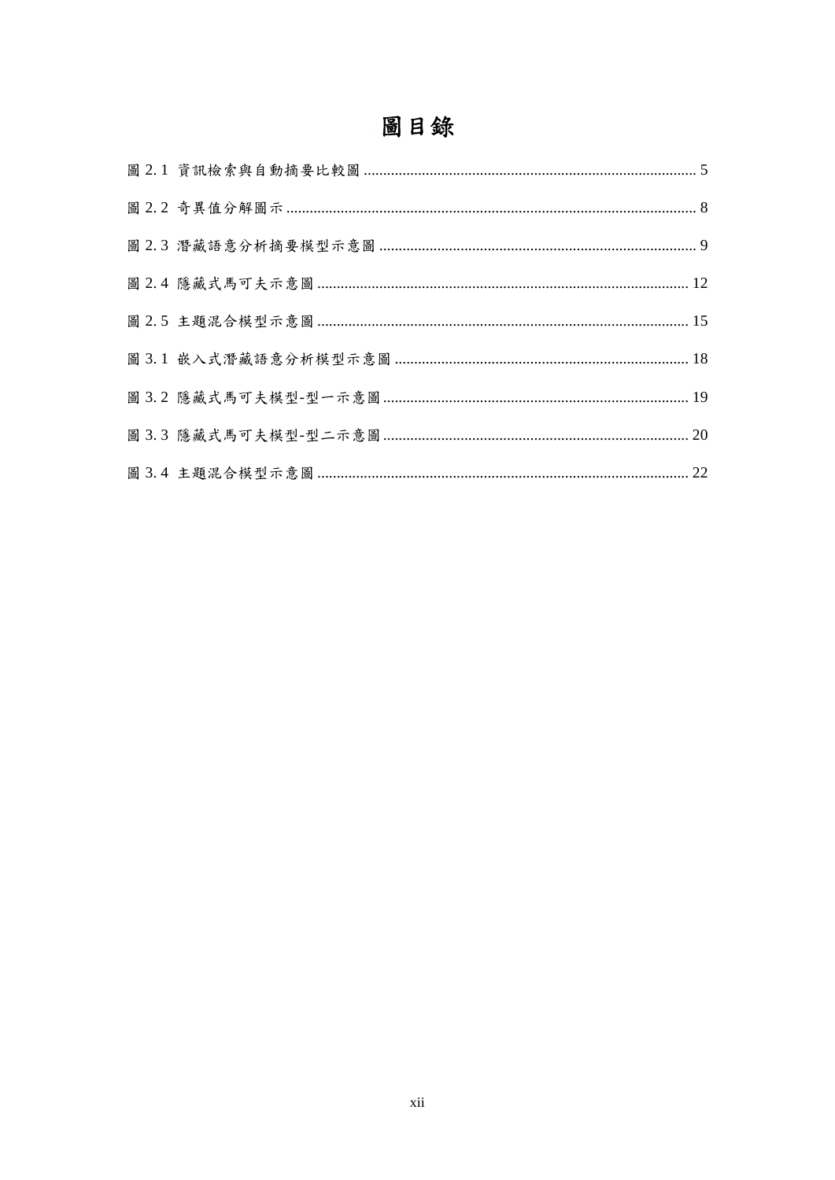# 圖目錄

圖 2. 1 資訊檢索與自動摘要比較圖 ..... 5

圖 2. 2 奇異值分解圖示 ..... 8

圖 2. 3 潛藏語意分析摘要模型示意圖 ..... 9

圖 2. 4 隱藏式馬可夫示意圖 ..... 12

圖 2. 5 主題混合模型示意圖 ..... 15

圖 3. 1 嵌入式潛藏語意分析模型示意圖 ..... 18

圖 3. 2 隱藏式馬可夫模型-型一示意圖 ..... 19

圖 3. 3 隱藏式馬可夫模型-型二示意圖 ..... 20

圖 3. 4 主題混合模型示意圖 ..... 22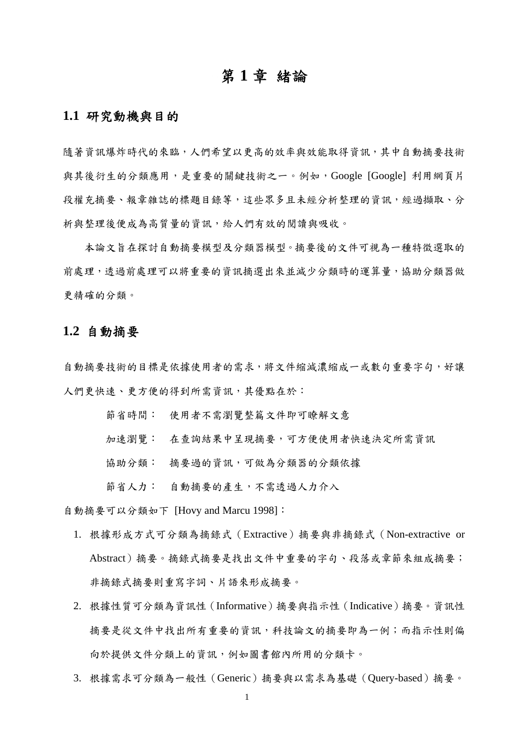# 第 1 章 緒論

## 1.1 研究動機與目的

隨著資訊爆炸時代的來臨，人們希望以更高的效率與效能取得資訊，其中自動摘要技術與其後衍生的分類應用，是重要的關鍵技術之一。例如，Google [Google] 利用網頁片段權充摘要、報章雜誌的標題目錄等，這些眾多且未經分析整理的資訊，經過擷取、分析與整理後便成為高質量的資訊，給人們有效的閱讀與吸收。

本論文旨在探討自動摘要模型及分類器模型。摘要後的文件可視為一種特徵選取的前處理，透過前處理可以將重要的資訊摘選出來並減少分類時的運算量，協助分類器做更精確的分類。

## 1.2 自動摘要

自動摘要技術的目標是依據使用者的需求，將文件縮減濃縮成一或數句重要字句，好讓人們更快速、更方便的得到所需資訊，其優點在於：

節省時間： 使用者不需瀏覽整篇文件即可瞭解文意

加速瀏覽： 在查詢結果中呈現摘要，可方便使用者快速決定所需資訊

協助分類： 摘要過的資訊，可做為分類器的分類依據

節省人力： 自動摘要的產生，不需透過人力介入

自動摘要可以分類如下 [Hovy and Marcu 1998]：

1. 根據形成方式可分類為摘錄式（Extractive）摘要與非摘錄式（Non-extractive or Abstract）摘要。摘錄式摘要是找出文件中重要的字句、段落或章節來組成摘要；非摘錄式摘要則重寫字詞、片語來形成摘要。
2. 根據性質可分類為資訊性（Informative）摘要與指示性（Indicative）摘要。資訊性摘要是從文件中找出所有重要的資訊，科技論文的摘要即為一例；而指示性則偏向於提供文件分類上的資訊，例如圖書館內所用的分類卡。
3. 根據需求可分類為一般性（Generic）摘要與以需求為基礎（Query-based）摘要。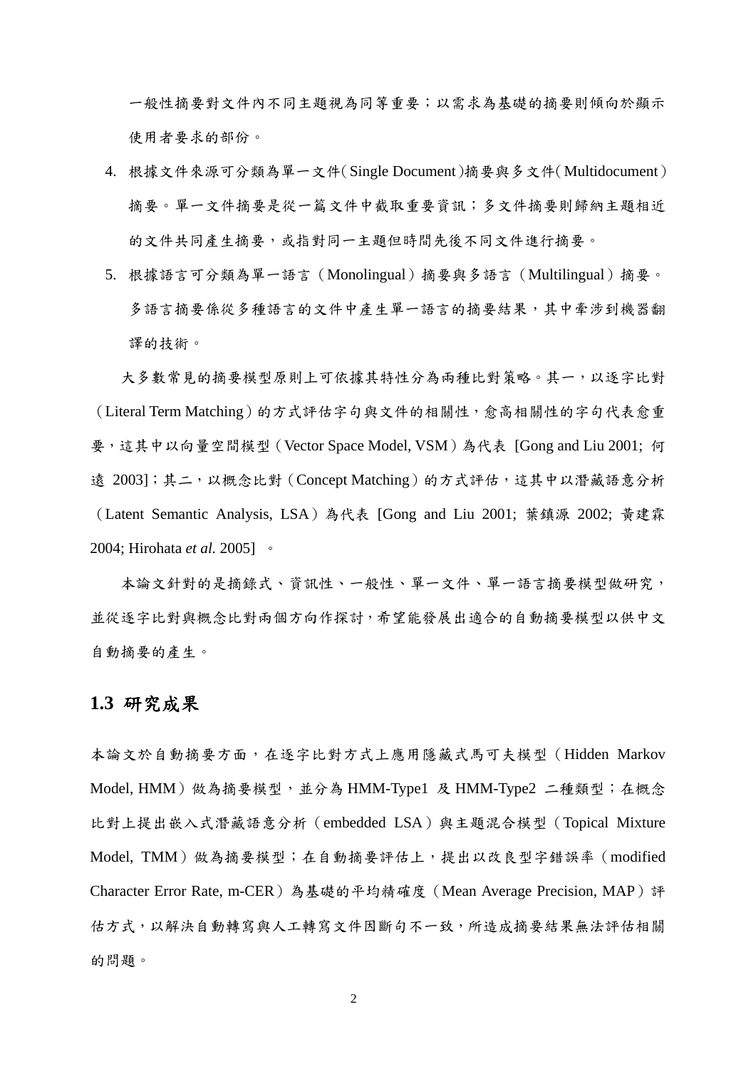一般性摘要對文件內不同主題視為同等重要；以需求為基礎的摘要則傾向於顯示使用者要求的部份。

4. 根據文件來源可分類為單一文件(Single Document)摘要與多文件(Multidocument)摘要。單一文件摘要是從一篇文件中截取重要資訊；多文件摘要則歸納主題相近的文件共同產生摘要，或指對同一主題但時間先後不同文件進行摘要。
5. 根據語言可分類為單一語言（Monolingual）摘要與多語言（Multilingual）摘要。多語言摘要係從多種語言的文件中產生單一語言的摘要結果，其中牽涉到機器翻譯的技術。

大多數常見的摘要模型原則上可依據其特性分為兩種比對策略。其一，以逐字比對（Literal Term Matching）的方式評估字句與文件的相關性，愈高相關性的字句代表愈重要，這其中以向量空間模型（Vector Space Model, VSM）為代表 [Gong and Liu 2001; 何遠 2003]；其二，以概念比對（Concept Matching）的方式評估，這其中以潛藏語意分析（Latent Semantic Analysis, LSA）為代表 [Gong and Liu 2001; 葉鎮源 2002; 黃建霖 2004; Hirohata *et al.* 2005] 。

本論文針對的是摘錄式、資訊性、一般性、單一文件、單一語言摘要模型做研究，並從逐字比對與概念比對兩個方向作探討，希望能發展出適合的自動摘要模型以供中文自動摘要的產生。

## 1.3 研究成果

本論文於自動摘要方面，在逐字比對方式上應用隱藏式馬可夫模型（Hidden Markov Model, HMM）做為摘要模型，並分為 HMM-Type1 及 HMM-Type2 二種類型；在概念比對上提出嵌入式潛藏語意分析（embedded LSA）與主題混合模型（Topical Mixture Model, TMM）做為摘要模型；在自動摘要評估上，提出以改良型字錯誤率（modified Character Error Rate, m-CER）為基礎的平均精確度（Mean Average Precision, MAP）評估方式，以解決自動轉寫與人工轉寫文件因斷句不一致，所造成摘要結果無法評估相關的問題。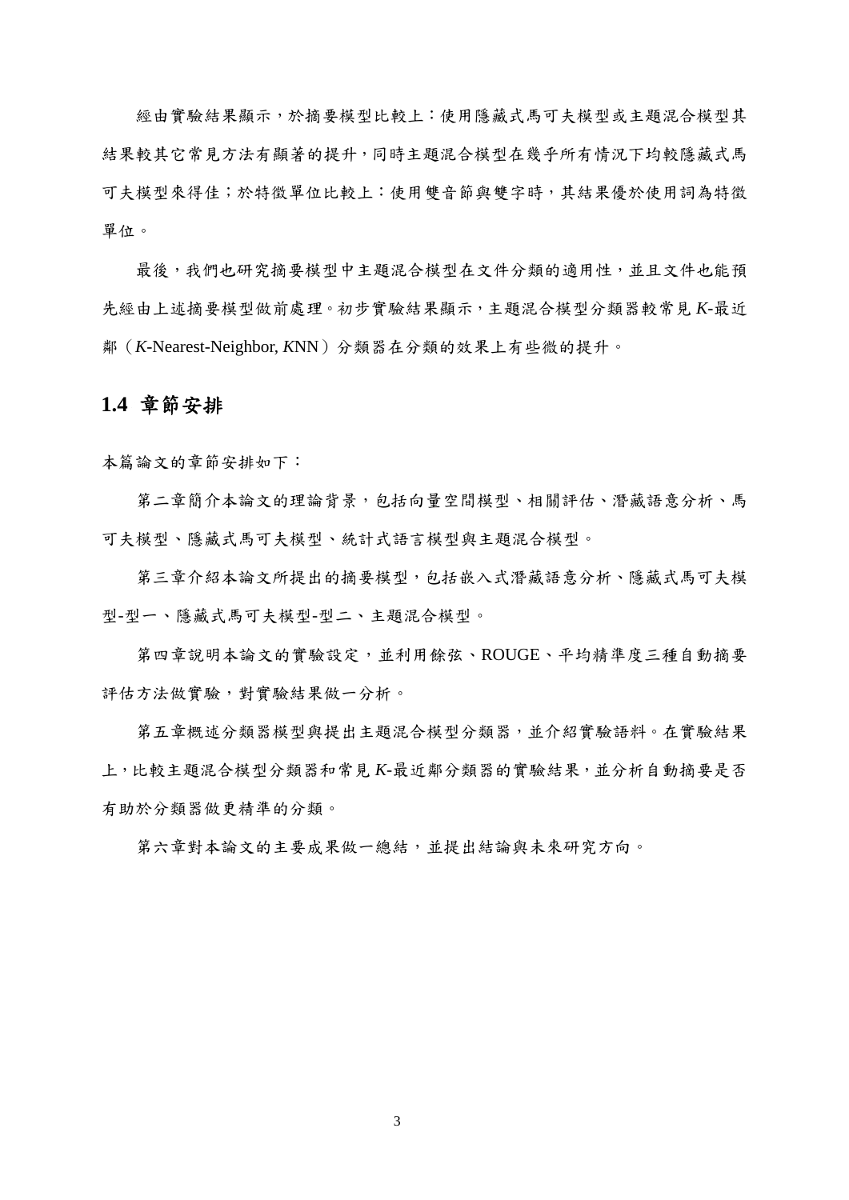經由實驗結果顯示，於摘要模型比較上：使用隱藏式馬可夫模型或主題混合模型其結果較其它常見方法有顯著的提升，同時主題混合模型在幾乎所有情況下均較隱藏式馬可夫模型來得佳；於特徵單位比較上：使用雙音節與雙字時，其結果優於使用詞為特徵單位。

最後，我們也研究摘要模型中主題混合模型在文件分類的適用性，並且文件也能預先經由上述摘要模型做前處理。初步實驗結果顯示，主題混合模型分類器較常見 *K*-最近鄰（*K*-Nearest-Neighbor, *K*NN）分類器在分類的效果上有些微的提升。

## 1.4 章節安排

本篇論文的章節安排如下：

第二章簡介本論文的理論背景，包括向量空間模型、相關評估、潛藏語意分析、馬可夫模型、隱藏式馬可夫模型、統計式語言模型與主題混合模型。

第三章介紹本論文所提出的摘要模型，包括嵌入式潛藏語意分析、隱藏式馬可夫模型-型一、隱藏式馬可夫模型-型二、主題混合模型。

第四章說明本論文的實驗設定，並利用餘弦、ROUGE、平均精準度三種自動摘要評估方法做實驗，對實驗結果做一分析。

第五章概述分類器模型與提出主題混合模型分類器，並介紹實驗語料。在實驗結果上，比較主題混合模型分類器和常見 *K*-最近鄰分類器的實驗結果，並分析自動摘要是否有助於分類器做更精準的分類。

第六章對本論文的主要成果做一總結，並提出結論與未來研究方向。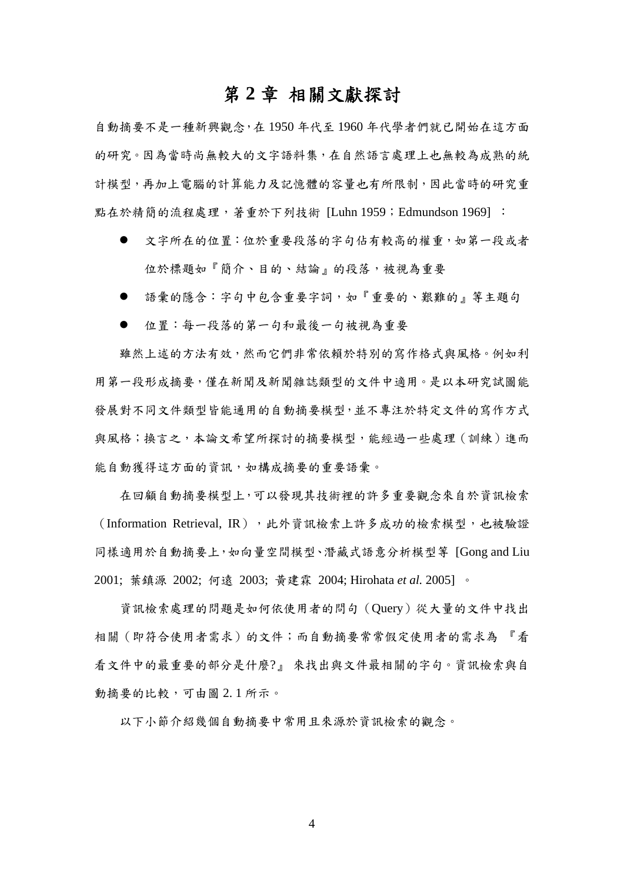# 第 2 章 相關文獻探討

自動摘要不是一種新興觀念，在 1950 年代至 1960 年代學者們就已開始在這方面的研究。因為當時尚無較大的文字語料集，在自然語言處理上也無較為成熟的統計模型，再加上電腦的計算能力及記憶體的容量也有所限制，因此當時的研究重點在於精簡的流程處理，著重於下列技術 [Luhn 1959；Edmundson 1969] ：

- 文字所在的位置：位於重要段落的字句佔有較高的權重，如第一段或者位於標題如『簡介、目的、結論』的段落，被視為重要
- 語彙的隱含：字句中包含重要字詞，如『重要的、艱難的』等主題句
- 位置：每一段落的第一句和最後一句被視為重要

雖然上述的方法有效，然而它們非常依賴於特別的寫作格式與風格。例如利用第一段形成摘要，僅在新聞及新聞雜誌類型的文件中適用。是以本研究試圖能發展對不同文件類型皆能通用的自動摘要模型，並不專注於特定文件的寫作方式與風格；換言之，本論文希望所探討的摘要模型，能經過一些處理（訓練）進而能自動獲得這方面的資訊，如構成摘要的重要語彙。

在回顧自動摘要模型上，可以發現其技術裡的許多重要觀念來自於資訊檢索（Information Retrieval, IR），此外資訊檢索上許多成功的檢索模型，也被驗證同樣適用於自動摘要上，如向量空間模型、潛藏式語意分析模型等 [Gong and Liu 2001; 葉鎮源 2002; 何遠 2003; 黃建霖 2004; Hirohata *et al.* 2005] 。

資訊檢索處理的問題是如何依使用者的問句（Query）從大量的文件中找出相關（即符合使用者需求）的文件；而自動摘要常常假定使用者的需求為『看看文件中的最重要的部分是什麼?』來找出與文件最相關的字句。資訊檢索與自動摘要的比較，可由圖 2. 1 所示。

以下小節介紹幾個自動摘要中常用且來源於資訊檢索的觀念。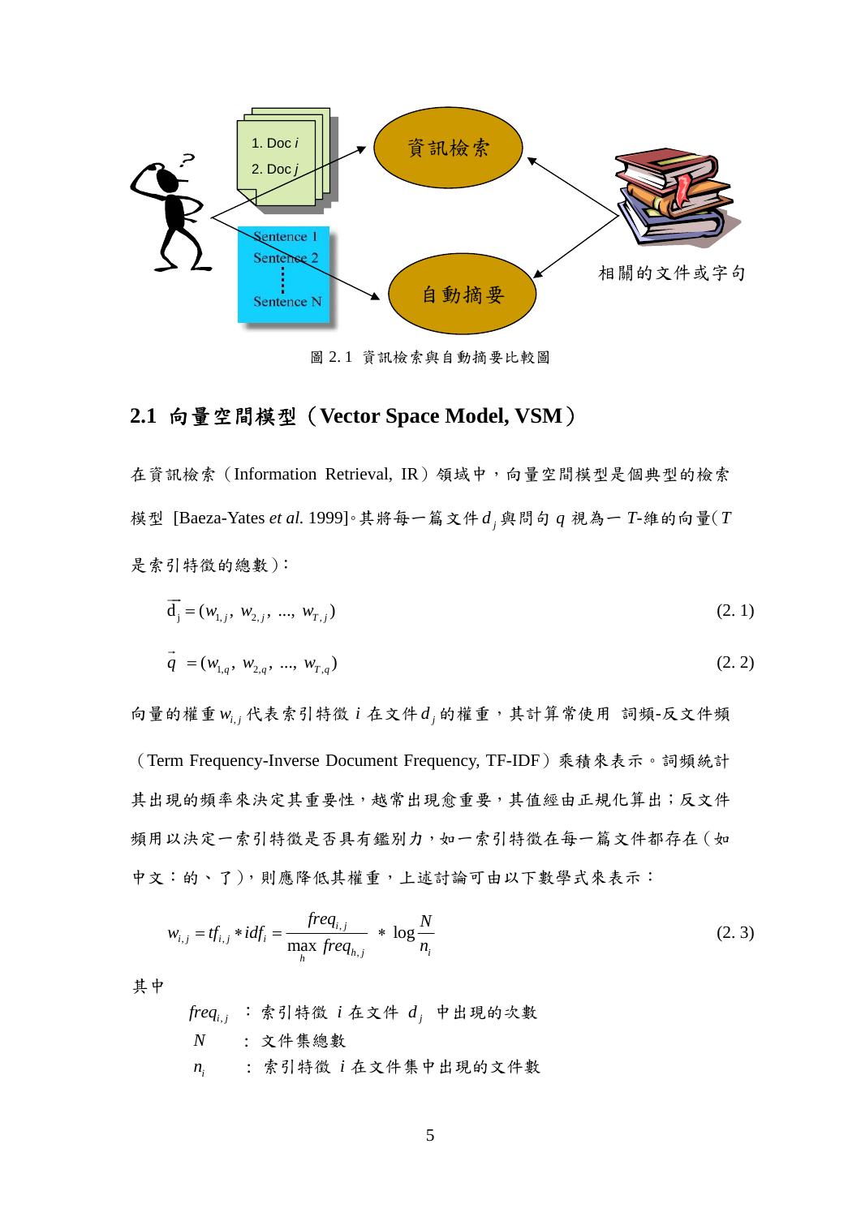圖 2. 1 資訊檢索與自動摘要比較圖

## 2.1 向量空間模型（Vector Space Model, VSM）

在資訊檢索（Information Retrieval, IR）領域中，向量空間模型是個典型的檢索模型 [Baeza-Yates *et al.* 1999]。其將每一篇文件 $d_j$ 與問句 $q$ 視為一 $T$-維的向量（$T$ 是索引特徵的總數）：

$$\vec{d_j} = (w_{1,j}, w_{2,j}, \ldots, w_{T,j}) \tag{2. 1}$$

$$\vec{q} = (w_{1,q}, w_{2,q}, \ldots, w_{T,q}) \tag{2. 2}$$

向量的權重 $w_{i,j}$ 代表索引特徵 $i$ 在文件 $d_j$ 的權重，其計算常使用 詞頻-反文件頻（Term Frequency-Inverse Document Frequency, TF-IDF）乘積來表示。詞頻統計其出現的頻率來決定其重要性，越常出現愈重要，其值經由正規化算出；反文件頻用以決定一索引特徵是否具有鑑別力，如一索引特徵在每一篇文件都存在（如中文：的、了），則應降低其權重，上述討論可由以下數學式來表示：

$$w_{i,j} = tf_{i,j} * idf_i = \frac{freq_{i,j}}{\max_h freq_{h,j}} * \log\frac{N}{n_i} \tag{2. 3}$$

其中

$freq_{i,j}$ ：索引特徵 $i$ 在文件 $d_j$ 中出現的次數

$N$ ：文件集總數

$n_i$ ：索引特徵 $i$ 在文件集中出現的文件數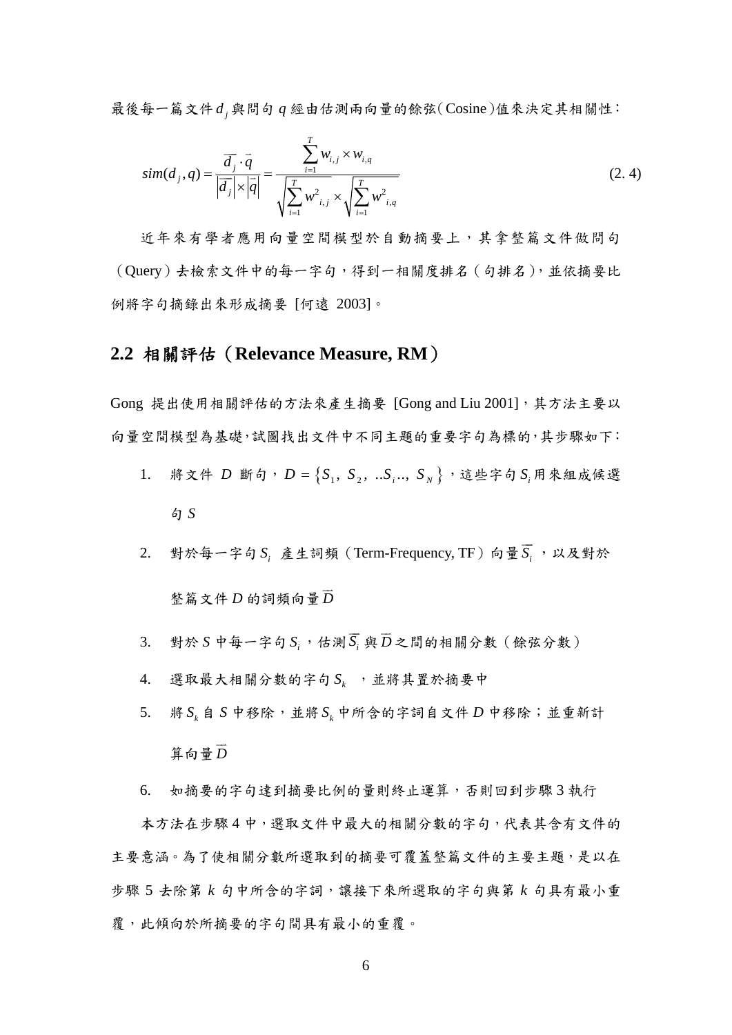最後每一篇文件 $d_j$ 與問句 $q$ 經由估測兩向量的餘弦（Cosine）值來決定其相關性：

$$sim(d_j, q) = \frac{\overrightarrow{d_j} \cdot \vec{q}}{\left|\overrightarrow{d_j}\right| \times \left|\vec{q}\right|} = \frac{\sum_{i=1}^{T} w_{i,j} \times w_{i,q}}{\sqrt{\sum_{i=1}^{T} w^2_{i,j}} \times \sqrt{\sum_{i=1}^{T} w^2_{i,q}}} \tag{2. 4}$$

近年來有學者應用向量空間模型於自動摘要上，其拿整篇文件做問句（Query）去檢索文件中的每一字句，得到一相關度排名（句排名），並依摘要比例將字句摘錄出來形成摘要 [何遠 2003]。

## 2.2 相關評估（Relevance Measure, RM）

Gong 提出使用相關評估的方法來產生摘要 [Gong and Liu 2001]，其方法主要以向量空間模型為基礎，試圖找出文件中不同主題的重要字句為標的，其步驟如下：

1. 將文件 $D$ 斷句，$D = \{S_1, S_2, ..S_i.., S_N\}$，這些字句 $S_i$ 用來組成候選句 $S$
2. 對於每一字句 $S_i$ 產生詞頻（Term-Frequency, TF）向量 $\overline{S_i}$，以及對於整篇文件 $D$ 的詞頻向量 $\overline{D}$
3. 對於 $S$ 中每一字句 $S_i$，估測 $\overline{S_i}$ 與 $\overline{D}$ 之間的相關分數（餘弦分數）
4. 選取最大相關分數的字句 $S_k$，並將其置於摘要中
5. 將 $S_k$ 自 $S$ 中移除，並將 $S_k$ 中所含的字詞自文件 $D$ 中移除；並重新計算向量 $\overline{D}$
6. 如摘要的字句達到摘要比例的量則終止運算，否則回到步驟 3 執行

本方法在步驟 4 中，選取文件中最大的相關分數的字句，代表其含有文件的主要意涵。為了使相關分數所選取到的摘要可覆蓋整篇文件的主要主題，是以在步驟 5 去除第 $k$ 句中所含的字詞，讓接下來所選取的字句與第 $k$ 句具有最小重覆，此傾向於所摘要的字句間具有最小的重覆。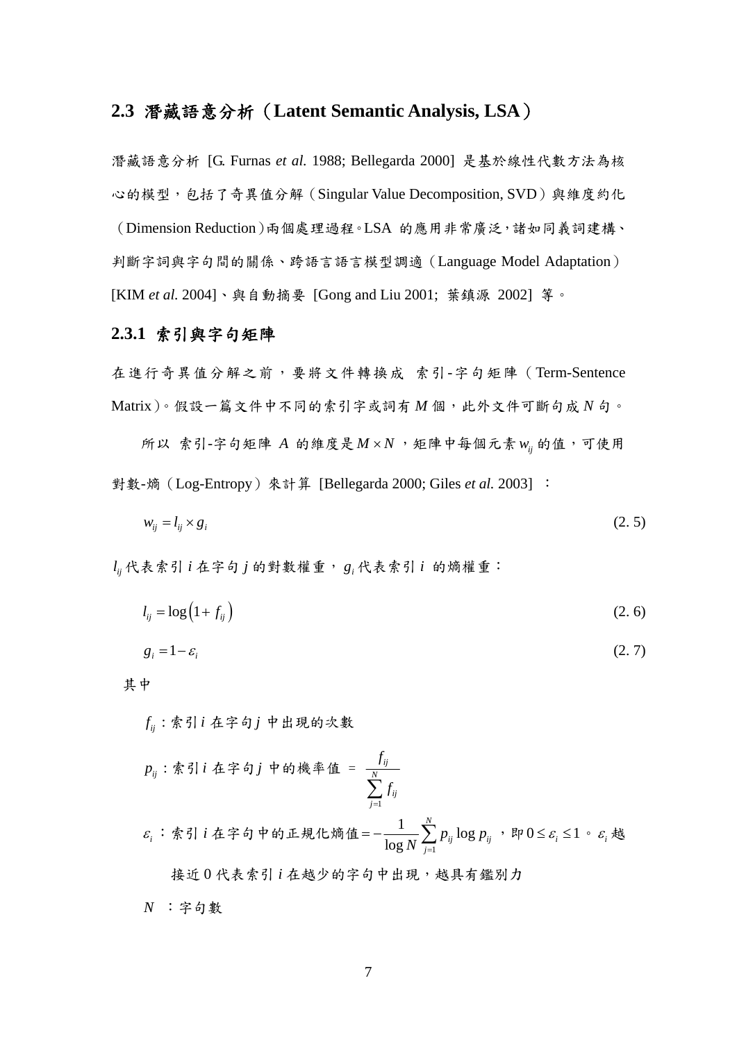## 2.3 潛藏語意分析（Latent Semantic Analysis, LSA）

潛藏語意分析 [G. Furnas *et al.* 1988; Bellegarda 2000] 是基於線性代數方法為核心的模型，包括了奇異值分解（Singular Value Decomposition, SVD）與維度約化（Dimension Reduction）兩個處理過程。LSA 的應用非常廣泛，諸如同義詞建構、判斷字詞與字句間的關係、跨語言語言模型調適（Language Model Adaptation）[KIM *et al.* 2004]、與自動摘要 [Gong and Liu 2001; 葉鎮源 2002] 等。

### 2.3.1 索引與字句矩陣

在進行奇異值分解之前，要將文件轉換成 索引-字句矩陣（Term-Sentence Matrix）。假設一篇文件中不同的索引字或詞有 $M$ 個，此外文件可斷句成 $N$ 句。

所以 索引-字句矩陣 $A$ 的維度是 $M \times N$，矩陣中每個元素 $w_{ij}$ 的值，可使用對數-熵（Log-Entropy）來計算 [Bellegarda 2000; Giles *et al.* 2003] ：

$$w_{ij} = l_{ij} \times g_i \tag{2. 5}$$

$l_{ij}$ 代表索引 $i$ 在字句 $j$ 的對數權重，$g_i$ 代表索引 $i$ 的熵權重：

$$l_{ij} = \log\left(1 + f_{ij}\right) \tag{2. 6}$$

$$g_i = 1 - \varepsilon_i \tag{2. 7}$$

其中

$f_{ij}$：索引 $i$ 在字句 $j$ 中出現的次數

$p_{ij}$：索引 $i$ 在字句 $j$ 中的機率值 = $\dfrac{f_{ij}}{\sum_{j=1}^{N} f_{ij}}$

$\varepsilon_i$ ：索引 $i$ 在字句中的正規化熵值 $= -\dfrac{1}{\log N}\sum_{j=1}^{N} p_{ij}\log p_{ij}$ ，即 $0 \le \varepsilon_i \le 1$。$\varepsilon_i$ 越接近 0 代表索引 $i$ 在越少的字句中出現，越具有鑑別力

$N$ ：字句數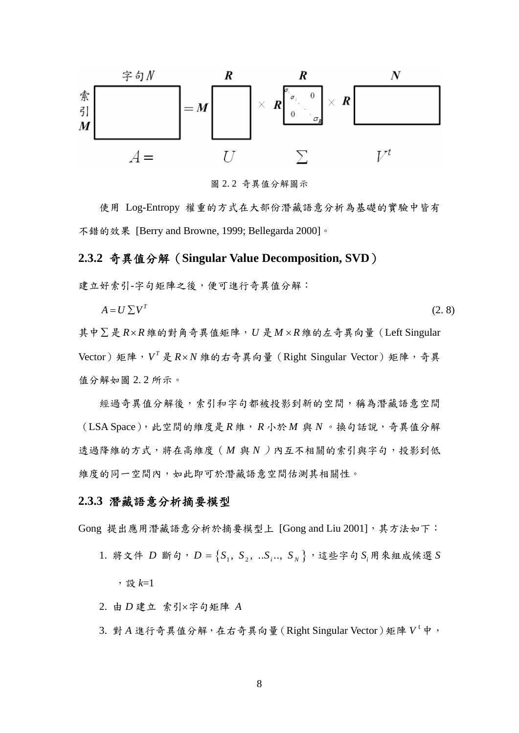圖 2. 2 奇異值分解圖示

使用 Log-Entropy 權重的方式在大部份潛藏語意分析為基礎的實驗中皆有不錯的效果 [Berry and Browne, 1999; Bellegarda 2000]。

### 2.3.2 奇異值分解（Singular Value Decomposition, SVD）

建立好索引-字句矩陣之後，便可進行奇異值分解：

$$A = U\sum V^T \tag{2. 8}$$

其中 $\sum$ 是 $R\times R$ 維的對角奇異值矩陣，$U$ 是 $M\times R$ 維的左奇異向量（Left Singular Vector）矩陣，$V^T$ 是 $R\times N$ 維的右奇異向量（Right Singular Vector）矩陣，奇異值分解如圖 2. 2 所示。

經過奇異值分解後，索引和字句都被投影到新的空間，稱為潛藏語意空間（LSA Space），此空間的維度是 $R$ 維，$R$ 小於 $M$ 與 $N$。換句話說，奇異值分解透過降維的方式，將在高維度（$M$ 與 $N$）內互不相關的索引與字句，投影到低維度的同一空間內，如此即可於潛藏語意空間估測其相關性。

### 2.3.3 潛藏語意分析摘要模型

Gong 提出應用潛藏語意分析於摘要模型上 [Gong and Liu 2001]，其方法如下：

1. 將文件 $D$ 斷句，$D = \{S_1, S_2, ..S_i.., S_N\}$，這些字句 $S_i$ 用來組成候選 $S$，設 $k$=1
2. 由 $D$ 建立 索引×字句矩陣 $A$
3. 對 $A$ 進行奇異值分解，在右奇異向量（Right Singular Vector）矩陣 $V^t$ 中，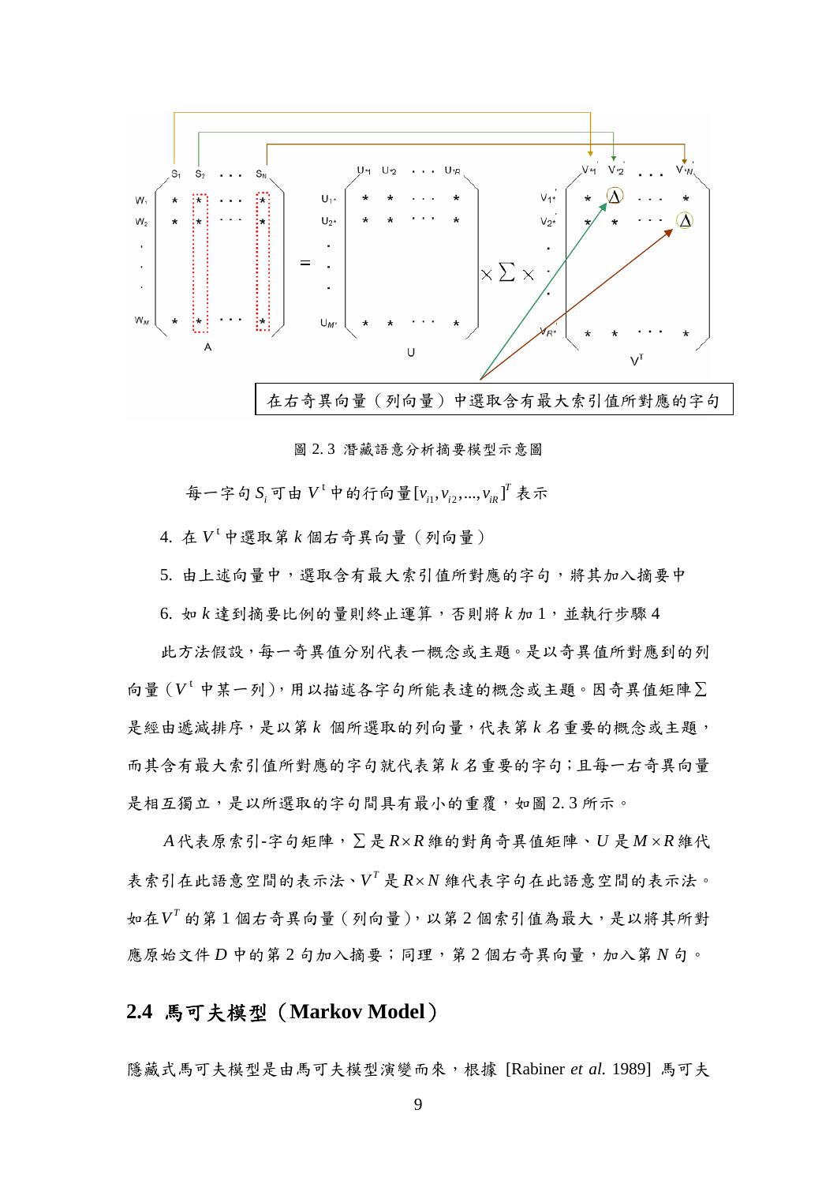在右奇異向量（列向量）中選取含有最大索引值所對應的字句

圖 2.3 潛藏語意分析摘要模型示意圖

每一字句 $S_i$ 可由 $V^t$ 中的行向量 $[v_{i1}, v_{i2}, ..., v_{iR}]^T$ 表示

4. 在 $V^t$ 中選取第 $k$ 個右奇異向量（列向量）
5. 由上述向量中，選取含有最大索引值所對應的字句，將其加入摘要中
6. 如 $k$ 達到摘要比例的量則終止運算，否則將 $k$ 加 1，並執行步驟 4

此方法假設，每一奇異值分別代表一概念或主題。是以奇異值所對應到的列向量（$V^t$ 中某一列），用以描述各字句所能表達的概念或主題。因奇異值矩陣 $\Sigma$ 是經由遞減排序，是以第 $k$ 個所選取的列向量，代表第 $k$ 名重要的概念或主題，而其含有最大索引值所對應的字句就代表第 $k$ 名重要的字句；且每一右奇異向量是相互獨立，是以所選取的字句間具有最小的重覆，如圖 2.3 所示。

$A$ 代表原索引-字句矩陣，$\Sigma$ 是 $R \times R$ 維的對角奇異值矩陣、$U$ 是 $M \times R$ 維代表索引在此語意空間的表示法、$V^T$ 是 $R \times N$ 維代表字句在此語意空間的表示法。如在 $V^T$ 的第 1 個右奇異向量（列向量），以第 2 個索引值為最大，是以將其所對應原始文件 $D$ 中的第 2 句加入摘要；同理，第 2 個右奇異向量，加入第 $N$ 句。

## 2.4 馬可夫模型（Markov Model）

隱藏式馬可夫模型是由馬可夫模型演變而來，根據 [Rabiner *et al.* 1989] 馬可夫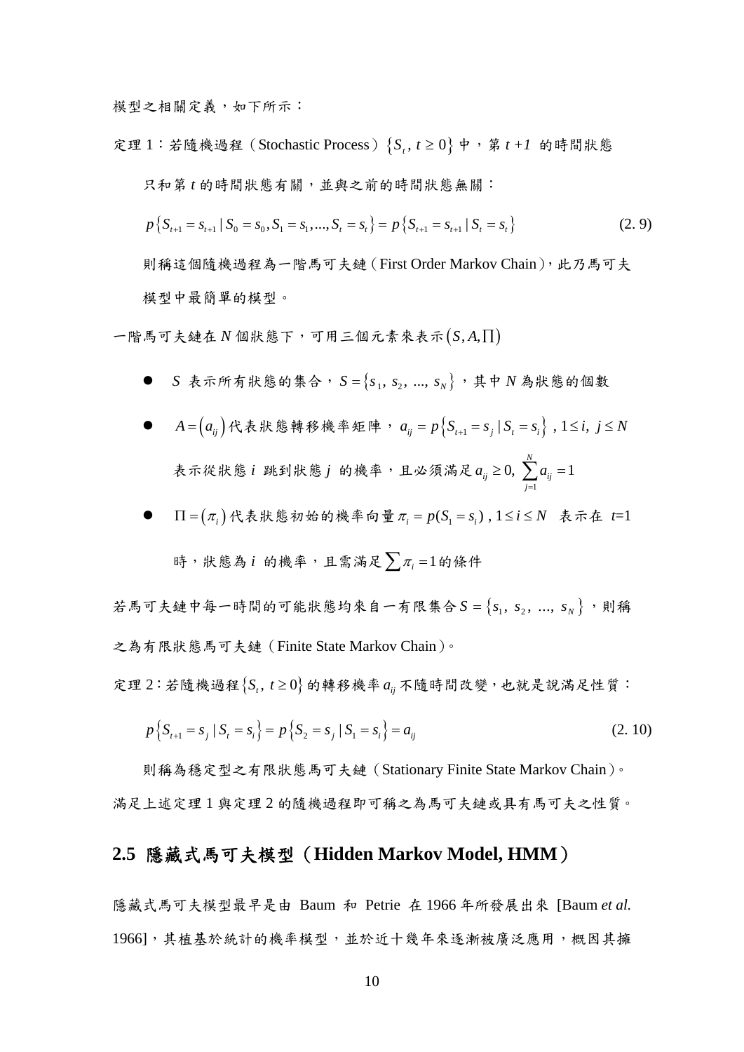模型之相關定義，如下所示：

定理 1：若隨機過程（Stochastic Process）$\{S_t,\, t \ge 0\}$ 中，第 $t+1$ 的時間狀態只和第 $t$ 的時間狀態有關，並與之前的時間狀態無關：

$$p\{S_{t+1}=s_{t+1} \mid S_0=s_0, S_1=s_1, ..., S_t=s_t\} = p\{S_{t+1}=s_{t+1} \mid S_t=s_t\} \tag{2. 9}$$

則稱這個隨機過程為一階馬可夫鏈（First Order Markov Chain），此乃馬可夫模型中最簡單的模型。

一階馬可夫鏈在 $N$ 個狀態下，可用三個元素來表示 $(S, A, \Pi)$

- $S$ 表示所有狀態的集合，$S=\{s_1,\, s_2,\, ...,\, s_N\}$，其中 $N$ 為狀態的個數
- $A=(a_{ij})$ 代表狀態轉移機率矩陣，$a_{ij}=p\{S_{t+1}=s_j \mid S_t=s_i\}$ , $1 \le i,\ j \le N$ 表示從狀態 $i$ 跳到狀態 $j$ 的機率，且必須滿足 $a_{ij} \ge 0,\ \sum_{j=1}^{N} a_{ij} = 1$
- $\Pi=(\pi_i)$ 代表狀態初始的機率向量 $\pi_i = p(S_1=s_i)$ , $1 \le i \le N$ 表示在 $t$=1 時，狀態為 $i$ 的機率，且需滿足 $\sum \pi_i = 1$ 的條件

若馬可夫鏈中每一時間的可能狀態均來自一有限集合 $S=\{s_1,\, s_2,\, ...,\, s_N\}$，則稱之為有限狀態馬可夫鏈（Finite State Markov Chain）。

定理 2：若隨機過程 $\{S_t,\, t \ge 0\}$ 的轉移機率 $a_{ij}$ 不隨時間改變，也就是說滿足性質：

$$p\{S_{t+1}=s_j \mid S_t=s_i\} = p\{S_2=s_j \mid S_1=s_i\} = a_{ij} \tag{2. 10}$$

則稱為穩定型之有限狀態馬可夫鏈（Stationary Finite State Markov Chain）。

滿足上述定理 1 與定理 2 的隨機過程即可稱之為馬可夫鏈或具有馬可夫之性質。

## 2.5 隱藏式馬可夫模型（Hidden Markov Model, HMM）

隱藏式馬可夫模型最早是由 Baum 和 Petrie 在 1966 年所發展出來 [Baum *et al.* 1966]，其植基於統計的機率模型，並於近十幾年來逐漸被廣泛應用，概因其擁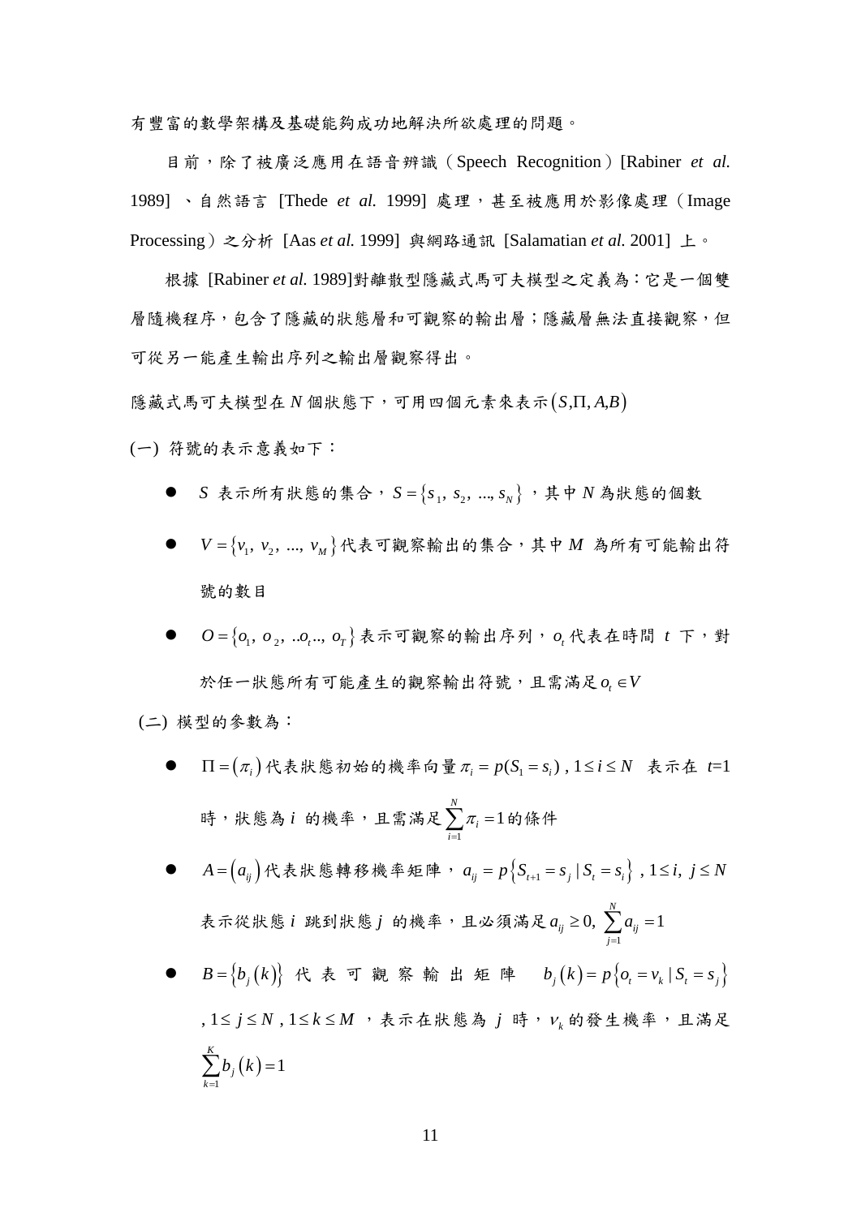有豐富的數學架構及基礎能夠成功地解決所欲處理的問題。

目前，除了被廣泛應用在語音辨識（Speech Recognition）[Rabiner *et al.* 1989]、自然語言 [Thede *et al.* 1999] 處理，甚至被應用於影像處理（Image Processing）之分析 [Aas *et al.* 1999] 與網路通訊 [Salamatian *et al.* 2001] 上。

根據 [Rabiner *et al.* 1989]對離散型隱藏式馬可夫模型之定義為：它是一個雙層隨機程序，包含了隱藏的狀態層和可觀察的輸出層；隱藏層無法直接觀察，但可從另一能產生輸出序列之輸出層觀察得出。

隱藏式馬可夫模型在 $N$ 個狀態下，可用四個元素來表示$(S, \Pi, A, B)$

(一) 符號的表示意義如下：

- $S$ 表示所有狀態的集合，$S = \{s_1, s_2, ..., s_N\}$，其中 $N$ 為狀態的個數
- $V = \{v_1, v_2, ..., v_M\}$代表可觀察輸出的集合，其中 $M$ 為所有可能輸出符號的數目
- $O = \{o_1, o_2, ..o_t.., o_T\}$表示可觀察的輸出序列，$o_t$ 代表在時間 $t$ 下，對於任一狀態所有可能產生的觀察輸出符號，且需滿足 $o_t \in V$

(二) 模型的參數為：

- $\Pi = (\pi_i)$ 代表狀態初始的機率向量 $\pi_i = p(S_1 = s_i)$ , $1 \le i \le N$ 表示在 $t$=1 時，狀態為 $i$ 的機率，且需滿足 $\sum_{i=1}^{N} \pi_i = 1$ 的條件
- $A = (a_{ij})$ 代表狀態轉移機率矩陣，$a_{ij} = p\{S_{t+1} = s_j \mid S_t = s_i\}$ , $1 \le i, j \le N$ 表示從狀態 $i$ 跳到狀態 $j$ 的機率，且必須滿足 $a_{ij} \ge 0, \sum_{j=1}^{N} a_{ij} = 1$
- $B = \{b_j(k)\}$ 代表可觀察輸出矩陣 $b_j(k) = p\{o_t = v_k \mid S_t = s_j\}$ , $1 \le j \le N$ , $1 \le k \le M$ ，表示在狀態為 $j$ 時，$v_k$ 的發生機率，且滿足 $\sum_{k=1}^{K} b_j(k) = 1$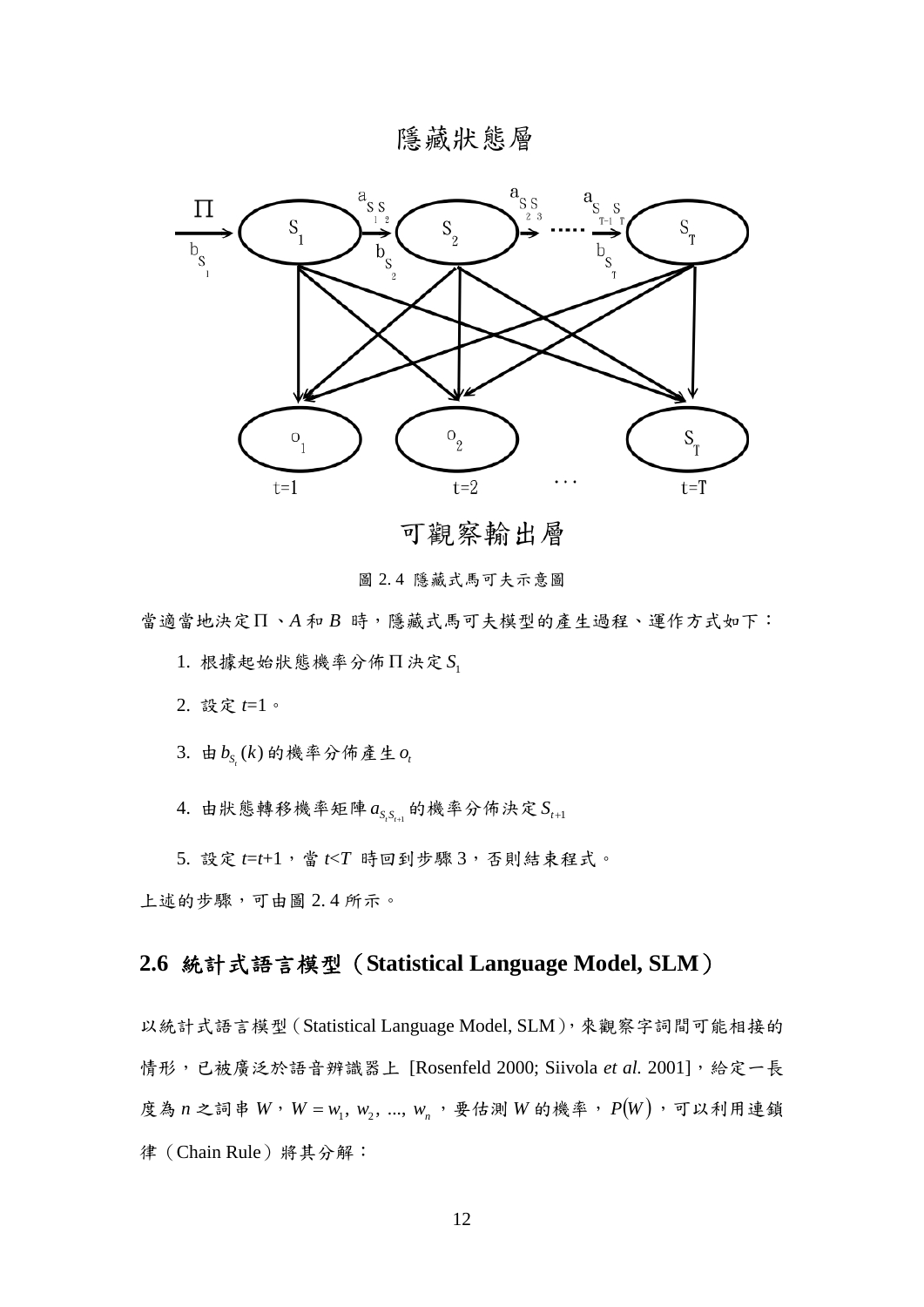隱藏狀態層

可觀察輸出層

圖 2. 4 隱藏式馬可夫示意圖

當適當地決定 Π 、$A$ 和 $B$ 時，隱藏式馬可夫模型的產生過程、運作方式如下：

1. 根據起始狀態機率分佈 Π 決定 $S_1$
2. 設定 $t$=1。
3. 由 $b_{S_t}(k)$ 的機率分佈產生 $o_t$
4. 由狀態轉移機率矩陣 $a_{S_t S_{t+1}}$ 的機率分佈決定 $S_{t+1}$
5. 設定 $t$=$t$+1，當 $t$<$T$ 時回到步驟 3，否則結束程式。

上述的步驟，可由圖 2. 4 所示。

## 2.6 統計式語言模型（Statistical Language Model, SLM）

以統計式語言模型（Statistical Language Model, SLM），來觀察字詞間可能相接的情形，已被廣泛於語音辨識器上 [Rosenfeld 2000; Siivola *et al.* 2001]，給定一長度為 $n$ 之詞串 $W$，$W = w_1, w_2, ..., w_n$ ，要估測 $W$ 的機率， $P(W)$ ，可以利用連鎖律（Chain Rule）將其分解：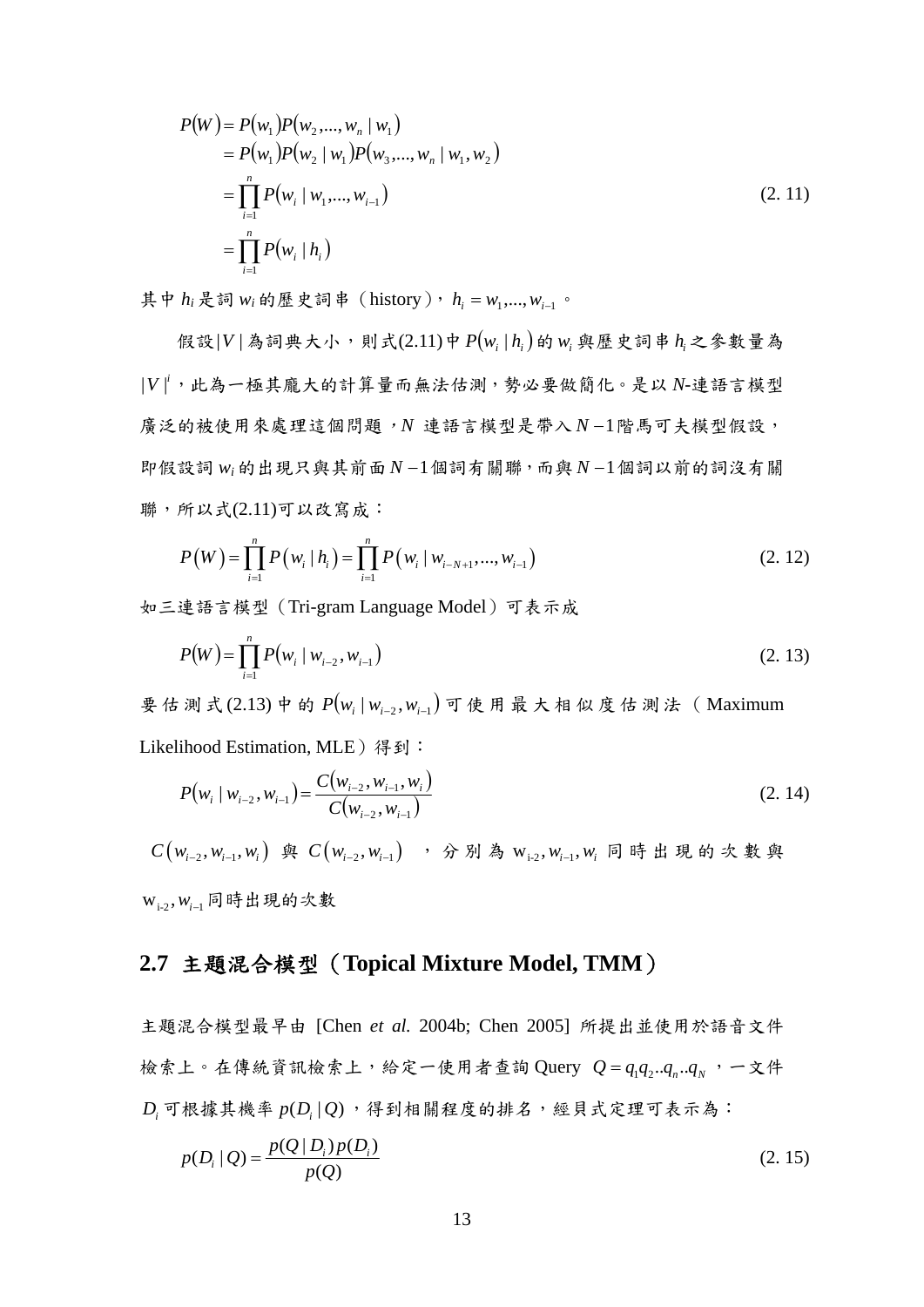$$
\begin{aligned}
P(W) &= P(w_1)P(w_2,...,w_n \mid w_1) \\
&= P(w_1)P(w_2 \mid w_1)P(w_3,...,w_n \mid w_1,w_2) \\
&= \prod_{i=1}^{n} P(w_i \mid w_1,...,w_{i-1}) \\
&= \prod_{i=1}^{n} P(w_i \mid h_i)
\end{aligned}
\tag{2.11}
$$

其中 $h_i$ 是詞 $w_i$ 的歷史詞串（history），$h_i = w_1,...,w_{i-1}$。

假設$|V|$為詞典大小，則式(2.11)中 $P(w_i \mid h_i)$ 的 $w_i$ 與歷史詞串 $h_i$ 之參數量為 $|V|^i$，此為一極其龐大的計算量而無法估測，勢必要做簡化。是以 *N*-連語言模型廣泛的被使用來處理這個問題，*N* 連語言模型是帶入 $N-1$ 階馬可夫模型假設，即假設詞 $w_i$ 的出現只與其前面 $N-1$ 個詞有關聯，而與 $N-1$ 個詞以前的詞沒有關聯，所以式(2.11)可以改寫成：

$$
P(W) = \prod_{i=1}^{n} P(w_i \mid h_i) = \prod_{i=1}^{n} P(w_i \mid w_{i-N+1},...,w_{i-1}) \tag{2.12}
$$

如三連語言模型（Tri-gram Language Model）可表示成

$$
P(W) = \prod_{i=1}^{n} P(w_i \mid w_{i-2},w_{i-1}) \tag{2.13}
$$

要估測式(2.13)中的 $P(w_i \mid w_{i-2},w_{i-1})$ 可使用最大相似度估測法（Maximum Likelihood Estimation, MLE）得到：

$$
P(w_i \mid w_{i-2},w_{i-1}) = \frac{C(w_{i-2},w_{i-1},w_i)}{C(w_{i-2},w_{i-1})} \tag{2.14}
$$

$C(w_{i-2},w_{i-1},w_i)$ 與 $C(w_{i-2},w_{i-1})$，分別為 $w_{i-2},w_{i-1},w_i$ 同時出現的次數與 $w_{i-2},w_{i-1}$ 同時出現的次數

## 2.7 主題混合模型（Topical Mixture Model, TMM）

主題混合模型最早由 [Chen *et al.* 2004b; Chen 2005] 所提出並使用於語音文件檢索上。在傳統資訊檢索上，給定一使用者查詢 Query $Q = q_1q_2..q_n..q_N$，一文件 $D_i$ 可根據其機率 $p(D_i \mid Q)$，得到相關程度的排名，經貝式定理可表示為：

$$
p(D_i \mid Q) = \frac{p(Q \mid D_i)p(D_i)}{p(Q)} \tag{2.15}
$$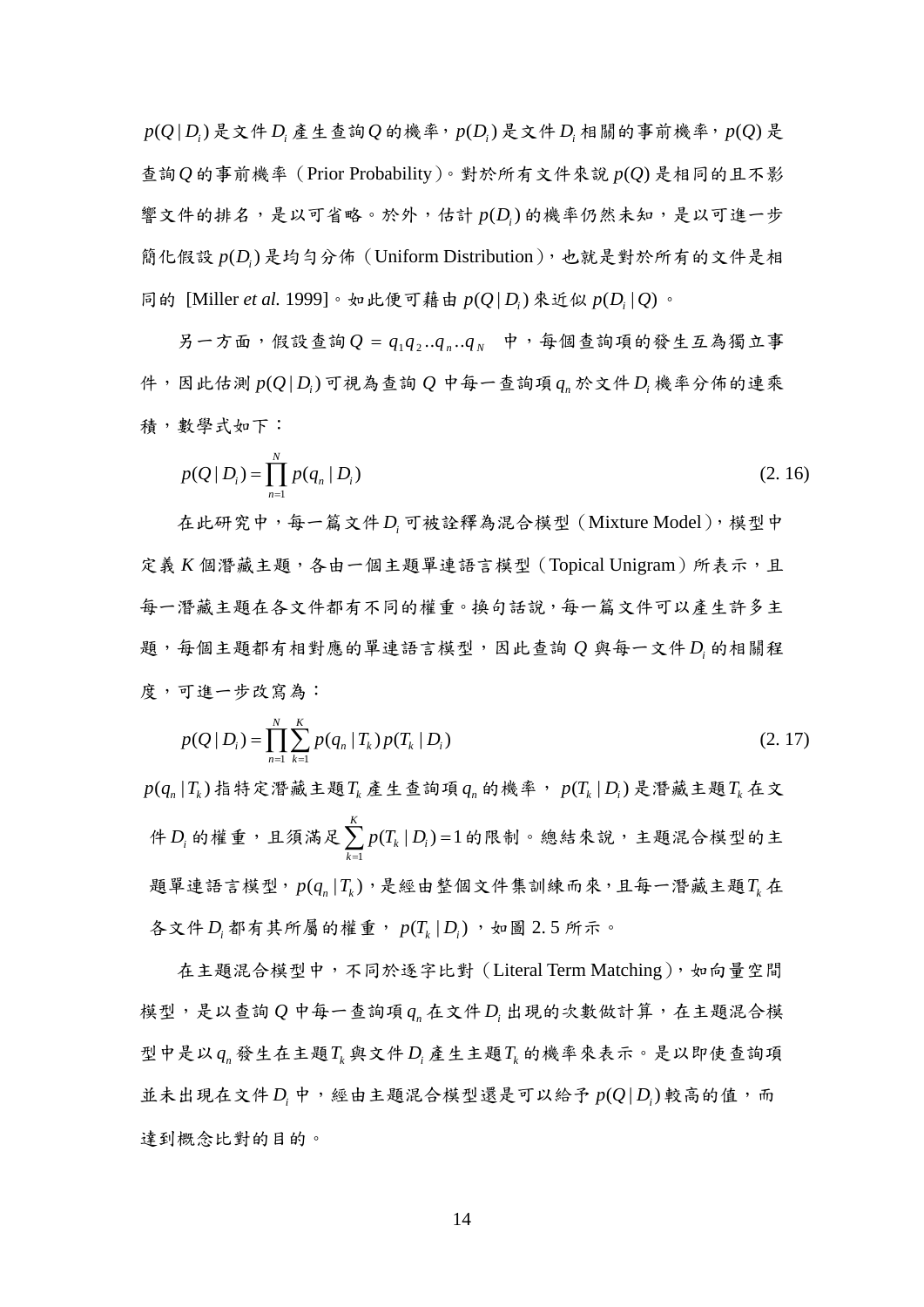$p(Q|D_i)$ 是文件 $D_i$ 產生查詢 $Q$ 的機率，$p(D_i)$ 是文件 $D_i$ 相關的事前機率，$p(Q)$ 是查詢 $Q$ 的事前機率（Prior Probability）。對於所有文件來說 $p(Q)$ 是相同的且不影響文件的排名，是以可省略。於外，估計 $p(D_i)$ 的機率仍然未知，是以可進一步簡化假設 $p(D_i)$ 是均勻分佈（Uniform Distribution），也就是對於所有的文件是相同的 [Miller *et al.* 1999]。如此便可藉由 $p(Q|D_i)$ 來近似 $p(D_i|Q)$ 。

另一方面，假設查詢 $Q = q_1 q_2 ..q_n ..q_N$ 中，每個查詢項的發生互為獨立事件，因此估測 $p(Q|D_i)$ 可視為查詢 $Q$ 中每一查詢項 $q_n$ 於文件 $D_i$ 機率分佈的連乘積，數學式如下：

$$p(Q|D_i) = \prod_{n=1}^{N} p(q_n|D_i) \tag{2. 16}$$

在此研究中，每一篇文件 $D_i$ 可被詮釋為混合模型（Mixture Model），模型中定義 $K$ 個潛藏主題，各由一個主題單連語言模型（Topical Unigram）所表示，且每一潛藏主題在各文件都有不同的權重。換句話說，每一篇文件可以產生許多主題，每個主題都有相對應的單連語言模型，因此查詢 $Q$ 與每一文件 $D_i$ 的相關程度，可進一步改寫為：

$$p(Q|D_i) = \prod_{n=1}^{N} \sum_{k=1}^{K} p(q_n|T_k) p(T_k|D_i) \tag{2. 17}$$

$p(q_n|T_k)$ 指特定潛藏主題 $T_k$ 產生查詢項 $q_n$ 的機率， $p(T_k|D_i)$ 是潛藏主題 $T_k$ 在文件 $D_i$ 的權重，且須滿足 $\sum_{k=1}^{K} p(T_k|D_i) = 1$ 的限制。總結來說，主題混合模型的主題單連語言模型，$p(q_n|T_k)$，是經由整個文件集訓練而來，且每一潛藏主題 $T_k$ 在各文件 $D_i$ 都有其所屬的權重， $p(T_k|D_i)$ ，如圖 2. 5 所示。

在主題混合模型中，不同於逐字比對（Literal Term Matching），如向量空間模型，是以查詢 $Q$ 中每一查詢項 $q_n$ 在文件 $D_i$ 出現的次數做計算，在主題混合模型中是以 $q_n$ 發生在主題 $T_k$ 與文件 $D_i$ 產生主題 $T_k$ 的機率來表示。是以即使查詢項並未出現在文件 $D_i$ 中，經由主題混合模型還是可以給予 $p(Q|D_i)$ 較高的值，而達到概念比對的目的。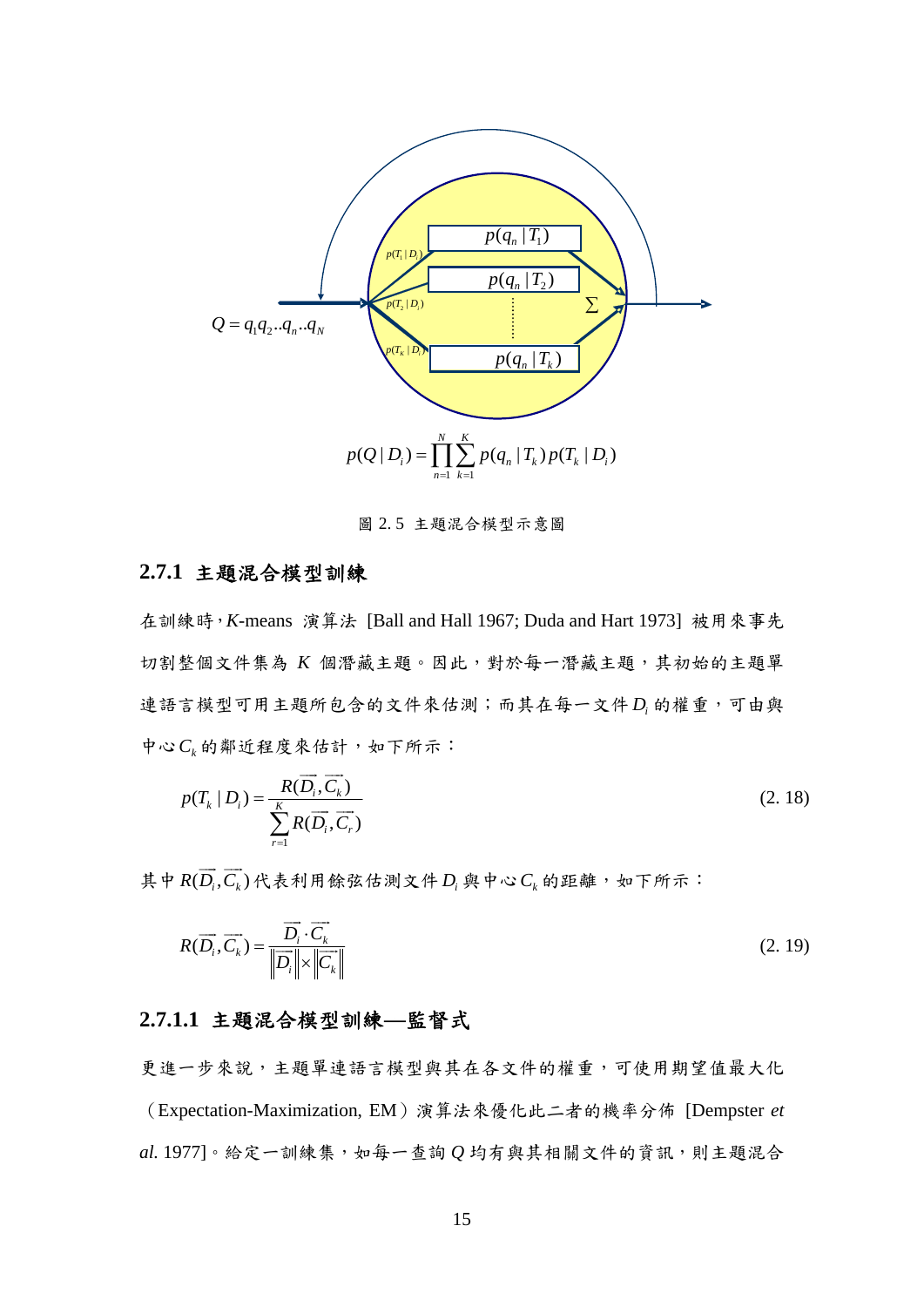$Q = q_1 q_2 .. q_n .. q_N$

$p(q_n | T_1)$

$p(q_n | T_2)$

$p(q_n | T_k)$

$p(T_1 | D_i)$ $p(T_2 | D_i)$ $p(T_k | D_i)$ $\sum$

$$p(Q | D_i) = \prod_{n=1}^{N} \sum_{k=1}^{K} p(q_n | T_k) p(T_k | D_i)$$

圖 2. 5 主題混合模型示意圖

### 2.7.1 主題混合模型訓練

在訓練時，*K*-means 演算法 [Ball and Hall 1967; Duda and Hart 1973] 被用來事先切割整個文件集為 $K$ 個潛藏主題。因此，對於每一潛藏主題，其初始的主題單連語言模型可用主題所包含的文件來估測；而其在每一文件 $D_i$ 的權重，可由與中心 $C_k$ 的鄰近程度來估計，如下所示：

$$p(T_k | D_i) = \frac{R(\overrightarrow{D_i}, \overrightarrow{C_k})}{\sum_{r=1}^{K} R(\overrightarrow{D_i}, \overrightarrow{C_r})} \tag{2. 18}$$

其中 $R(\overrightarrow{D_i}, \overrightarrow{C_k})$ 代表利用餘弦估測文件 $D_i$ 與中心 $C_k$ 的距離，如下所示：

$$R(\overrightarrow{D_i}, \overrightarrow{C_k}) = \frac{\overrightarrow{D_i} \cdot \overrightarrow{C_k}}{\left\| \overrightarrow{D_i} \right\| \times \left\| \overrightarrow{C_k} \right\|} \tag{2. 19}$$

#### 2.7.1.1 主題混合模型訓練—監督式

更進一步來說，主題單連語言模型與其在各文件的權重，可使用期望值最大化（Expectation-Maximization, EM）演算法來優化此二者的機率分佈 [Dempster *et al.* 1977]。給定一訓練集，如每一查詢 $Q$ 均有與其相關文件的資訊，則主題混合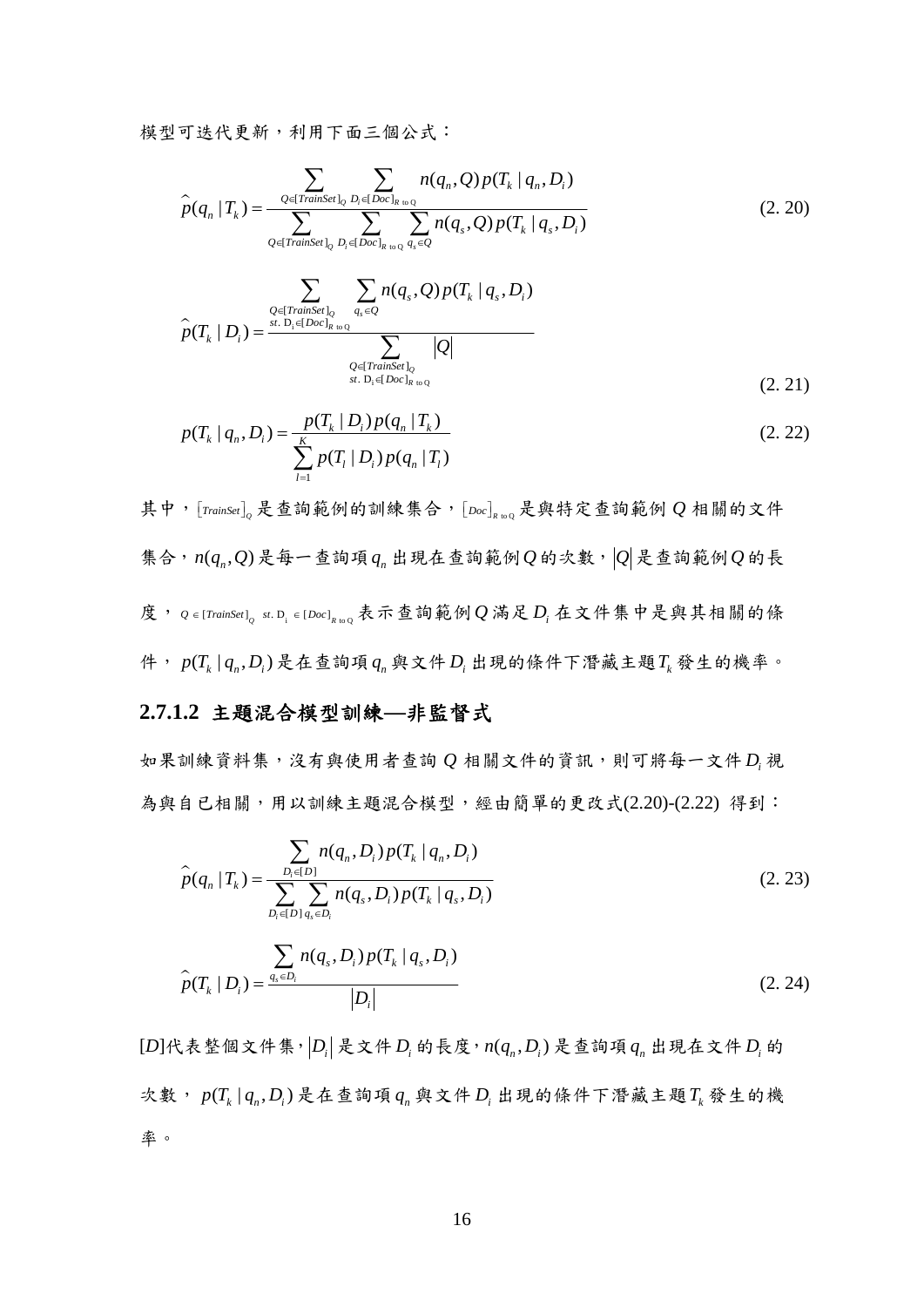模型可迭代更新，利用下面三個公式：

$$\hat{p}(q_n \mid T_k) = \frac{\sum_{Q \in [TrainSet]_Q} \sum_{D_i \in [Doc]_{R \text{ to } Q}} n(q_n, Q) p(T_k \mid q_n, D_i)}{\sum_{Q \in [TrainSet]_Q} \sum_{D_i \in [Doc]_{R \text{ to } Q}} \sum_{q_s \in Q} n(q_s, Q) p(T_k \mid q_s, D_i)} \tag{2.20}$$

$$\hat{p}(T_k \mid D_i) = \frac{\sum_{\substack{Q \in [TrainSet]_Q \\ st.\ D_i \in [Doc]_{R \text{ to } Q}}} \sum_{q_s \in Q} n(q_s, Q) p(T_k \mid q_s, D_i)}{\sum_{\substack{Q \in [TrainSet]_Q \\ st.\ D_i \in [Doc]_{R \text{ to } Q}}} |Q|} \tag{2.21}$$

$$p(T_k \mid q_n, D_i) = \frac{p(T_k \mid D_i) p(q_n \mid T_k)}{\sum_{l=1}^{K} p(T_l \mid D_i) p(q_n \mid T_l)} \tag{2.22}$$

其中，$[TrainSet]_Q$ 是查詢範例的訓練集合，$[Doc]_{R \text{ to } Q}$ 是與特定查詢範例 $Q$ 相關的文件集合，$n(q_n, Q)$ 是每一查詢項 $q_n$ 出現在查詢範例 $Q$ 的次數，$|Q|$ 是查詢範例 $Q$ 的長度，$Q \in [TrainSet]_Q \ st.\ D_i \in [Doc]_{R \text{ to } Q}$ 表示查詢範例 $Q$ 滿足 $D_i$ 在文件集中是與其相關的條件，$p(T_k \mid q_n, D_i)$ 是在查詢項 $q_n$ 與文件 $D_i$ 出現的條件下潛藏主題 $T_k$ 發生的機率。

### 2.7.1.2 主題混合模型訓練—非監督式

如果訓練資料集，沒有與使用者查詢 $Q$ 相關文件的資訊，則可將每一文件 $D_i$ 視為與自已相關，用以訓練主題混合模型，經由簡單的更改式(2.20)-(2.22) 得到：

$$\hat{p}(q_n \mid T_k) = \frac{\sum_{D_i \in [D]} n(q_n, D_i) p(T_k \mid q_n, D_i)}{\sum_{D_i \in [D]} \sum_{q_s \in D_i} n(q_s, D_i) p(T_k \mid q_s, D_i)} \tag{2.23}$$

$$\hat{p}(T_k \mid D_i) = \frac{\sum_{q_s \in D_i} n(q_s, D_i) p(T_k \mid q_s, D_i)}{|D_i|} \tag{2.24}$$

$[D]$代表整個文件集，$|D_i|$ 是文件 $D_i$ 的長度，$n(q_n, D_i)$ 是查詢項 $q_n$ 出現在文件 $D_i$ 的次數，$p(T_k \mid q_n, D_i)$ 是在查詢項 $q_n$ 與文件 $D_i$ 出現的條件下潛藏主題 $T_k$ 發生的機率。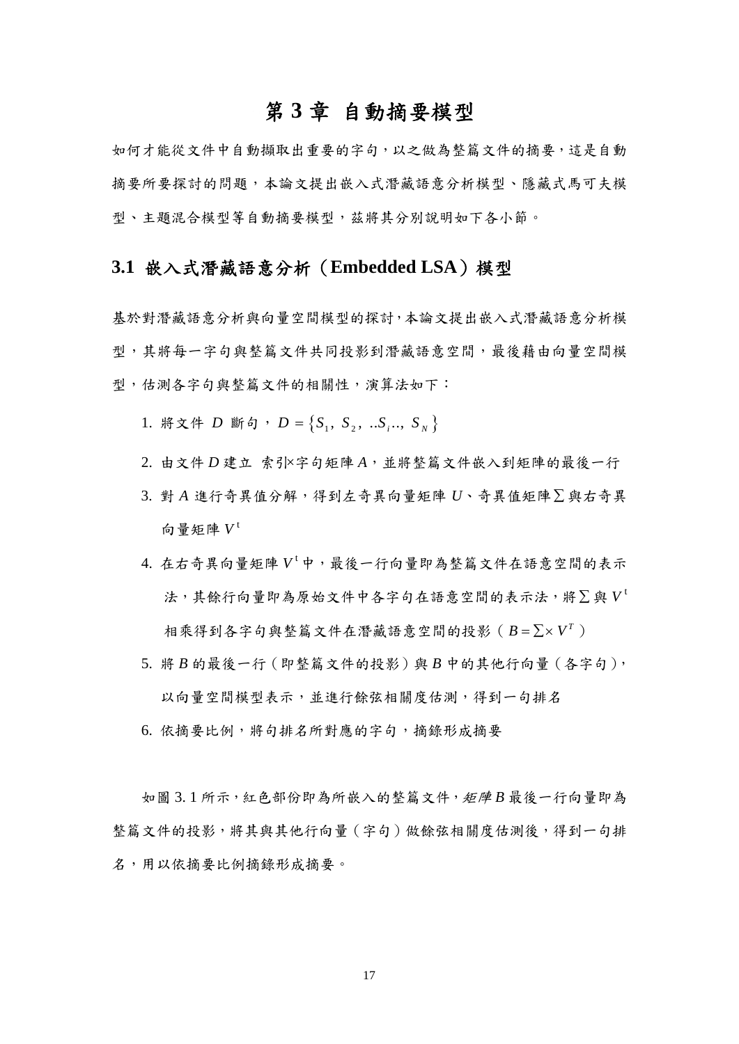# 第 3 章 自動摘要模型

如何才能從文件中自動擷取出重要的字句，以之做為整篇文件的摘要，這是自動摘要所要探討的問題，本論文提出嵌入式潛藏語意分析模型、隱藏式馬可夫模型、主題混合模型等自動摘要模型，茲將其分別說明如下各小節。

## 3.1 嵌入式潛藏語意分析（Embedded LSA）模型

基於對潛藏語意分析與向量空間模型的探討，本論文提出嵌入式潛藏語意分析模型，其將每一字句與整篇文件共同投影到潛藏語意空間，最後藉由向量空間模型，估測各字句與整篇文件的相關性，演算法如下：

1. 將文件 $D$ 斷句，$D = \{S_1,\ S_2,\ ..S_i..,\ S_N\}$
2. 由文件 $D$ 建立 索引×字句矩陣 $A$，並將整篇文件嵌入到矩陣的最後一行
3. 對 $A$ 進行奇異值分解，得到左奇異向量矩陣 $U$、奇異值矩陣 $\sum$ 與右奇異向量矩陣 $V^t$
4. 在右奇異向量矩陣 $V^t$ 中，最後一行向量即為整篇文件在語意空間的表示法，其餘行向量即為原始文件中各字句在語意空間的表示法，將 $\sum$ 與 $V^t$ 相乘得到各字句與整篇文件在潛藏語意空間的投影（$B = \sum \times V^T$）
5. 將 $B$ 的最後一行（即整篇文件的投影）與 $B$ 中的其他行向量（各字句），以向量空間模型表示，並進行餘弦相關度估測，得到一句排名
6. 依摘要比例，將句排名所對應的字句，摘錄形成摘要

如圖 3. 1 所示，紅色部份即為所嵌入的整篇文件，*矩陣* $B$ 最後一行向量即為整篇文件的投影，將其與其他行向量（字句）做餘弦相關度估測後，得到一句排名，用以依摘要比例摘錄形成摘要。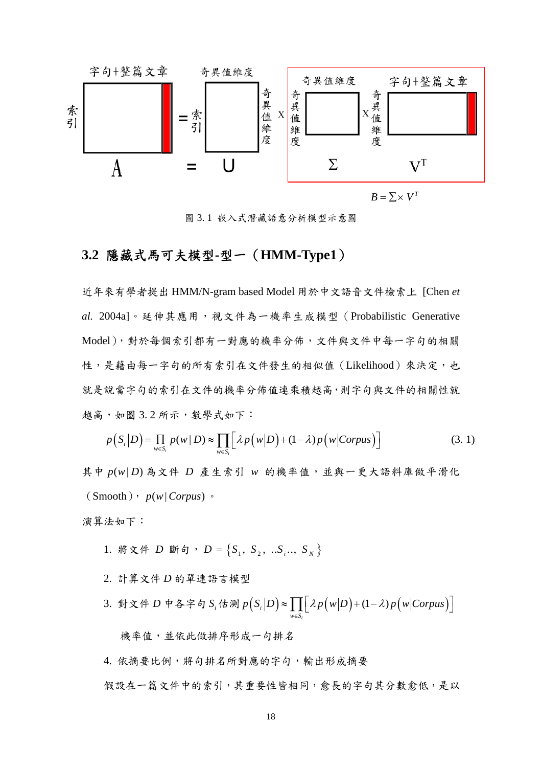$B = \sum \times V^T$

圖 3. 1 嵌入式潛藏語意分析模型示意圖

## 3.2 隱藏式馬可夫模型-型一（HMM-Type1）

近年來有學者提出 HMM/N-gram based Model 用於中文語音文件檢索上 [Chen *et al.* 2004a]。延伸其應用，視文件為一機率生成模型（Probabilistic Generative Model），對於每個索引都有一對應的機率分佈，文件與文件中每一字句的相關性，是藉由每一字句的所有索引在文件發生的相似值（Likelihood）來決定，也就是說當字句的索引在文件的機率分佈值連乘積越高，則字句與文件的相關性就越高，如圖 3. 2 所示，數學式如下：

$$p(S_i|D) = \prod_{w \in S_i} p(w|D) \approx \prod_{w \in S_i} \left[ \lambda p(w|D) + (1-\lambda) p(w|Corpus) \right] \tag{3. 1}$$

其中 $p(w|D)$ 為文件 $D$ 產生索引 $w$ 的機率值，並與一更大語料庫做平滑化（Smooth），$p(w|Corpus)$。

演算法如下：

1. 將文件 $D$ 斷句，$D = \{S_1, S_2, ..S_i.., S_N\}$
2. 計算文件 $D$ 的單連語言模型
3. 對文件 $D$ 中各字句 $S_i$ 估測 $p(S_i|D) \approx \prod_{w \in S_i} \left[ \lambda p(w|D) + (1-\lambda) p(w|Corpus) \right]$ 機率值，並依此做排序形成一句排名
4. 依摘要比例，將句排名所對應的字句，輸出形成摘要

假設在一篇文件中的索引，其重要性皆相同，愈長的字句其分數愈低，是以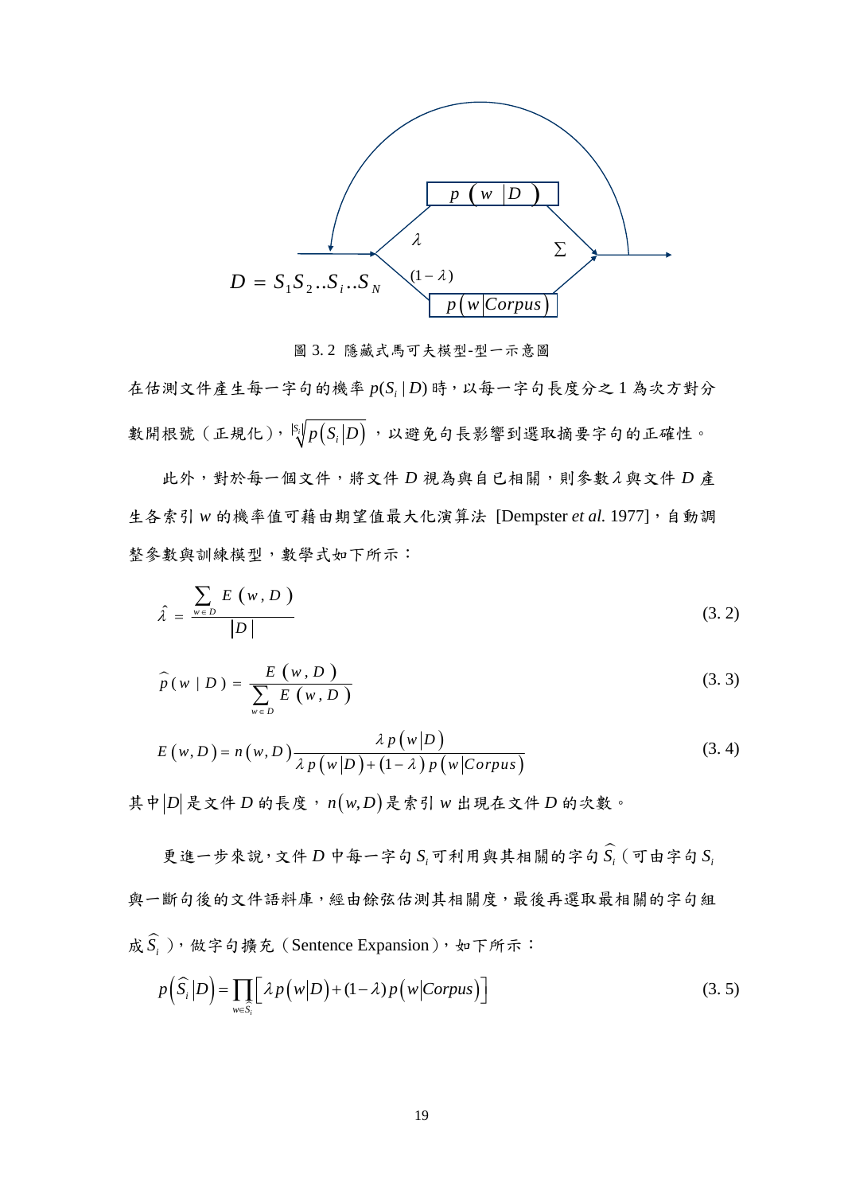圖 3.2 隱藏式馬可夫模型-型一示意圖

在估測文件產生每一字句的機率 $p(S_i \mid D)$ 時，以每一字句長度分之 1 為次方對分數開根號（正規化），$\sqrt[|S_i|]{p(S_i|D)}$ ，以避免句長影響到選取摘要字句的正確性。

此外，對於每一個文件，將文件 $D$ 視為與自己相關，則參數 $\lambda$ 與文件 $D$ 產生各索引 $w$ 的機率值可藉由期望值最大化演算法 [Dempster *et al.* 1977]，自動調整參數與訓練模型，數學式如下所示：

$$\hat{\lambda} = \frac{\sum_{w \in D} E(w, D)}{|D|} \tag{3.2}$$

$$\hat{p}(w \mid D) = \frac{E(w, D)}{\sum_{w \in D} E(w, D)} \tag{3.3}$$

$$E(w, D) = n(w, D)\frac{\lambda p(w|D)}{\lambda p(w|D) + (1-\lambda)p(w|Corpus)} \tag{3.4}$$

其中 $|D|$ 是文件 $D$ 的長度，$n(w, D)$ 是索引 $w$ 出現在文件 $D$ 的次數。

更進一步來說，文件 $D$ 中每一字句 $S_i$ 可利用與其相關的字句 $\widehat{S}_i$（可由字句 $S_i$ 與一斷句後的文件語料庫，經由餘弦估測其相關度，最後再選取最相關的字句組成 $\widehat{S}_i$），做字句擴充（Sentence Expansion），如下所示：

$$p(\widehat{S}_i|D) = \prod_{w \in \widehat{S}_i}\left[\lambda p(w|D) + (1-\lambda)p(w|Corpus)\right] \tag{3.5}$$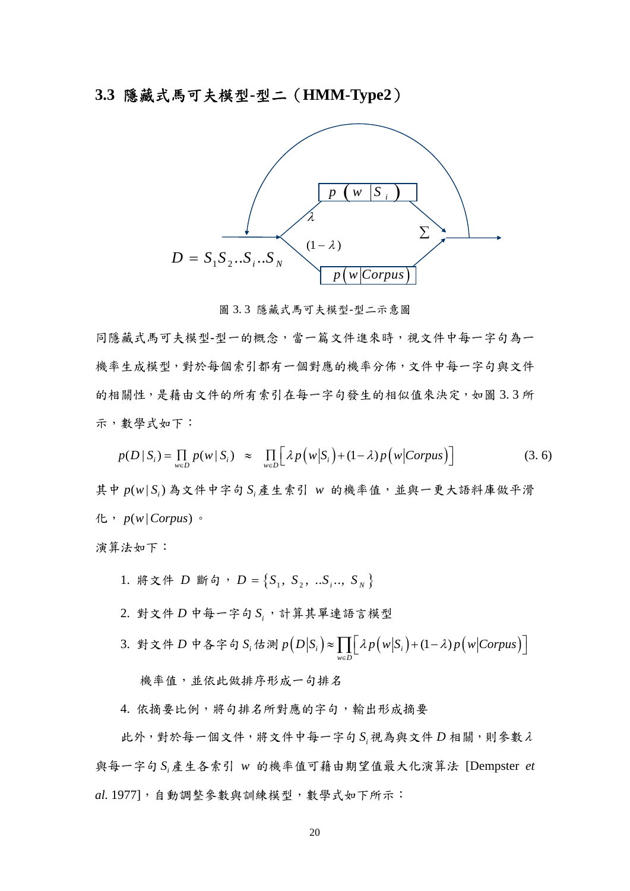### 3.3 隱藏式馬可夫模型-型二（HMM-Type2）

$p(w|S_i)$

$\lambda$

$\sum$

$(1-\lambda)$

$D = S_1S_2..S_i..S_N$

$p(w|Corpus)$

圖 3. 3 隱藏式馬可夫模型-型二示意圖

同隱藏式馬可夫模型-型一的概念，當一篇文件進來時，視文件中每一字句為一機率生成模型，對於每個索引都有一個對應的機率分佈，文件中每一字句與文件的相關性，是藉由文件的所有索引在每一字句發生的相似值來決定，如圖 3. 3 所示，數學式如下：

$$p(D|S_i) = \prod_{w \in D} p(w|S_i) \approx \prod_{w \in D} \left[ \lambda p\left(w|S_i\right) + (1-\lambda) p\left(w|Corpus\right) \right] \tag{3. 6}$$

其中 $p(w|S_i)$ 為文件中字句 $S_i$ 產生索引 $w$ 的機率值，並與一更大語料庫做平滑化，$p(w|Corpus)$。

演算法如下：

1. 將文件 $D$ 斷句，$D = \{S_1, S_2, ..S_i.., S_N\}$
2. 對文件 $D$ 中每一字句 $S_i$，計算其單連語言模型
3. 對文件 $D$ 中各字句 $S_i$ 估測 $p\left(D|S_i\right) \approx \prod_{w \in D} \left[ \lambda p\left(w|S_i\right) + (1-\lambda) p\left(w|Corpus\right) \right]$ 機率值，並依此做排序形成一句排名
4. 依摘要比例，將句排名所對應的字句，輸出形成摘要

此外，對於每一個文件，將文件中每一字句 $S_i$ 視為與文件 $D$ 相關，則參數 $\lambda$ 與每一字句 $S_i$ 產生各索引 $w$ 的機率值可藉由期望值最大化演算法 [Dempster *et al.* 1977]，自動調整參數與訓練模型，數學式如下所示：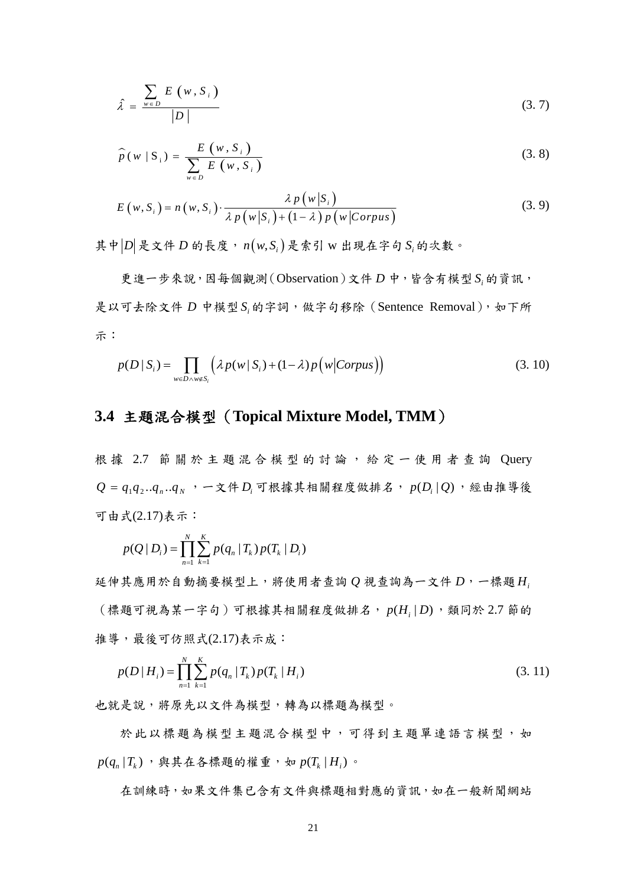$$\hat{\lambda} = \frac{\sum_{w \in D} E(w, S_i)}{|D|} \tag{3.7}$$

$$\widehat{p}(w \mid \mathrm{S}_i) = \frac{E(w, S_i)}{\sum_{w \in D} E(w, S_i)} \tag{3.8}$$

$$E(w, S_i) = n(w, S_i) \cdot \frac{\lambda\, p(w|S_i)}{\lambda\, p(w|S_i) + (1-\lambda)\, p(w|Corpus)} \tag{3.9}$$

其中$|D|$是文件 $D$ 的長度，$n(w,S_i)$是索引 w 出現在字句 $S_i$ 的次數。

更進一步來說，因每個觀測（Observation）文件 $D$ 中，皆含有模型 $S_i$ 的資訊，是以可去除文件 $D$ 中模型 $S_i$ 的字詞，做字句移除（Sentence Removal），如下所示：

$$p(D \mid S_i) = \prod_{w \in D \wedge w \notin S_i} \left(\lambda p(w \mid S_i) + (1-\lambda) p\left(w \middle| Corpus\right)\right) \tag{3.10}$$

## 3.4 主題混合模型（Topical Mixture Model, TMM）

根據 2.7 節關於主題混合模型的討論，給定一使用者查詢 Query $Q = q_1 q_2 .. q_n .. q_N$，一文件 $D_i$ 可根據其相關程度做排名，$p(D_i \mid Q)$，經由推導後可由式(2.17)表示：

$$p(Q \mid D_i) = \prod_{n=1}^{N} \sum_{k=1}^{K} p(q_n \mid T_k) p(T_k \mid D_i)$$

延伸其應用於自動摘要模型上，將使用者查詢 $Q$ 視查詢為一文件 $D$，一標題 $H_i$（標題可視為某一字句）可根據其相關程度做排名，$p(H_i \mid D)$，類同於 2.7 節的推導，最後可仿照式(2.17)表示成：

$$p(D \mid H_i) = \prod_{n=1}^{N} \sum_{k=1}^{K} p(q_n \mid T_k) p(T_k \mid H_i) \tag{3.11}$$

也就是說，將原先以文件為模型，轉為以標題為模型。

於此以標題為模型主題混合模型中，可得到主題單連語言模型，如 $p(q_n \mid T_k)$，與其在各標題的權重，如 $p(T_k \mid H_i)$。

在訓練時，如果文件集已含有文件與標題相對應的資訊，如在一般新聞網站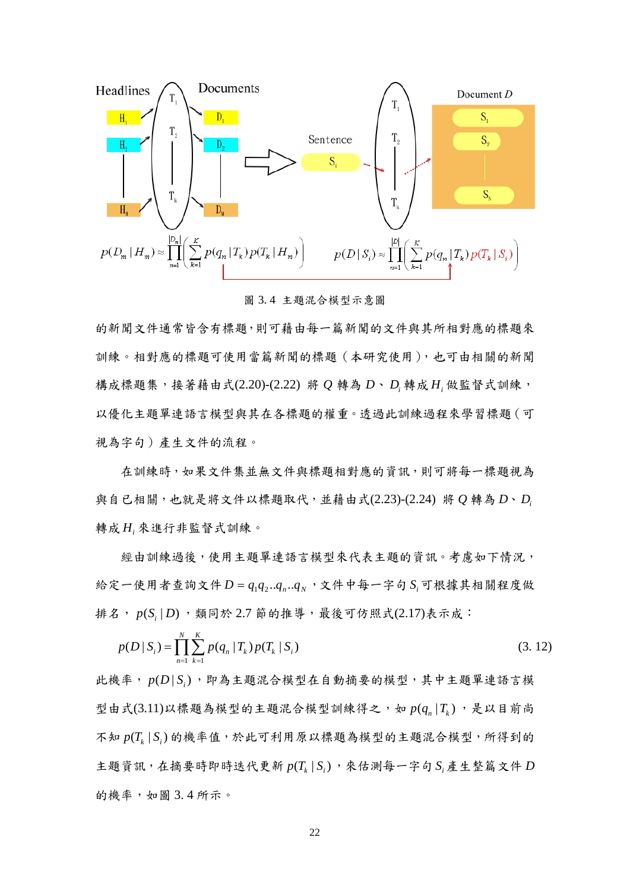$$p(D_m \mid H_m) \approx \prod_{n=1}^{|D_m|}\left(\sum_{k=1}^{K} p(q_n \mid T_k)\, p(T_k \mid H_m)\right) \qquad p(D \mid S_i) \approx \prod_{n=1}^{|D|}\left(\sum_{k=1}^{K} p(q_n \mid T_k)\, p(T_k \mid S_i)\right)$$

圖 3. 4 主題混合模型示意圖

的新聞文件通常皆含有標題，則可藉由每一篇新聞的文件與其所相對應的標題來訓練。相對應的標題可使用當篇新聞的標題（本研究使用），也可由相關的新聞構成標題集，接著藉由式(2.20)-(2.22) 將 $Q$ 轉為 $D$、$D_i$ 轉成 $H_i$ 做監督式訓練，以優化主題單連語言模型與其在各標題的權重。透過此訓練過程來學習標題（可視為字句）產生文件的流程。

在訓練時，如果文件集並無文件與標題相對應的資訊，則可將每一標題視為與自己相關，也就是將文件以標題取代，並藉由式(2.23)-(2.24) 將 $Q$ 轉為 $D$、$D_i$ 轉成 $H_i$ 來進行非監督式訓練。

經由訓練過後，使用主題單連語言模型來代表主題的資訊。考慮如下情況，給定一使用者查詢文件 $D = q_1 q_2 .. q_n .. q_N$，文件中每一字句 $S_i$ 可根據其相關程度做排名，$p(S_i \mid D)$，類同於 2.7 節的推導，最後可仿照式(2.17)表示成：

$$p(D \mid S_i) = \prod_{n=1}^{N}\sum_{k=1}^{K} p(q_n \mid T_k)\, p(T_k \mid S_i) \tag{3. 12}$$

此機率，$p(D \mid S_i)$，即為主題混合模型在自動摘要的模型，其中主題單連語言模型由式(3.11)以標題為模型的主題混合模型訓練得之，如 $p(q_n \mid T_k)$，是以目前尚不知 $p(T_k \mid S_i)$ 的機率值，於此可利用原以標題為模型的主題混合模型，所得到的主題資訊，在摘要時即時迭代更新 $p(T_k \mid S_i)$，來估測每一字句 $S_i$ 產生整篇文件 $D$ 的機率，如圖 3. 4 所示。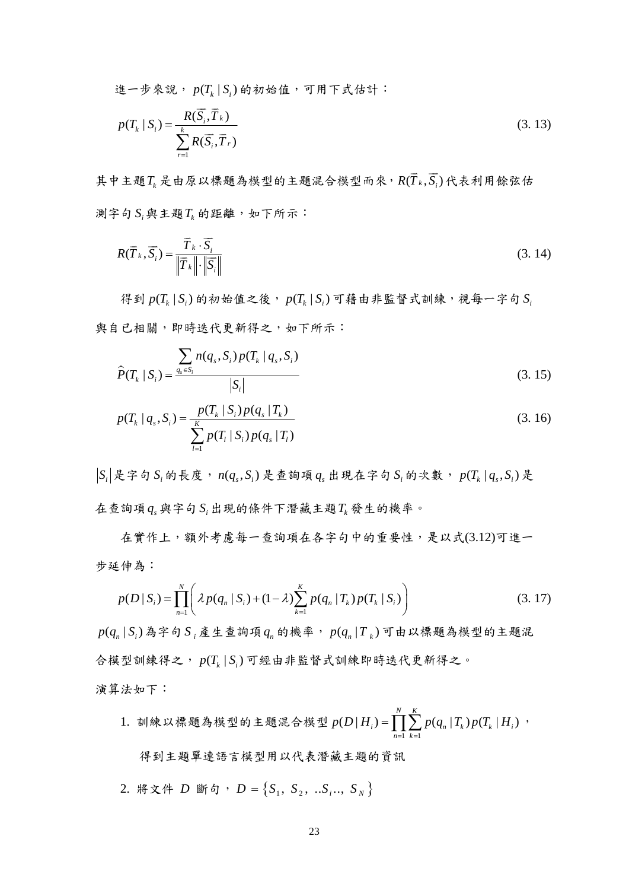進一步來說，$p(T_k \mid S_i)$ 的初始值，可用下式估計：

$$p(T_k \mid S_i) = \frac{R(\overline{S}_i, \overline{T}_k)}{\sum_{r=1}^{k} R(\overline{S}_i, \overline{T}_r)} \tag{3.13}$$

其中主題 $T_k$ 是由原以標題為模型的主題混合模型而來，$R(\overline{T}_k, \overline{S}_i)$ 代表利用餘弦估測字句 $S_i$ 與主題 $T_k$ 的距離，如下所示：

$$R(\overline{T}_k, \overline{S}_i) = \frac{\overline{T}_k \cdot \overline{S}_i}{\left\| \overline{T}_k \right\| \cdot \left\| \overline{S}_i \right\|} \tag{3.14}$$

得到 $p(T_k \mid S_i)$ 的初始值之後，$p(T_k \mid S_i)$ 可藉由非監督式訓練，視每一字句 $S_i$ 與自己相關，即時迭代更新得之，如下所示：

$$\widehat{P}(T_k \mid S_i) = \frac{\sum_{q_s \in S_i} n(q_s, S_i) p(T_k \mid q_s, S_i)}{\left| S_i \right|} \tag{3.15}$$

$$p(T_k \mid q_s, S_i) = \frac{p(T_k \mid S_i) p(q_s \mid T_k)}{\sum_{l=1}^{K} p(T_l \mid S_i) p(q_s \mid T_l)} \tag{3.16}$$

$\left| S_i \right|$ 是字句 $S_i$ 的長度，$n(q_s, S_i)$ 是查詢項 $q_s$ 出現在字句 $S_i$ 的次數，$p(T_k \mid q_s, S_i)$ 是在查詢項 $q_s$ 與字句 $S_i$ 出現的條件下潛藏主題 $T_k$ 發生的機率。

在實作上，額外考慮每一查詢項在各字句中的重要性，是以式(3.12)可進一步延伸為：

$$p(D \mid S_i) = \prod_{n=1}^{N} \left( \lambda p(q_n \mid S_i) + (1-\lambda) \sum_{k=1}^{K} p(q_n \mid T_k) p(T_k \mid S_i) \right) \tag{3.17}$$

$p(q_n \mid S_i)$ 為字句 $S_i$ 產生查詢項 $q_n$ 的機率，$p(q_n \mid T_k)$ 可由以標題為模型的主題混合模型訓練得之，$p(T_k \mid S_i)$ 可經由非監督式訓練即時迭代更新得之。

演算法如下：

1. 訓練以標題為模型的主題混合模型 $p(D \mid H_i) = \prod_{n=1}^{N} \sum_{k=1}^{K} p(q_n \mid T_k) p(T_k \mid H_i)$，

   得到主題單連語言模型用以代表潛藏主題的資訊

2. 將文件 $D$ 斷句，$D = \{S_1, S_2, ..S_i.., S_N\}$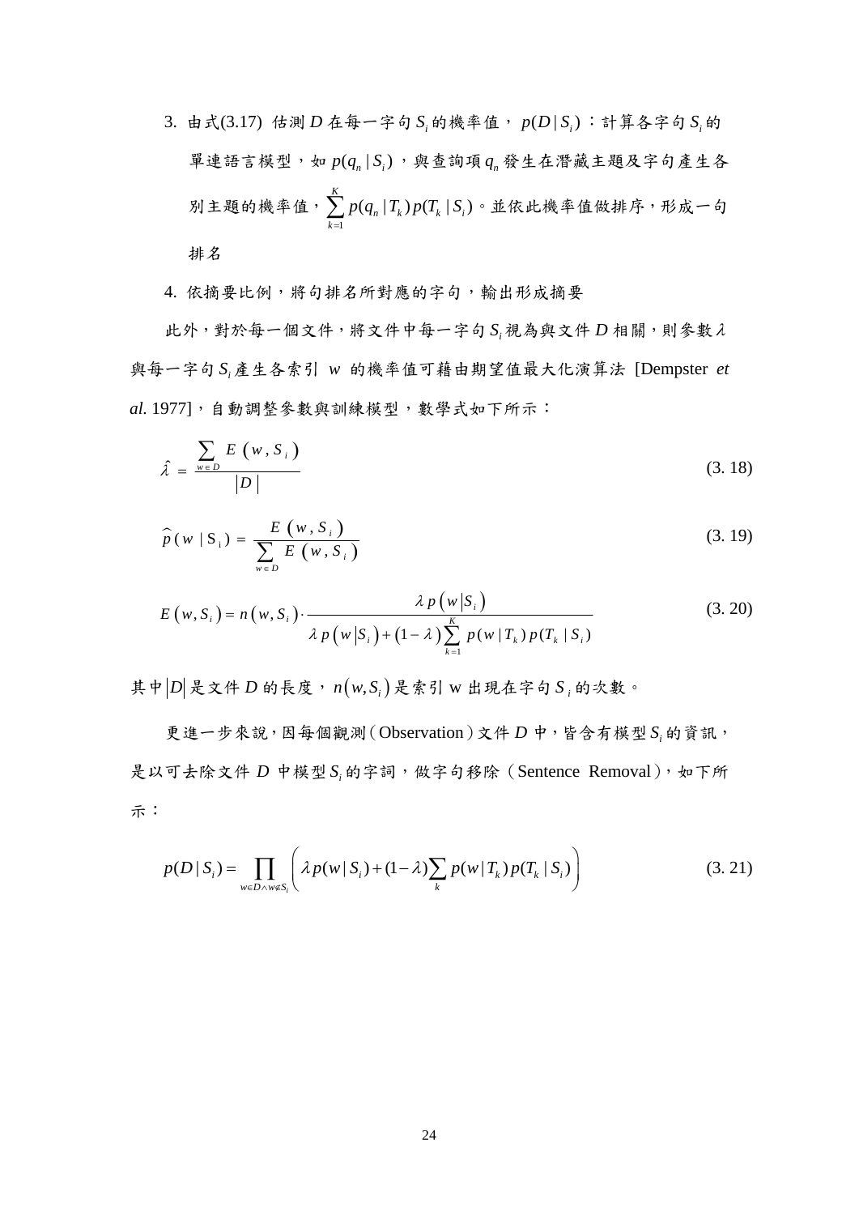3. 由式(3.17) 估測 $D$ 在每一字句 $S_i$ 的機率值， $p(D|S_i)$ ：計算各字句 $S_i$ 的單連語言模型，如 $p(q_n|S_i)$ ，與查詢項 $q_n$ 發生在潛藏主題及字句產生各別主題的機率值， $\sum_{k=1}^{K} p(q_n|T_k)p(T_k|S_i)$ 。並依此機率值做排序，形成一句排名

4. 依摘要比例，將句排名所對應的字句，輸出形成摘要

此外，對於每一個文件，將文件中每一字句 $S_i$ 視為與文件 $D$ 相關，則參數 $\lambda$ 與每一字句 $S_i$ 產生各索引 $w$ 的機率值可藉由期望值最大化演算法 [Dempster *et al.* 1977]，自動調整參數與訓練模型，數學式如下所示：

$$\hat{\lambda} = \frac{\sum_{w \in D} E\left(w, S_i\right)}{|D|} \tag{3.18}$$

$$\hat{p}(w \mid S_i) = \frac{E\left(w, S_i\right)}{\sum_{w \in D} E\left(w, S_i\right)} \tag{3.19}$$

$$E\left(w, S_i\right) = n\left(w, S_i\right) \cdot \frac{\lambda\, p\left(w \middle| S_i\right)}{\lambda\, p\left(w \middle| S_i\right) + \left(1-\lambda\right) \sum_{k=1}^{K} p(w \mid T_k)\, p(T_k \mid S_i)} \tag{3.20}$$

其中 $|D|$ 是文件 $D$ 的長度， $n(w, S_i)$ 是索引 w 出現在字句 $S_i$ 的次數。

更進一步來說，因每個觀測（Observation）文件 $D$ 中，皆含有模型 $S_i$ 的資訊，是以可去除文件 $D$ 中模型 $S_i$ 的字詞，做字句移除（Sentence Removal），如下所示：

$$p(D|S_i) = \prod_{w \in D \wedge w \notin S_i} \left( \lambda p(w|S_i) + (1-\lambda) \sum_{k} p(w|T_k)\, p(T_k|S_i) \right) \tag{3.21}$$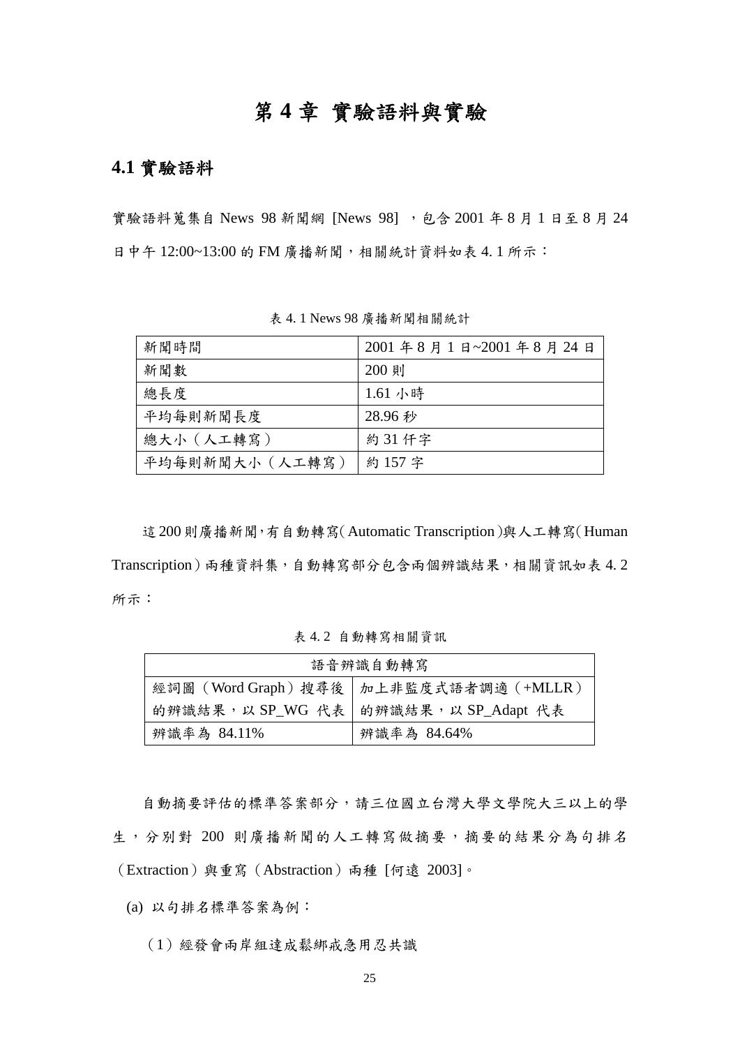# 第 4 章 實驗語料與實驗

## 4.1 實驗語料

實驗語料蒐集自 News 98 新聞網 [News 98] ，包含 2001 年 8 月 1 日至 8 月 24 日中午 12:00~13:00 的 FM 廣播新聞，相關統計資料如表 4. 1 所示：

表 4. 1 News 98 廣播新聞相關統計

| 新聞時間 | 2001 年 8 月 1 日~2001 年 8 月 24 日 |
|---|---|
| 新聞數 | 200 則 |
| 總長度 | 1.61 小時 |
| 平均每則新聞長度 | 28.96 秒 |
| 總大小（人工轉寫） | 約 31 仟字 |
| 平均每則新聞大小（人工轉寫） | 約 157 字 |

這 200 則廣播新聞，有自動轉寫（Automatic Transcription）與人工轉寫（Human Transcription）兩種資料集，自動轉寫部分包含兩個辨識結果，相關資訊如表 4. 2 所示：

表 4. 2 自動轉寫相關資訊

| 語音辨識自動轉寫 | |
|---|---|
| 經詞圖（Word Graph）搜尋後的辨識結果，以 SP_WG 代表 | 加上非監度式語者調適（+MLLR）的辨識結果，以 SP_Adapt 代表 |
| 辨識率為 84.11% | 辨識率為 84.64% |

自動摘要評估的標準答案部分，請三位國立台灣大學文學院大三以上的學生，分別對 200 則廣播新聞的人工轉寫做摘要，摘要的結果分為句排名（Extraction）與重寫（Abstraction）兩種 [何遠 2003]。

(a) 以句排名標準答案為例：

（1）經發會兩岸組達成鬆綁戒急用忍共識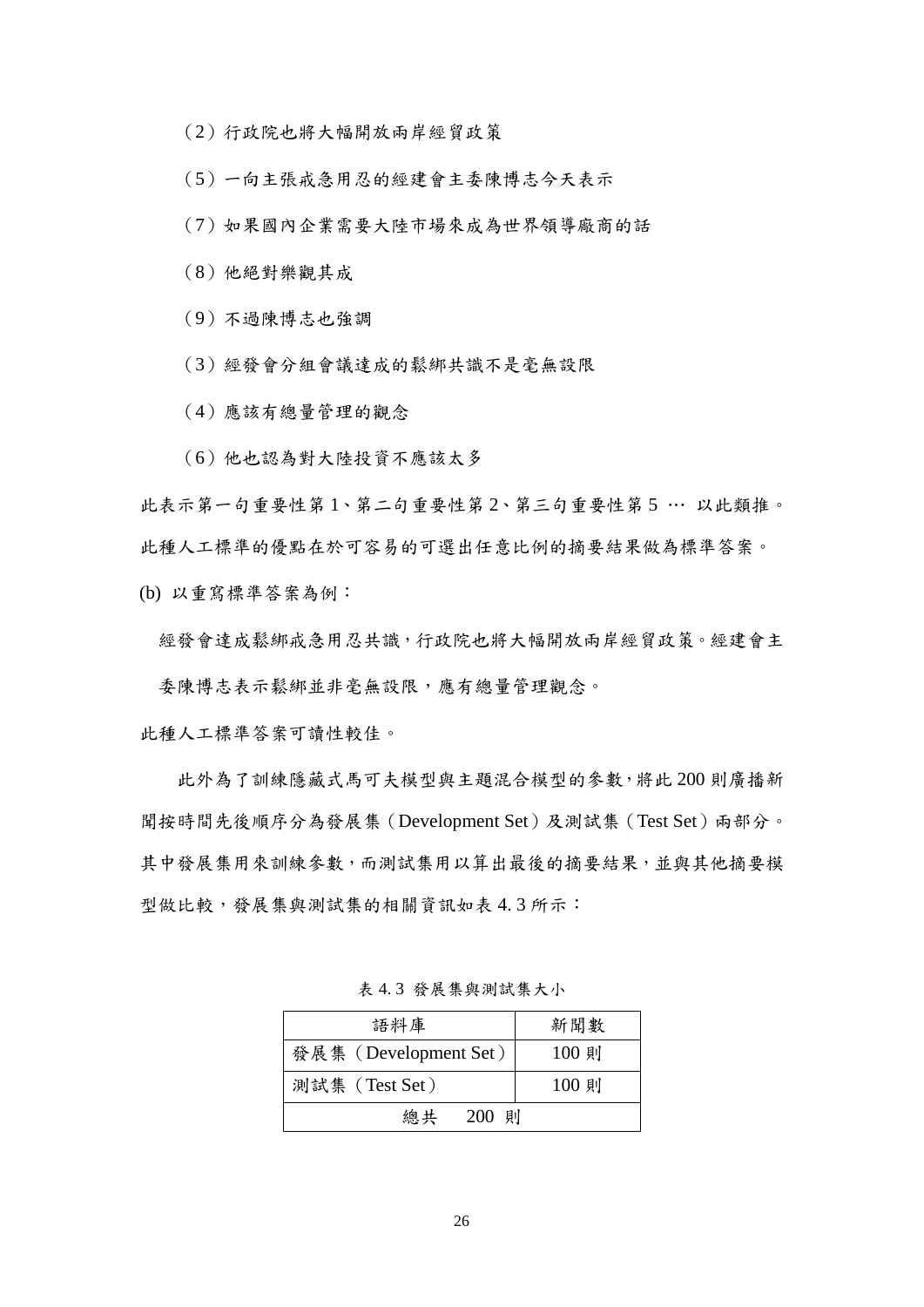（2）行政院也將大幅開放兩岸經貿政策

（5）一向主張戒急用忍的經建會主委陳博志今天表示

（7）如果國內企業需要大陸市場來成為世界領導廠商的話

（8）他絕對樂觀其成

（9）不過陳博志也強調

（3）經發會分組會議達成的鬆綁共識不是毫無設限

（4）應該有總量管理的觀念

（6）他也認為對大陸投資不應該太多

此表示第一句重要性第 1、第二句重要性第 2、第三句重要性第 5 … 以此類推。此種人工標準的優點在於可容易的可選出任意比例的摘要結果做為標準答案。

(b) 以重寫標準答案為例：

經發會達成鬆綁戒急用忍共識，行政院也將大幅開放兩岸經貿政策。經建會主委陳博志表示鬆綁並非毫無設限，應有總量管理觀念。

此種人工標準答案可讀性較佳。

此外為了訓練隱藏式馬可夫模型與主題混合模型的參數，將此 200 則廣播新聞按時間先後順序分為發展集（Development Set）及測試集（Test Set）兩部分。其中發展集用來訓練參數，而測試集用以算出最後的摘要結果，並與其他摘要模型做比較，發展集與測試集的相關資訊如表 4.3 所示：

表 4.3 發展集與測試集大小

| 語料庫 | 新聞數 |
|---|---|
| 發展集（Development Set） | 100 則 |
| 測試集（Test Set） | 100 則 |
| 總共 200 則 | |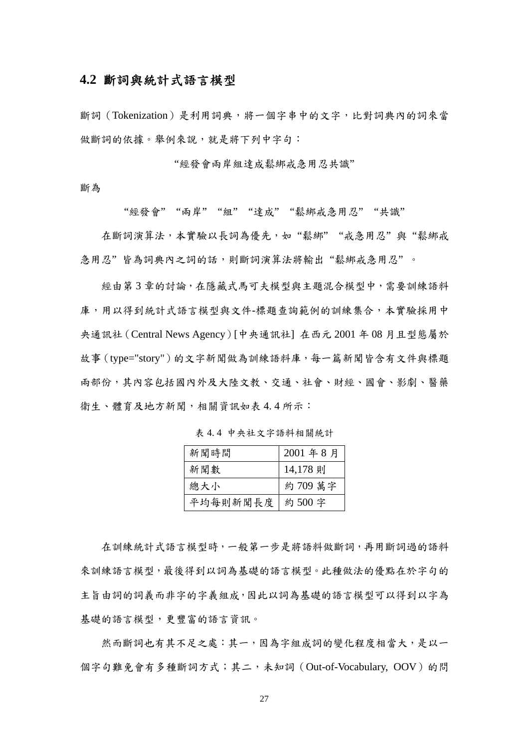## 4.2 斷詞與統計式語言模型

斷詞（Tokenization）是利用詞典，將一個字串中的文字，比對詞典內的詞來當做斷詞的依據。舉例來說，就是將下列中字句：

“經發會兩岸組達成鬆綁戒急用忍共識”

斷為

“經發會”“兩岸”“組”“達成”“鬆綁戒急用忍”“共識”

在斷詞演算法，本實驗以長詞為優先，如“鬆綁”“戒急用忍”與“鬆綁戒急用忍”皆為詞典內之詞的話，則斷詞演算法將輸出“鬆綁戒急用忍”。

經由第 3 章的討論，在隱藏式馬可夫模型與主題混合模型中，需要訓練語料庫，用以得到統計式語言模型與文件-標題查詢範例的訓練集合，本實驗採用中央通訊社（Central News Agency）[中央通訊社] 在西元 2001 年 08 月且型態屬於故事（type="story"）的文字新聞做為訓練語料庫，每一篇新聞皆含有文件與標題兩部份，其內容包括國內外及大陸文教、交通、社會、財經、國會、影劇、醫藥衛生、體育及地方新聞，相關資訊如表 4. 4 所示：

表 4. 4 中央社文字語料相關統計

| 新聞時間 | 2001 年 8 月 |
|---|---|
| 新聞數 | 14,178 則 |
| 總大小 | 約 709 萬字 |
| 平均每則新聞長度 | 約 500 字 |

在訓練統計式語言模型時，一般第一步是將語料做斷詞，再用斷詞過的語料來訓練語言模型，最後得到以詞為基礎的語言模型。此種做法的優點在於字句的主旨由詞的詞義而非字的字義組成，因此以詞為基礎的語言模型可以得到以字為基礎的語言模型，更豐富的語言資訊。

然而斷詞也有其不足之處：其一，因為字組成詞的變化程度相當大，是以一個字句難免會有多種斷詞方式；其二，未知詞（Out-of-Vocabulary, OOV）的問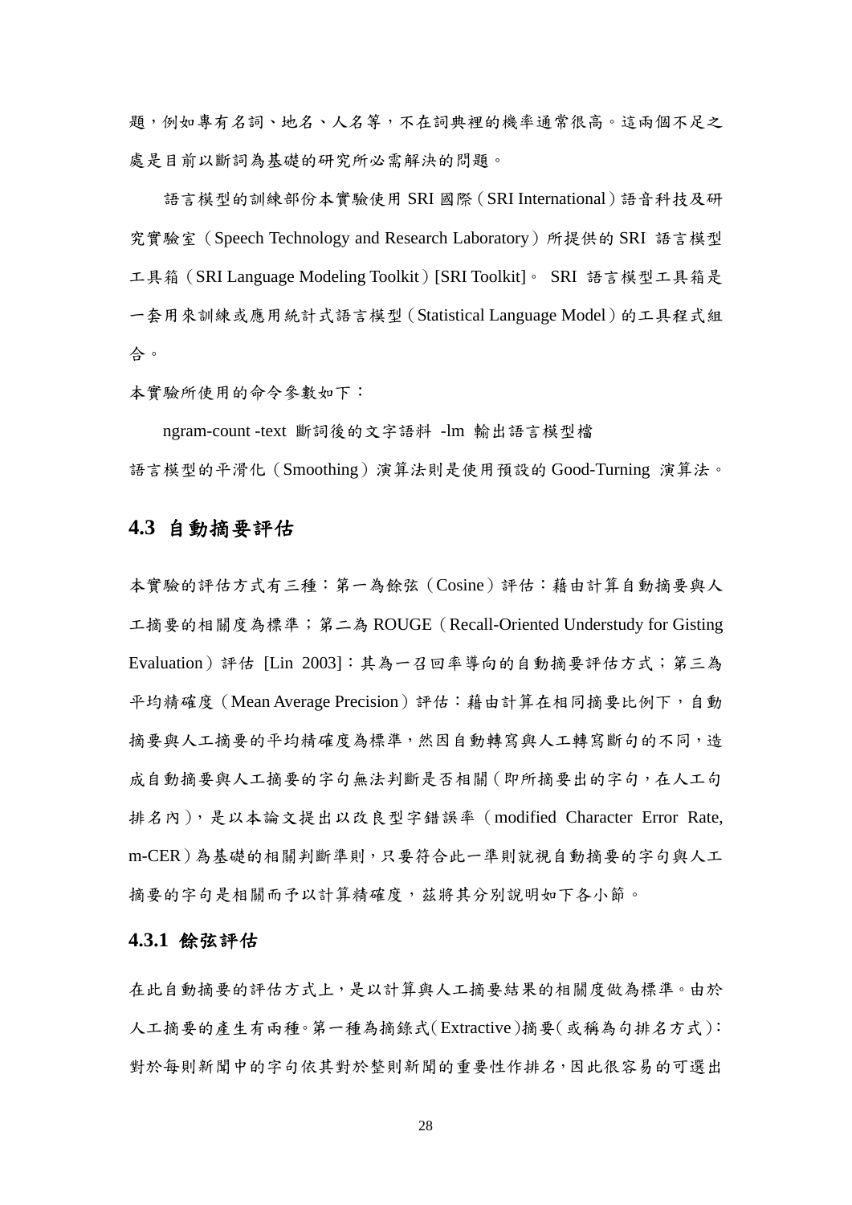題，例如專有名詞、地名、人名等，不在詞典裡的機率通常很高。這兩個不足之處是目前以斷詞為基礎的研究所必需解決的問題。

語言模型的訓練部份本實驗使用 SRI 國際（SRI International）語音科技及研究實驗室（Speech Technology and Research Laboratory）所提供的 SRI 語言模型工具箱（SRI Language Modeling Toolkit）[SRI Toolkit]。 SRI 語言模型工具箱是一套用來訓練或應用統計式語言模型（Statistical Language Model）的工具程式組合。

本實驗所使用的命令參數如下：

ngram-count -text 斷詞後的文字語料 -lm 輸出語言模型檔

語言模型的平滑化（Smoothing）演算法則是使用預設的 Good-Turning 演算法。

## 4.3 自動摘要評估

本實驗的評估方式有三種：第一為餘弦（Cosine）評估：藉由計算自動摘要與人工摘要的相關度為標準；第二為 ROUGE（Recall-Oriented Understudy for Gisting Evaluation）評估 [Lin 2003]：其為一召回率導向的自動摘要評估方式；第三為平均精確度（Mean Average Precision）評估：藉由計算在相同摘要比例下，自動摘要與人工摘要的平均精確度為標準，然因自動轉寫與人工轉寫斷句的不同，造成自動摘要與人工摘要的字句無法判斷是否相關（即所摘要出的字句，在人工句排名內），是以本論文提出以改良型字錯誤率（modified Character Error Rate, m-CER）為基礎的相關判斷準則，只要符合此一準則就視自動摘要的字句與人工摘要的字句是相關而予以計算精確度，茲將其分別說明如下各小節。

### 4.3.1 餘弦評估

在此自動摘要的評估方式上，是以計算與人工摘要結果的相關度做為標準。由於人工摘要的產生有兩種。第一種為摘錄式(Extractive)摘要(或稱為句排名方式)：對於每則新聞中的字句依其對於整則新聞的重要性作排名，因此很容易的可選出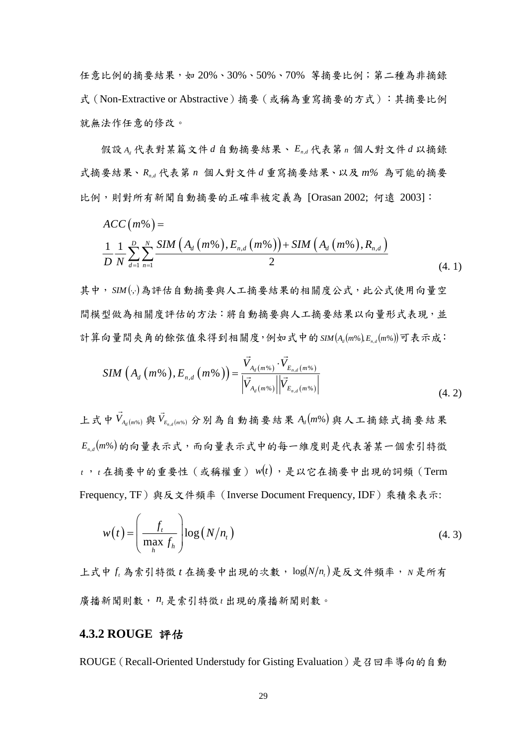任意比例的摘要結果，如 20%、30%、50%、70% 等摘要比例；第二種為非摘錄式（Non-Extractive or Abstractive）摘要（或稱為重寫摘要的方式）：其摘要比例就無法作任意的修改。

假設 $A_d$ 代表對某篇文件 $d$ 自動摘要結果、$E_{n,d}$ 代表第 $n$ 個人對文件 $d$ 以摘錄式摘要結果、$R_{n,d}$ 代表第 $n$ 個人對文件 $d$ 重寫摘要結果、以及 $m\%$ 為可能的摘要比例，則對所有新聞自動摘要的正確率被定義為 [Orasan 2002; 何遠 2003]：

$$ACC(m\%) = \frac{1}{D}\frac{1}{N}\sum_{d=1}^{D}\sum_{n=1}^{N}\frac{SIM\left(A_d(m\%),E_{n,d}(m\%)\right)+SIM\left(A_d(m\%),R_{n,d}\right)}{2} \tag{4.1}$$

其中，$SIM(\cdot,\cdot)$ 為評估自動摘要與人工摘要結果的相關度公式，此公式使用向量空間模型做為相關度評估的方法：將自動摘要與人工摘要結果以向量形式表現，並計算向量間夾角的餘弦值來得到相關度，例如式中的 $SIM(A_d(m\%),E_{n,d}(m\%))$ 可表示成：

$$SIM\left(A_d(m\%),E_{n,d}(m\%)\right) = \frac{\vec{V}_{A_d(m\%)}\cdot\vec{V}_{E_{n,d}(m\%)}}{\left|\vec{V}_{A_d(m\%)}\right|\left|\vec{V}_{E_{n,d}(m\%)}\right|} \tag{4.2}$$

上式中 $\vec{V}_{A_d(m\%)}$ 與 $\vec{V}_{E_{n,d}(m\%)}$ 分別為自動摘要結果 $A_d(m\%)$ 與人工摘錄式摘要結果 $E_{n,d}(m\%)$ 的向量表示式，而向量表示式中的每一維度則是代表著某一個索引特徵 $t$，$t$ 在摘要中的重要性（或稱權重）$w(t)$，是以它在摘要中出現的詞頻（Term Frequency, TF）與反文件頻率（Inverse Document Frequency, IDF）乘積來表示:

$$w(t) = \left(\frac{f_t}{\max\limits_h f_h}\right)\log\left(N/n_t\right) \tag{4.3}$$

上式中 $f_t$ 為索引特徵 $t$ 在摘要中出現的次數，$\log(N/n_t)$ 是反文件頻率，$N$ 是所有廣播新聞則數，$n_t$ 是索引特徵 $t$ 出現的廣播新聞則數。

### 4.3.2 ROUGE 評估

ROUGE（Recall-Oriented Understudy for Gisting Evaluation）是召回率導向的自動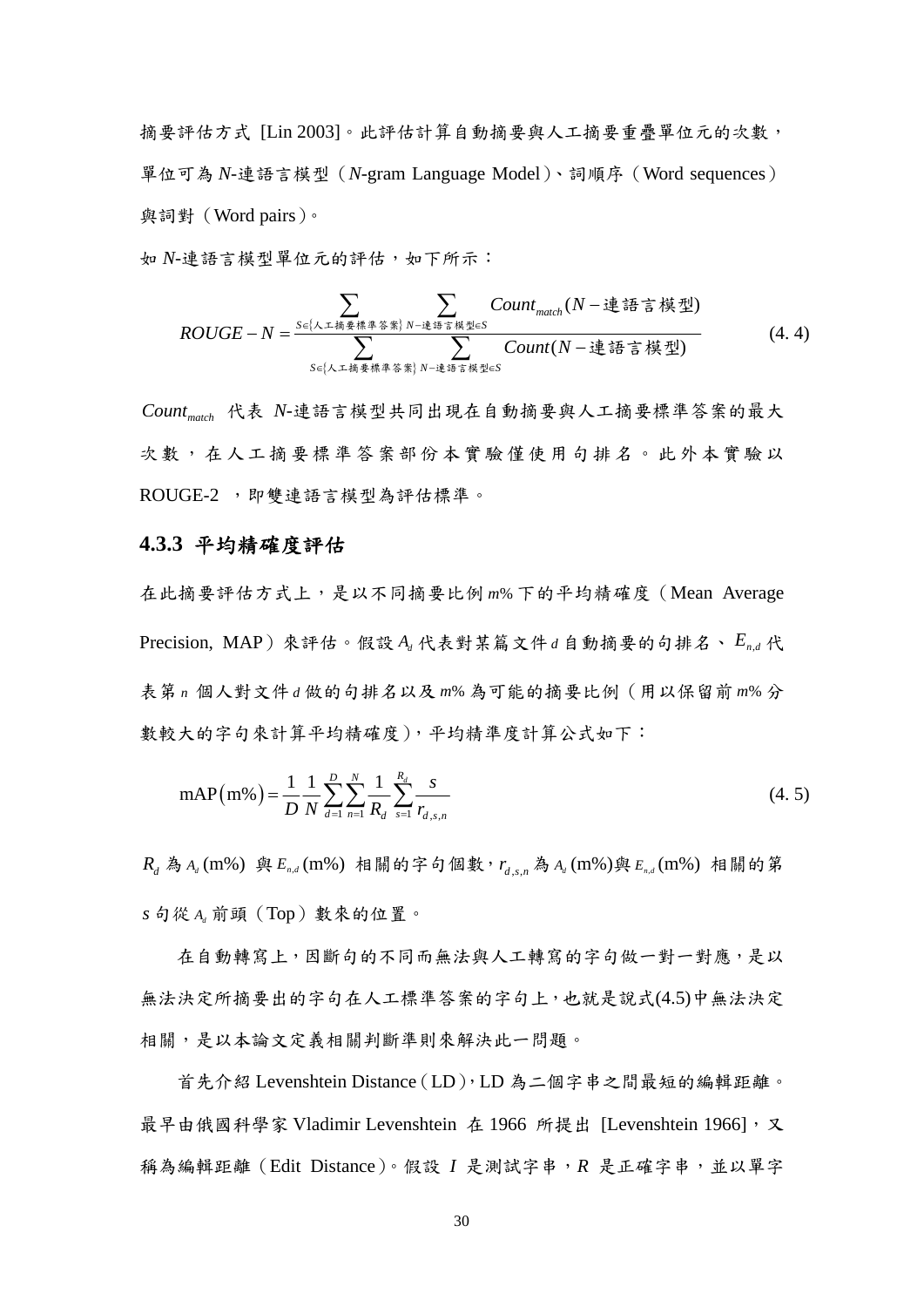摘要評估方式 [Lin 2003]。此評估計算自動摘要與人工摘要重疊單位元的次數，單位可為 $N$-連語言模型（$N$-gram Language Model）、詞順序（Word sequences）與詞對（Word pairs）。

如 $N$-連語言模型單位元的評估，如下所示：

$$ROUGE-N=\frac{\sum_{S\in\{人工摘要標準答案\}}\sum_{N-連語言模型\in S}Count_{match}(N-連語言模型)}{\sum_{S\in\{人工摘要標準答案\}}\sum_{N-連語言模型\in S}Count(N-連語言模型)} \tag{4. 4}$$

$Count_{match}$ 代表 $N$-連語言模型共同出現在自動摘要與人工摘要標準答案的最大次數，在人工摘要標準答案部份本實驗僅使用句排名。此外本實驗以 ROUGE-2 ，即雙連語言模型為評估標準。

### 4.3.3 平均精確度評估

在此摘要評估方式上，是以不同摘要比例 $m$% 下的平均精確度（Mean Average Precision, MAP）來評估。假設 $A_d$ 代表對某篇文件 $d$ 自動摘要的句排名、$E_{n,d}$ 代表第 $n$ 個人對文件 $d$ 做的句排名以及 $m$% 為可能的摘要比例（用以保留前 $m$% 分數較大的字句來計算平均精確度），平均精準度計算公式如下：

$$\text{mAP}(\text{m}\%)=\frac{1}{D}\frac{1}{N}\sum_{d=1}^{D}\sum_{n=1}^{N}\frac{1}{R_d}\sum_{s=1}^{R_d}\frac{s}{r_{d,s,n}} \tag{4. 5}$$

$R_d$ 為 $A_d(\text{m}\%)$ 與 $E_{n,d}(\text{m}\%)$ 相關的字句個數，$r_{d,s,n}$ 為 $A_d(\text{m}\%)$與 $E_{n,d}(\text{m}\%)$ 相關的第 $s$ 句從 $A_d$ 前頭（Top）數來的位置。

在自動轉寫上，因斷句的不同而無法與人工轉寫的字句做一對一對應，是以無法決定所摘要出的字句在人工標準答案的字句上，也就是說式(4.5)中無法決定相關，是以本論文定義相關判斷準則來解決此一問題。

首先介紹 Levenshtein Distance（LD），LD 為二個字串之間最短的編輯距離。最早由俄國科學家 Vladimir Levenshtein 在 1966 所提出 [Levenshtein 1966]，又稱為編輯距離（Edit Distance）。假設 $I$ 是測試字串，$R$ 是正確字串，並以單字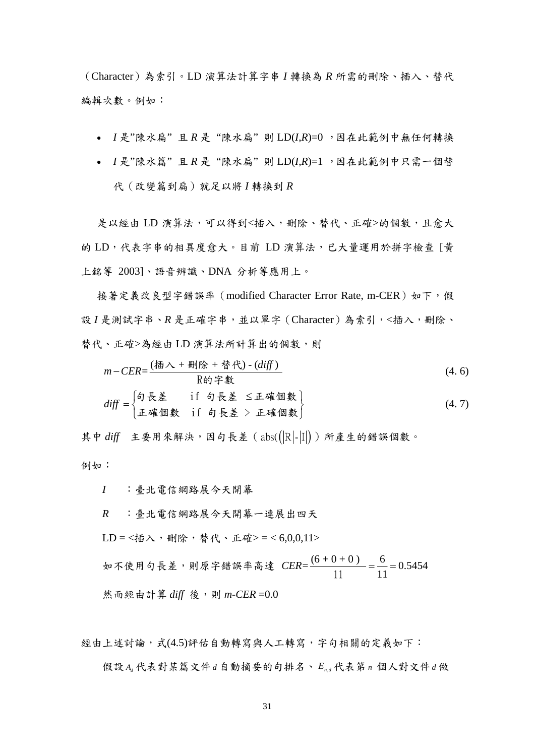（Character）為索引。LD 演算法計算字串 *I* 轉換為 *R* 所需的刪除、插入、替代編輯次數。例如：

- *I* 是"陳水扁" 且 *R* 是 "陳水扁" 則 LD(*I*,*R*)=0 ，因在此範例中無任何轉換
- *I* 是"陳水篇" 且 *R* 是 "陳水扁" 則 LD(*I*,*R*)=1 ，因在此範例中只需一個替代（改變篇到扁）就足以將 *I* 轉換到 *R*

是以經由 LD 演算法，可以得到<插入，刪除、替代、正確>的個數，且愈大的 LD，代表字串的相異度愈大。目前 LD 演算法，已大量運用於拼字檢查 [黃上銘等 2003]、語音辨識、DNA 分析等應用上。

接著定義改良型字錯誤率（modified Character Error Rate, m-CER）如下，假設 *I* 是測試字串、*R* 是正確字串，並以單字（Character）為索引，<插入，刪除、替代、正確>為經由 LD 演算法所計算出的個數，則

$$m-CER=\frac{(\text{插入}+\text{刪除}+\text{替代})-(diff)}{\text{R的字數}} \tag{4.6}$$

$$diff=\begin{cases}\text{句長差} & \text{if 句長差} \le \text{正確個數}\\ \text{正確個數} & \text{if 句長差} > \text{正確個數}\end{cases} \tag{4.7}$$

其中 $diff$ 主要用來解決，因句長差（$\text{abs}(|R|-|I|)$）所產生的錯誤個數。

例如：

*I* ：臺北電信網路展今天開幕

*R* ：臺北電信網路展今天開幕一連展出四天

LD = <插入，刪除，替代、正確> = < 6,0,0,11>

如不使用句長差，則原字錯誤率高達 $CER=\frac{(6+0+0)}{11}=\frac{6}{11}=0.5454$

然而經由計算 $diff$ 後，則 $m\text{-}CER$ =0.0

經由上述討論，式(4.5)評估自動轉寫與人工轉寫，字句相關的定義如下：

假設 $A_d$ 代表對某篇文件 $d$ 自動摘要的句排名、$E_{n,d}$ 代表第 $n$ 個人對文件 $d$ 做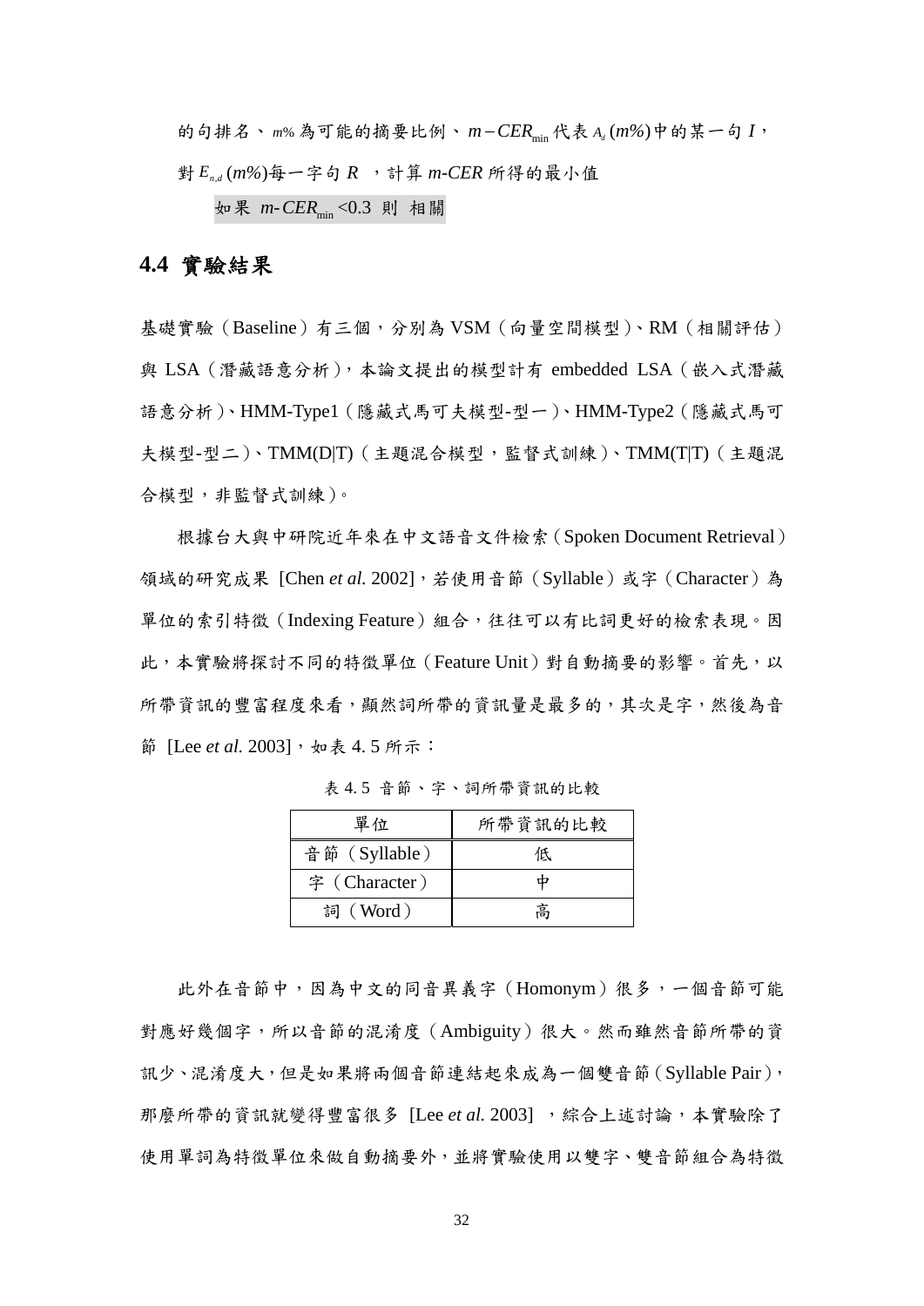的句排名、$m\%$為可能的摘要比例、$m-CER_{\min}$代表$A_d(m\%)$中的某一句 $I$，對$E_{n,d}(m\%)$每一字句 $R$ ，計算 $m\text{-}CER$ 所得的最小值

如果 $m\text{-}CER_{\min}<0.3$ 則 相關

## 4.4 實驗結果

基礎實驗（Baseline）有三個，分別為 VSM（向量空間模型）、RM（相關評估）與 LSA（潛藏語意分析），本論文提出的模型計有 embedded LSA（嵌入式潛藏語意分析）、HMM-Type1（隱藏式馬可夫模型-型一）、HMM-Type2（隱藏式馬可夫模型-型二）、TMM(D|T)（主題混合模型，監督式訓練）、TMM(T|T)（主題混合模型，非監督式訓練）。

根據台大與中研院近年來在中文語音文件檢索（Spoken Document Retrieval）領域的研究成果 [Chen *et al.* 2002]，若使用音節（Syllable）或字（Character）為單位的索引特徵（Indexing Feature）組合，往往可以有比詞更好的檢索表現。因此，本實驗將探討不同的特徵單位（Feature Unit）對自動摘要的影響。首先，以所帶資訊的豐富程度來看，顯然詞所帶的資訊量是最多的，其次是字，然後為音節 [Lee *et al.* 2003]，如表 4. 5 所示：

表 4. 5 音節、字、詞所帶資訊的比較

| 單位 | 所帶資訊的比較 |
|---|---|
| 音節（Syllable） | 低 |
| 字（Character） | 中 |
| 詞（Word） | 高 |

此外在音節中，因為中文的同音異義字（Homonym）很多，一個音節可能對應好幾個字，所以音節的混淆度（Ambiguity）很大。然而雖然音節所帶的資訊少、混淆度大，但是如果將兩個音節連結起來成為一個雙音節（Syllable Pair），那麼所帶的資訊就變得豐富很多 [Lee *et al.* 2003] ，綜合上述討論，本實驗除了使用單詞為特徵單位來做自動摘要外，並將實驗使用以雙字、雙音節組合為特徵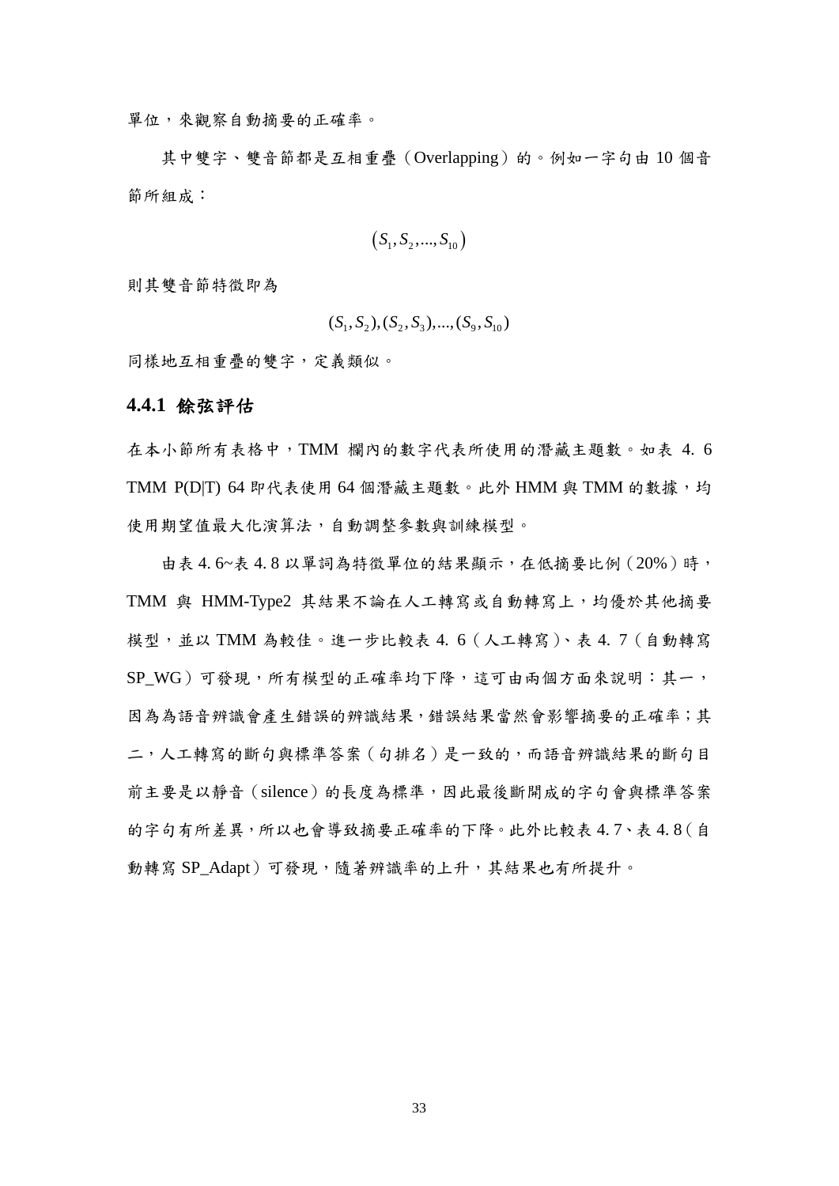單位，來觀察自動摘要的正確率。

其中雙字、雙音節都是互相重疊（Overlapping）的。例如一字句由 10 個音節所組成：

$$\left(S_1, S_2, ..., S_{10}\right)$$

則其雙音節特徵即為

$$(S_1, S_2), (S_2, S_3), ..., (S_9, S_{10})$$

同樣地互相重疊的雙字，定義類似。

### 4.4.1 餘弦評估

在本小節所有表格中，TMM 欄內的數字代表所使用的潛藏主題數。如表 4. 6 TMM P(D|T) 64 即代表使用 64 個潛藏主題數。此外 HMM 與 TMM 的數據，均使用期望值最大化演算法，自動調整參數與訓練模型。

由表 4. 6~表 4. 8 以單詞為特徵單位的結果顯示，在低摘要比例（20%）時，TMM 與 HMM-Type2 其結果不論在人工轉寫或自動轉寫上，均優於其他摘要模型，並以 TMM 為較佳。進一步比較表 4. 6（人工轉寫）、表 4. 7（自動轉寫 SP_WG）可發現，所有模型的正確率均下降，這可由兩個方面來說明：其一，因為為語音辨識會產生錯誤的辨識結果，錯誤結果當然會影響摘要的正確率；其二，人工轉寫的斷句與標準答案（句排名）是一致的，而語音辨識結果的斷句目前主要是以靜音（silence）的長度為標準，因此最後斷開成的字句會與標準答案的字句有所差異，所以也會導致摘要正確率的下降。此外比較表 4. 7、表 4. 8（自動轉寫 SP_Adapt）可發現，隨著辨識率的上升，其結果也有所提升。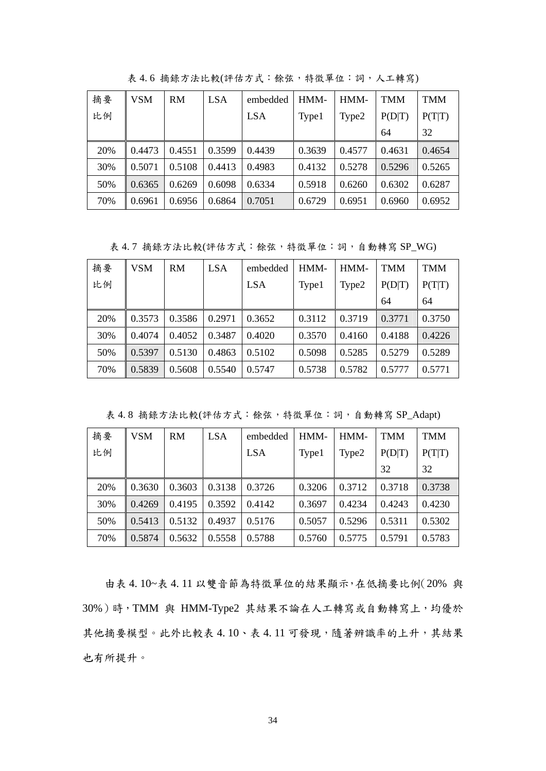表 4. 6 摘錄方法比較(評估方式：餘弦，特徵單位：詞，人工轉寫)

| 摘要比例 | VSM | RM | LSA | embedded LSA | HMM-Type1 | HMM-Type2 | TMM P(D\|T) 64 | TMM P(T\|T) 32 |
|---|---|---|---|---|---|---|---|---|
| 20% | 0.4473 | 0.4551 | 0.3599 | 0.4439 | 0.3639 | 0.4577 | 0.4631 | 0.4654 |
| 30% | 0.5071 | 0.5108 | 0.4413 | 0.4983 | 0.4132 | 0.5278 | 0.5296 | 0.5265 |
| 50% | 0.6365 | 0.6269 | 0.6098 | 0.6334 | 0.5918 | 0.6260 | 0.6302 | 0.6287 |
| 70% | 0.6961 | 0.6956 | 0.6864 | 0.7051 | 0.6729 | 0.6951 | 0.6960 | 0.6952 |

表 4. 7 摘錄方法比較(評估方式：餘弦，特徵單位：詞，自動轉寫 SP_WG)

| 摘要比例 | VSM | RM | LSA | embedded LSA | HMM-Type1 | HMM-Type2 | TMM P(D\|T) 64 | TMM P(T\|T) 64 |
|---|---|---|---|---|---|---|---|---|
| 20% | 0.3573 | 0.3586 | 0.2971 | 0.3652 | 0.3112 | 0.3719 | 0.3771 | 0.3750 |
| 30% | 0.4074 | 0.4052 | 0.3487 | 0.4020 | 0.3570 | 0.4160 | 0.4188 | 0.4226 |
| 50% | 0.5397 | 0.5130 | 0.4863 | 0.5102 | 0.5098 | 0.5285 | 0.5279 | 0.5289 |
| 70% | 0.5839 | 0.5608 | 0.5540 | 0.5747 | 0.5738 | 0.5782 | 0.5777 | 0.5771 |

表 4. 8 摘錄方法比較(評估方式：餘弦，特徵單位：詞，自動轉寫 SP_Adapt)

| 摘要比例 | VSM | RM | LSA | embedded LSA | HMM-Type1 | HMM-Type2 | TMM P(D\|T) 32 | TMM P(T\|T) 32 |
|---|---|---|---|---|---|---|---|---|
| 20% | 0.3630 | 0.3603 | 0.3138 | 0.3726 | 0.3206 | 0.3712 | 0.3718 | 0.3738 |
| 30% | 0.4269 | 0.4195 | 0.3592 | 0.4142 | 0.3697 | 0.4234 | 0.4243 | 0.4230 |
| 50% | 0.5413 | 0.5132 | 0.4937 | 0.5176 | 0.5057 | 0.5296 | 0.5311 | 0.5302 |
| 70% | 0.5874 | 0.5632 | 0.5558 | 0.5788 | 0.5760 | 0.5775 | 0.5791 | 0.5783 |

由表 4. 10~表 4. 11 以雙音節為特徵單位的結果顯示，在低摘要比例(20% 與 30%)時，TMM 與 HMM-Type2 其結果不論在人工轉寫或自動轉寫上，均優於其他摘要模型。此外比較表 4. 10、表 4. 11 可發現，隨著辨識率的上升，其結果也有所提升。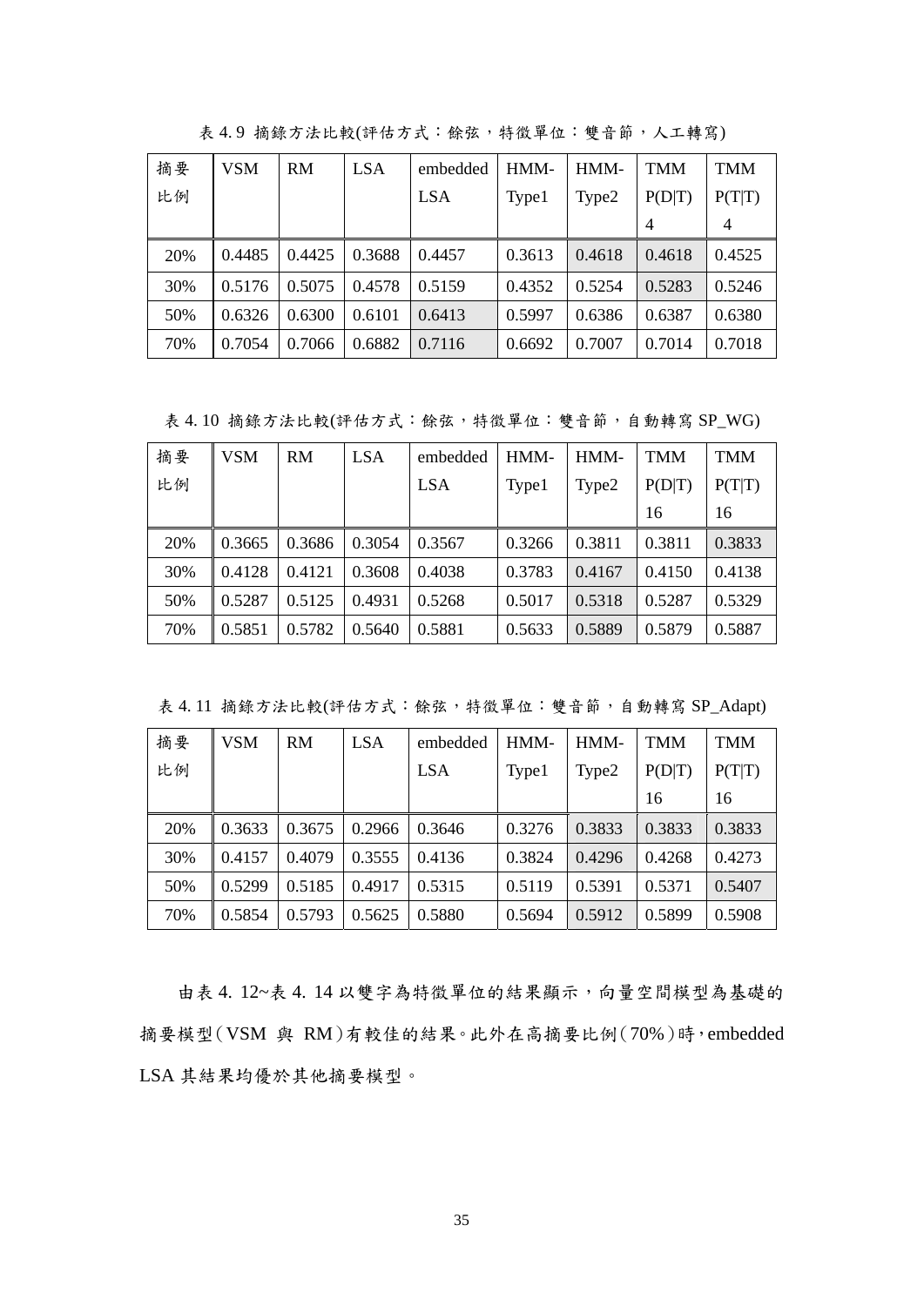表 4. 9 摘錄方法比較(評估方式：餘弦，特徵單位：雙音節，人工轉寫)

| 摘要比例 | VSM | RM | LSA | embedded LSA | HMM-Type1 | HMM-Type2 | TMM P(D\|T) 4 | TMM P(T\|T) 4 |
|---|---|---|---|---|---|---|---|---|
| 20% | 0.4485 | 0.4425 | 0.3688 | 0.4457 | 0.3613 | 0.4618 | 0.4618 | 0.4525 |
| 30% | 0.5176 | 0.5075 | 0.4578 | 0.5159 | 0.4352 | 0.5254 | 0.5283 | 0.5246 |
| 50% | 0.6326 | 0.6300 | 0.6101 | 0.6413 | 0.5997 | 0.6386 | 0.6387 | 0.6380 |
| 70% | 0.7054 | 0.7066 | 0.6882 | 0.7116 | 0.6692 | 0.7007 | 0.7014 | 0.7018 |

表 4. 10 摘錄方法比較(評估方式：餘弦，特徵單位：雙音節，自動轉寫 SP_WG)

| 摘要比例 | VSM | RM | LSA | embedded LSA | HMM-Type1 | HMM-Type2 | TMM P(D\|T) 16 | TMM P(T\|T) 16 |
|---|---|---|---|---|---|---|---|---|
| 20% | 0.3665 | 0.3686 | 0.3054 | 0.3567 | 0.3266 | 0.3811 | 0.3811 | 0.3833 |
| 30% | 0.4128 | 0.4121 | 0.3608 | 0.4038 | 0.3783 | 0.4167 | 0.4150 | 0.4138 |
| 50% | 0.5287 | 0.5125 | 0.4931 | 0.5268 | 0.5017 | 0.5318 | 0.5287 | 0.5329 |
| 70% | 0.5851 | 0.5782 | 0.5640 | 0.5881 | 0.5633 | 0.5889 | 0.5879 | 0.5887 |

表 4. 11 摘錄方法比較(評估方式：餘弦，特徵單位：雙音節，自動轉寫 SP_Adapt)

| 摘要比例 | VSM | RM | LSA | embedded LSA | HMM-Type1 | HMM-Type2 | TMM P(D\|T) 16 | TMM P(T\|T) 16 |
|---|---|---|---|---|---|---|---|---|
| 20% | 0.3633 | 0.3675 | 0.2966 | 0.3646 | 0.3276 | 0.3833 | 0.3833 | 0.3833 |
| 30% | 0.4157 | 0.4079 | 0.3555 | 0.4136 | 0.3824 | 0.4296 | 0.4268 | 0.4273 |
| 50% | 0.5299 | 0.5185 | 0.4917 | 0.5315 | 0.5119 | 0.5391 | 0.5371 | 0.5407 |
| 70% | 0.5854 | 0.5793 | 0.5625 | 0.5880 | 0.5694 | 0.5912 | 0.5899 | 0.5908 |

由表 4. 12~表 4. 14 以雙字為特徵單位的結果顯示，向量空間模型為基礎的摘要模型(VSM 與 RM)有較佳的結果。此外在高摘要比例(70%)時，embedded LSA 其結果均優於其他摘要模型。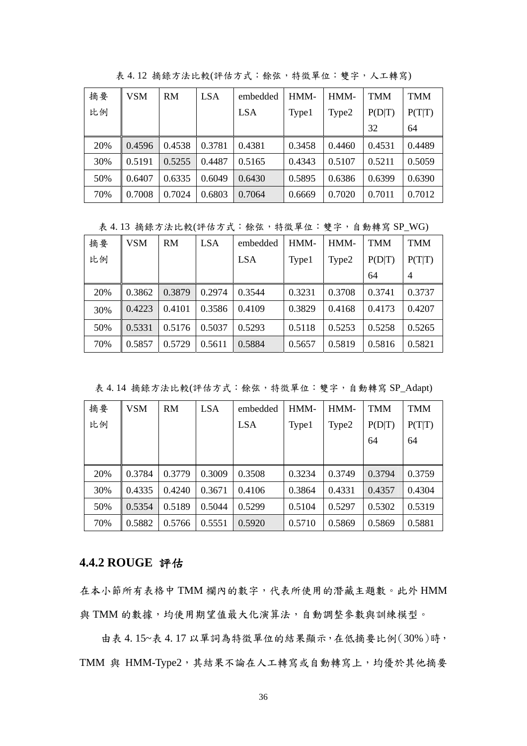表 4. 12 摘錄方法比較(評估方式：餘弦，特徵單位：雙字，人工轉寫)

| 摘要比例 | VSM | RM | LSA | embedded LSA | HMM-Type1 | HMM-Type2 | TMM P(D\|T) 32 | TMM P(T\|T) 64 |
|---|---|---|---|---|---|---|---|---|
| 20% | 0.4596 | 0.4538 | 0.3781 | 0.4381 | 0.3458 | 0.4460 | 0.4531 | 0.4489 |
| 30% | 0.5191 | 0.5255 | 0.4487 | 0.5165 | 0.4343 | 0.5107 | 0.5211 | 0.5059 |
| 50% | 0.6407 | 0.6335 | 0.6049 | 0.6430 | 0.5895 | 0.6386 | 0.6399 | 0.6390 |
| 70% | 0.7008 | 0.7024 | 0.6803 | 0.7064 | 0.6669 | 0.7020 | 0.7011 | 0.7012 |

表 4. 13 摘錄方法比較(評估方式：餘弦，特徵單位：雙字，自動轉寫 SP_WG)

| 摘要比例 | VSM | RM | LSA | embedded LSA | HMM-Type1 | HMM-Type2 | TMM P(D\|T) 64 | TMM P(T\|T) 4 |
|---|---|---|---|---|---|---|---|---|
| 20% | 0.3862 | 0.3879 | 0.2974 | 0.3544 | 0.3231 | 0.3708 | 0.3741 | 0.3737 |
| 30% | 0.4223 | 0.4101 | 0.3586 | 0.4109 | 0.3829 | 0.4168 | 0.4173 | 0.4207 |
| 50% | 0.5331 | 0.5176 | 0.5037 | 0.5293 | 0.5118 | 0.5253 | 0.5258 | 0.5265 |
| 70% | 0.5857 | 0.5729 | 0.5611 | 0.5884 | 0.5657 | 0.5819 | 0.5816 | 0.5821 |

表 4. 14 摘錄方法比較(評估方式：餘弦，特徵單位：雙字，自動轉寫 SP_Adapt)

| 摘要比例 | VSM | RM | LSA | embedded LSA | HMM-Type1 | HMM-Type2 | TMM P(D\|T) 64 | TMM P(T\|T) 64 |
|---|---|---|---|---|---|---|---|---|
| 20% | 0.3784 | 0.3779 | 0.3009 | 0.3508 | 0.3234 | 0.3749 | 0.3794 | 0.3759 |
| 30% | 0.4335 | 0.4240 | 0.3671 | 0.4106 | 0.3864 | 0.4331 | 0.4357 | 0.4304 |
| 50% | 0.5354 | 0.5189 | 0.5044 | 0.5299 | 0.5104 | 0.5297 | 0.5302 | 0.5319 |
| 70% | 0.5882 | 0.5766 | 0.5551 | 0.5920 | 0.5710 | 0.5869 | 0.5869 | 0.5881 |

### 4.4.2 ROUGE 評估

在本小節所有表格中 TMM 欄內的數字，代表所使用的潛藏主題數。此外 HMM 與 TMM 的數據，均使用期望值最大化演算法，自動調整參數與訓練模型。

由表 4. 15~表 4. 17 以單詞為特徵單位的結果顯示，在低摘要比例（30%）時，TMM 與 HMM-Type2，其結果不論在人工轉寫或自動轉寫上，均優於其他摘要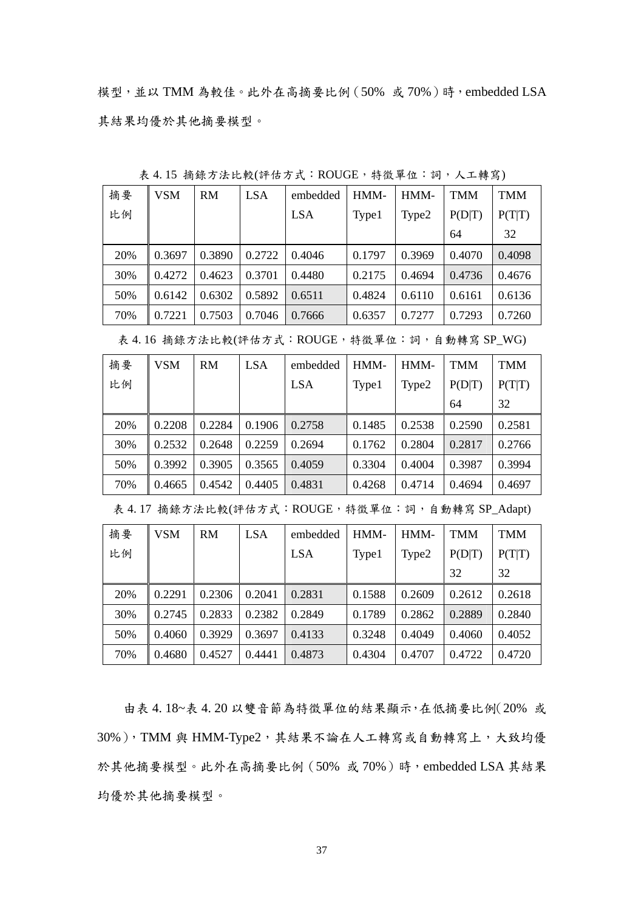模型，並以 TMM 為較佳。此外在高摘要比例（50% 或 70%）時，embedded LSA 其結果均優於其他摘要模型。

表 4. 15 摘錄方法比較(評估方式：ROUGE，特徵單位：詞，人工轉寫)

| 摘要比例 | VSM | RM | LSA | embedded LSA | HMM-Type1 | HMM-Type2 | TMM P(D\|T) 64 | TMM P(T\|T) 32 |
|---|---|---|---|---|---|---|---|---|
| 20% | 0.3697 | 0.3890 | 0.2722 | 0.4046 | 0.1797 | 0.3969 | 0.4070 | 0.4098 |
| 30% | 0.4272 | 0.4623 | 0.3701 | 0.4480 | 0.2175 | 0.4694 | 0.4736 | 0.4676 |
| 50% | 0.6142 | 0.6302 | 0.5892 | 0.6511 | 0.4824 | 0.6110 | 0.6161 | 0.6136 |
| 70% | 0.7221 | 0.7503 | 0.7046 | 0.7666 | 0.6357 | 0.7277 | 0.7293 | 0.7260 |

表 4. 16 摘錄方法比較(評估方式：ROUGE，特徵單位：詞，自動轉寫 SP_WG)

| 摘要比例 | VSM | RM | LSA | embedded LSA | HMM-Type1 | HMM-Type2 | TMM P(D\|T) 64 | TMM P(T\|T) 32 |
|---|---|---|---|---|---|---|---|---|
| 20% | 0.2208 | 0.2284 | 0.1906 | 0.2758 | 0.1485 | 0.2538 | 0.2590 | 0.2581 |
| 30% | 0.2532 | 0.2648 | 0.2259 | 0.2694 | 0.1762 | 0.2804 | 0.2817 | 0.2766 |
| 50% | 0.3992 | 0.3905 | 0.3565 | 0.4059 | 0.3304 | 0.4004 | 0.3987 | 0.3994 |
| 70% | 0.4665 | 0.4542 | 0.4405 | 0.4831 | 0.4268 | 0.4714 | 0.4694 | 0.4697 |

表 4. 17 摘錄方法比較(評估方式：ROUGE，特徵單位：詞，自動轉寫 SP_Adapt)

| 摘要比例 | VSM | RM | LSA | embedded LSA | HMM-Type1 | HMM-Type2 | TMM P(D\|T) 32 | TMM P(T\|T) 32 |
|---|---|---|---|---|---|---|---|---|
| 20% | 0.2291 | 0.2306 | 0.2041 | 0.2831 | 0.1588 | 0.2609 | 0.2612 | 0.2618 |
| 30% | 0.2745 | 0.2833 | 0.2382 | 0.2849 | 0.1789 | 0.2862 | 0.2889 | 0.2840 |
| 50% | 0.4060 | 0.3929 | 0.3697 | 0.4133 | 0.3248 | 0.4049 | 0.4060 | 0.4052 |
| 70% | 0.4680 | 0.4527 | 0.4441 | 0.4873 | 0.4304 | 0.4707 | 0.4722 | 0.4720 |

由表 4. 18~表 4. 20 以雙音節為特徵單位的結果顯示，在低摘要比例(20% 或 30%)，TMM 與 HMM-Type2，其結果不論在人工轉寫或自動轉寫上，大致均優於其他摘要模型。此外在高摘要比例（50% 或 70%）時，embedded LSA 其結果均優於其他摘要模型。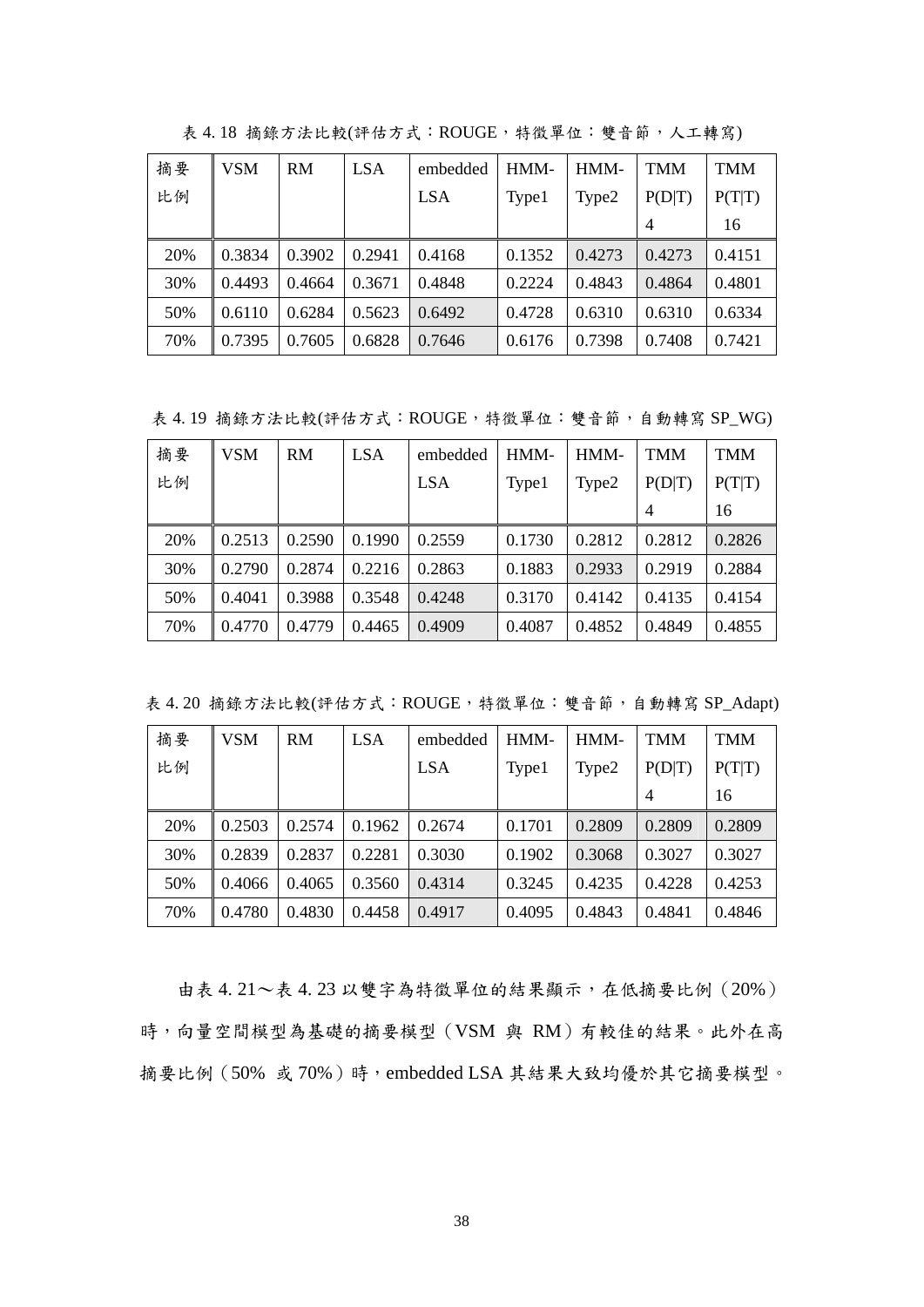表 4. 18 摘錄方法比較(評估方式：ROUGE，特徵單位：雙音節，人工轉寫)

| 摘要比例 | VSM | RM | LSA | embedded LSA | HMM-Type1 | HMM-Type2 | TMM P(D\|T) 4 | TMM P(T\|T) 16 |
|---|---|---|---|---|---|---|---|---|
| 20% | 0.3834 | 0.3902 | 0.2941 | 0.4168 | 0.1352 | 0.4273 | 0.4273 | 0.4151 |
| 30% | 0.4493 | 0.4664 | 0.3671 | 0.4848 | 0.2224 | 0.4843 | 0.4864 | 0.4801 |
| 50% | 0.6110 | 0.6284 | 0.5623 | 0.6492 | 0.4728 | 0.6310 | 0.6310 | 0.6334 |
| 70% | 0.7395 | 0.7605 | 0.6828 | 0.7646 | 0.6176 | 0.7398 | 0.7408 | 0.7421 |

表 4. 19 摘錄方法比較(評估方式：ROUGE，特徵單位：雙音節，自動轉寫 SP_WG)

| 摘要比例 | VSM | RM | LSA | embedded LSA | HMM-Type1 | HMM-Type2 | TMM P(D\|T) 4 | TMM P(T\|T) 16 |
|---|---|---|---|---|---|---|---|---|
| 20% | 0.2513 | 0.2590 | 0.1990 | 0.2559 | 0.1730 | 0.2812 | 0.2812 | 0.2826 |
| 30% | 0.2790 | 0.2874 | 0.2216 | 0.2863 | 0.1883 | 0.2933 | 0.2919 | 0.2884 |
| 50% | 0.4041 | 0.3988 | 0.3548 | 0.4248 | 0.3170 | 0.4142 | 0.4135 | 0.4154 |
| 70% | 0.4770 | 0.4779 | 0.4465 | 0.4909 | 0.4087 | 0.4852 | 0.4849 | 0.4855 |

表 4. 20 摘錄方法比較(評估方式：ROUGE，特徵單位：雙音節，自動轉寫 SP_Adapt)

| 摘要比例 | VSM | RM | LSA | embedded LSA | HMM-Type1 | HMM-Type2 | TMM P(D\|T) 4 | TMM P(T\|T) 16 |
|---|---|---|---|---|---|---|---|---|
| 20% | 0.2503 | 0.2574 | 0.1962 | 0.2674 | 0.1701 | 0.2809 | 0.2809 | 0.2809 |
| 30% | 0.2839 | 0.2837 | 0.2281 | 0.3030 | 0.1902 | 0.3068 | 0.3027 | 0.3027 |
| 50% | 0.4066 | 0.4065 | 0.3560 | 0.4314 | 0.3245 | 0.4235 | 0.4228 | 0.4253 |
| 70% | 0.4780 | 0.4830 | 0.4458 | 0.4917 | 0.4095 | 0.4843 | 0.4841 | 0.4846 |

由表 4. 21～表 4. 23 以雙字為特徵單位的結果顯示，在低摘要比例（20%）時，向量空間模型為基礎的摘要模型（VSM 與 RM）有較佳的結果。此外在高摘要比例（50% 或 70%）時，embedded LSA 其結果大致均優於其它摘要模型。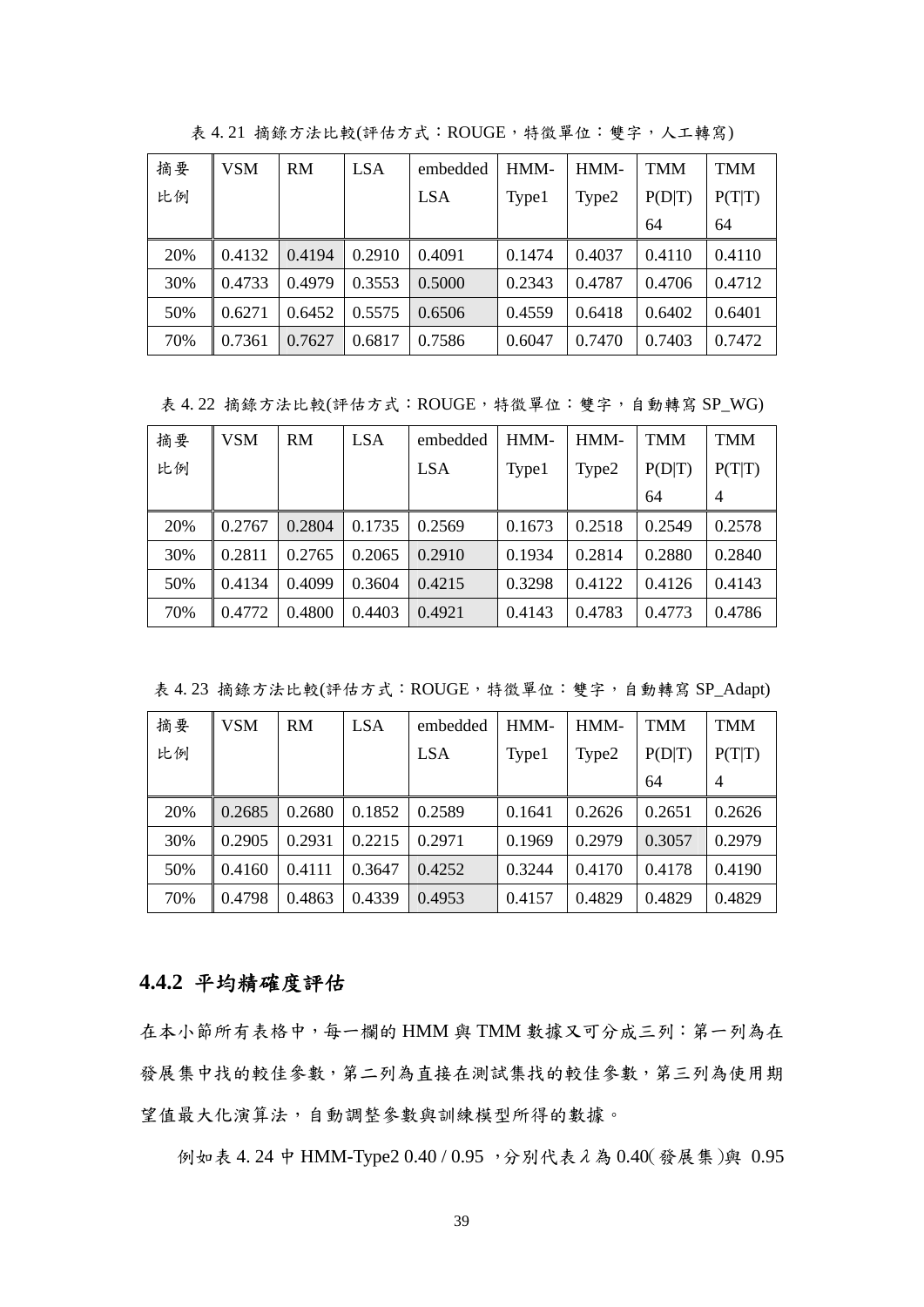表 4. 21 摘錄方法比較(評估方式：ROUGE，特徵單位：雙字，人工轉寫)

| 摘要比例 | VSM | RM | LSA | embedded LSA | HMM-Type1 | HMM-Type2 | TMM P(D\|T) 64 | TMM P(T\|T) 64 |
|---|---|---|---|---|---|---|---|---|
| 20% | 0.4132 | 0.4194 | 0.2910 | 0.4091 | 0.1474 | 0.4037 | 0.4110 | 0.4110 |
| 30% | 0.4733 | 0.4979 | 0.3553 | 0.5000 | 0.2343 | 0.4787 | 0.4706 | 0.4712 |
| 50% | 0.6271 | 0.6452 | 0.5575 | 0.6506 | 0.4559 | 0.6418 | 0.6402 | 0.6401 |
| 70% | 0.7361 | 0.7627 | 0.6817 | 0.7586 | 0.6047 | 0.7470 | 0.7403 | 0.7472 |

表 4. 22 摘錄方法比較(評估方式：ROUGE，特徵單位：雙字，自動轉寫 SP_WG)

| 摘要比例 | VSM | RM | LSA | embedded LSA | HMM-Type1 | HMM-Type2 | TMM P(D\|T) 64 | TMM P(T\|T) 4 |
|---|---|---|---|---|---|---|---|---|
| 20% | 0.2767 | 0.2804 | 0.1735 | 0.2569 | 0.1673 | 0.2518 | 0.2549 | 0.2578 |
| 30% | 0.2811 | 0.2765 | 0.2065 | 0.2910 | 0.1934 | 0.2814 | 0.2880 | 0.2840 |
| 50% | 0.4134 | 0.4099 | 0.3604 | 0.4215 | 0.3298 | 0.4122 | 0.4126 | 0.4143 |
| 70% | 0.4772 | 0.4800 | 0.4403 | 0.4921 | 0.4143 | 0.4783 | 0.4773 | 0.4786 |

表 4. 23 摘錄方法比較(評估方式：ROUGE，特徵單位：雙字，自動轉寫 SP_Adapt)

| 摘要比例 | VSM | RM | LSA | embedded LSA | HMM-Type1 | HMM-Type2 | TMM P(D\|T) 64 | TMM P(T\|T) 4 |
|---|---|---|---|---|---|---|---|---|
| 20% | 0.2685 | 0.2680 | 0.1852 | 0.2589 | 0.1641 | 0.2626 | 0.2651 | 0.2626 |
| 30% | 0.2905 | 0.2931 | 0.2215 | 0.2971 | 0.1969 | 0.2979 | 0.3057 | 0.2979 |
| 50% | 0.4160 | 0.4111 | 0.3647 | 0.4252 | 0.3244 | 0.4170 | 0.4178 | 0.4190 |
| 70% | 0.4798 | 0.4863 | 0.4339 | 0.4953 | 0.4157 | 0.4829 | 0.4829 | 0.4829 |

### 4.4.2 平均精確度評估

在本小節所有表格中，每一欄的 HMM 與 TMM 數據又可分成三列：第一列為在發展集中找的較佳參數，第二列為直接在測試集找的較佳參數，第三列為使用期望值最大化演算法，自動調整參數與訓練模型所得的數據。

例如表 4. 24 中 HMM-Type2 0.40 / 0.95 ，分別代表 $\lambda$ 為 0.40( 發展集 )與 0.95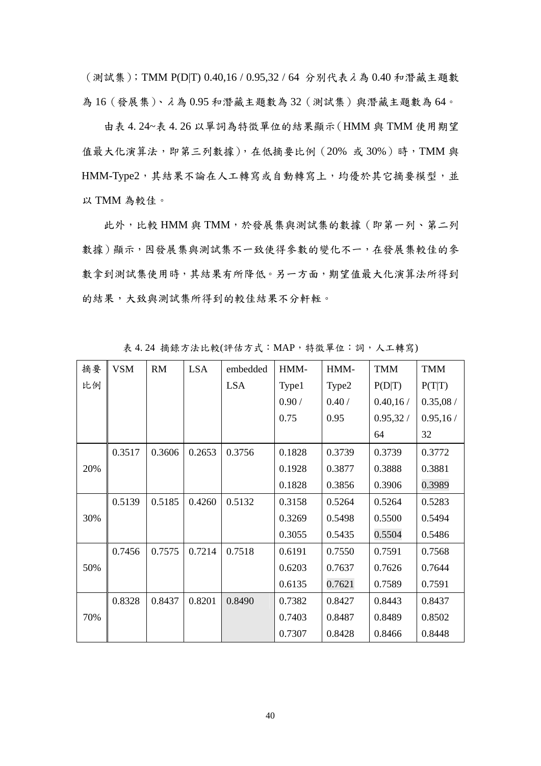（測試集）；TMM P(D|T) 0.40,16 / 0.95,32 / 64 分別代表λ為 0.40 和潛藏主題數為 16（發展集）、λ為 0.95 和潛藏主題數為 32（測試集）與潛藏主題數為 64。

由表 4. 24~表 4. 26 以單詞為特徵單位的結果顯示（HMM 與 TMM 使用期望值最大化演算法，即第三列數據），在低摘要比例（20% 或 30%）時，TMM 與 HMM-Type2，其結果不論在人工轉寫或自動轉寫上，均優於其它摘要模型，並以 TMM 為較佳。

此外，比較 HMM 與 TMM，於發展集與測試集的數據（即第一列、第二列數據）顯示，因發展集與測試集不一致使得參數的變化不一，在發展集較佳的參數拿到測試集使用時，其結果有所降低。另一方面，期望值最大化演算法所得到的結果，大致與測試集所得到的較佳結果不分軒輊。

表 4. 24 摘錄方法比較(評估方式：MAP，特徵單位：詞，人工轉寫)

| 摘要比例 | VSM | RM | LSA | embedded LSA | HMM-Type1 0.90 / 0.75 | HMM-Type2 0.40 / 0.95 | TMM P(D\|T) 0.40,16 / 0.95,32 / 64 | TMM P(T\|T) 0.35,08 / 0.95,16 / 32 |
|---|---|---|---|---|---|---|---|---|
| 20% | 0.3517 | 0.3606 | 0.2653 | 0.3756 | 0.1828 | 0.3739 | 0.3739 | 0.3772 |
| | | | | | 0.1928 | 0.3877 | 0.3888 | 0.3881 |
| | | | | | 0.1828 | 0.3856 | 0.3906 | 0.3989 |
| 30% | 0.5139 | 0.5185 | 0.4260 | 0.5132 | 0.3158 | 0.5264 | 0.5264 | 0.5283 |
| | | | | | 0.3269 | 0.5498 | 0.5500 | 0.5494 |
| | | | | | 0.3055 | 0.5435 | 0.5504 | 0.5486 |
| 50% | 0.7456 | 0.7575 | 0.7214 | 0.7518 | 0.6191 | 0.7550 | 0.7591 | 0.7568 |
| | | | | | 0.6203 | 0.7637 | 0.7626 | 0.7644 |
| | | | | | 0.6135 | 0.7621 | 0.7589 | 0.7591 |
| 70% | 0.8328 | 0.8437 | 0.8201 | 0.8490 | 0.7382 | 0.8427 | 0.8443 | 0.8437 |
| | | | | | 0.7403 | 0.8487 | 0.8489 | 0.8502 |
| | | | | | 0.7307 | 0.8428 | 0.8466 | 0.8448 |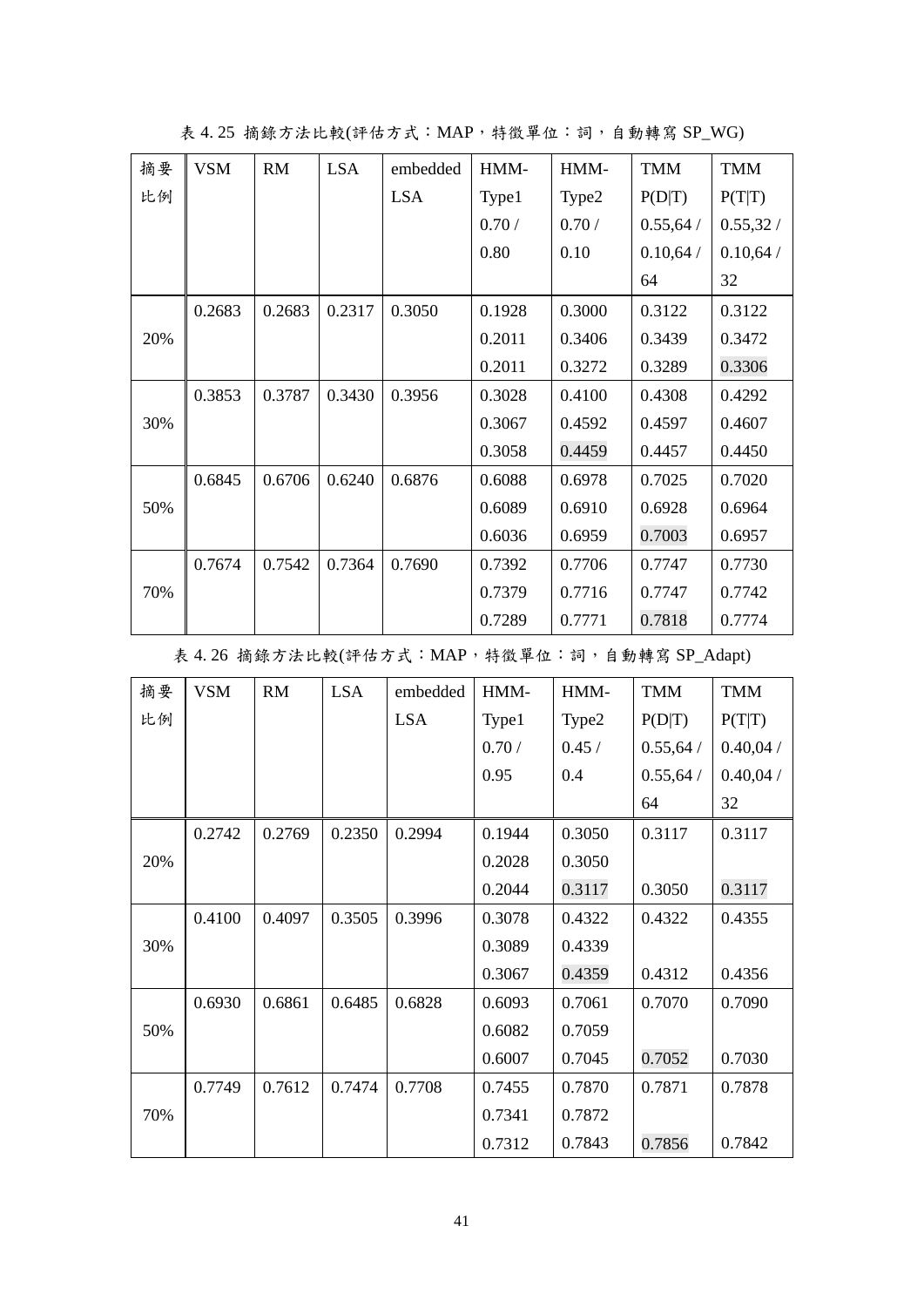表 4. 25 摘錄方法比較(評估方式：MAP，特徵單位：詞，自動轉寫 SP_WG)

| 摘要比例 | VSM | RM | LSA | embedded LSA | HMM-Type1 0.70 / 0.80 | HMM-Type2 0.70 / 0.10 | TMM P(D\|T) 0.55,64 / 0.10,64 / 64 | TMM P(T\|T) 0.55,32 / 0.10,64 / 32 |
|---|---|---|---|---|---|---|---|---|
| 20% | 0.2683 | 0.2683 | 0.2317 | 0.3050 | 0.1928 | 0.3000 | 0.3122 | 0.3122 |
| | | | | | 0.2011 | 0.3406 | 0.3439 | 0.3472 |
| | | | | | 0.2011 | 0.3272 | 0.3289 | 0.3306 |
| 30% | 0.3853 | 0.3787 | 0.3430 | 0.3956 | 0.3028 | 0.4100 | 0.4308 | 0.4292 |
| | | | | | 0.3067 | 0.4592 | 0.4597 | 0.4607 |
| | | | | | 0.3058 | 0.4459 | 0.4457 | 0.4450 |
| 50% | 0.6845 | 0.6706 | 0.6240 | 0.6876 | 0.6088 | 0.6978 | 0.7025 | 0.7020 |
| | | | | | 0.6089 | 0.6910 | 0.6928 | 0.6964 |
| | | | | | 0.6036 | 0.6959 | 0.7003 | 0.6957 |
| 70% | 0.7674 | 0.7542 | 0.7364 | 0.7690 | 0.7392 | 0.7706 | 0.7747 | 0.7730 |
| | | | | | 0.7379 | 0.7716 | 0.7747 | 0.7742 |
| | | | | | 0.7289 | 0.7771 | 0.7818 | 0.7774 |

表 4. 26 摘錄方法比較(評估方式：MAP，特徵單位：詞，自動轉寫 SP_Adapt)

| 摘要比例 | VSM | RM | LSA | embedded LSA | HMM-Type1 0.70 / 0.95 | HMM-Type2 0.45 / 0.4 | TMM P(D\|T) 0.55,64 / 0.55,64 / 64 | TMM P(T\|T) 0.40,04 / 0.40,04 / 32 |
|---|---|---|---|---|---|---|---|---|
| 20% | 0.2742 | 0.2769 | 0.2350 | 0.2994 | 0.1944 | 0.3050 | 0.3117 | 0.3117 |
| | | | | | 0.2028 | 0.3050 | | |
| | | | | | 0.2044 | 0.3117 | 0.3050 | 0.3117 |
| 30% | 0.4100 | 0.4097 | 0.3505 | 0.3996 | 0.3078 | 0.4322 | 0.4322 | 0.4355 |
| | | | | | 0.3089 | 0.4339 | | |
| | | | | | 0.3067 | 0.4359 | 0.4312 | 0.4356 |
| 50% | 0.6930 | 0.6861 | 0.6485 | 0.6828 | 0.6093 | 0.7061 | 0.7070 | 0.7090 |
| | | | | | 0.6082 | 0.7059 | | |
| | | | | | 0.6007 | 0.7045 | 0.7052 | 0.7030 |
| 70% | 0.7749 | 0.7612 | 0.7474 | 0.7708 | 0.7455 | 0.7870 | 0.7871 | 0.7878 |
| | | | | | 0.7341 | 0.7872 | | |
| | | | | | 0.7312 | 0.7843 | 0.7856 | 0.7842 |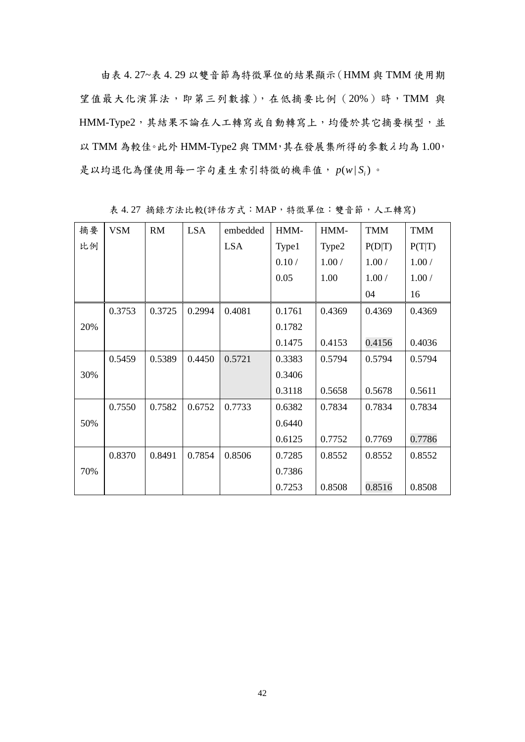由表 4. 27~表 4. 29 以雙音節為特徵單位的結果顯示(HMM 與 TMM 使用期望值最大化演算法，即第三列數據)，在低摘要比例（20%）時，TMM 與 HMM-Type2，其結果不論在人工轉寫或自動轉寫上，均優於其它摘要模型，並以 TMM 為較佳。此外 HMM-Type2 與 TMM，其在發展集所得的參數λ均為 1.00，是以均退化為僅使用每一字句產生索引特徵的機率值，$p(w|S_i)$。

表 4. 27 摘錄方法比較(評估方式：MAP，特徵單位：雙音節，人工轉寫)

| 摘要比例 | VSM | RM | LSA | embedded LSA | HMM-Type1 0.10 / 0.05 | HMM-Type2 1.00 / 1.00 | TMM P(D\|T) 1.00 / 1.00 / 04 | TMM P(T\|T) 1.00 / 1.00 / 16 |
|---|---|---|---|---|---|---|---|---|
| 20% | 0.3753 | 0.3725 | 0.2994 | 0.4081 | 0.1761 | 0.4369 | 0.4369 | 0.4369 |
| | | | | | 0.1782 | | | |
| | | | | | 0.1475 | 0.4153 | 0.4156 | 0.4036 |
| 30% | 0.5459 | 0.5389 | 0.4450 | 0.5721 | 0.3383 | 0.5794 | 0.5794 | 0.5794 |
| | | | | | 0.3406 | | | |
| | | | | | 0.3118 | 0.5658 | 0.5678 | 0.5611 |
| 50% | 0.7550 | 0.7582 | 0.6752 | 0.7733 | 0.6382 | 0.7834 | 0.7834 | 0.7834 |
| | | | | | 0.6440 | | | |
| | | | | | 0.6125 | 0.7752 | 0.7769 | 0.7786 |
| 70% | 0.8370 | 0.8491 | 0.7854 | 0.8506 | 0.7285 | 0.8552 | 0.8552 | 0.8552 |
| | | | | | 0.7386 | | | |
| | | | | | 0.7253 | 0.8508 | 0.8516 | 0.8508 |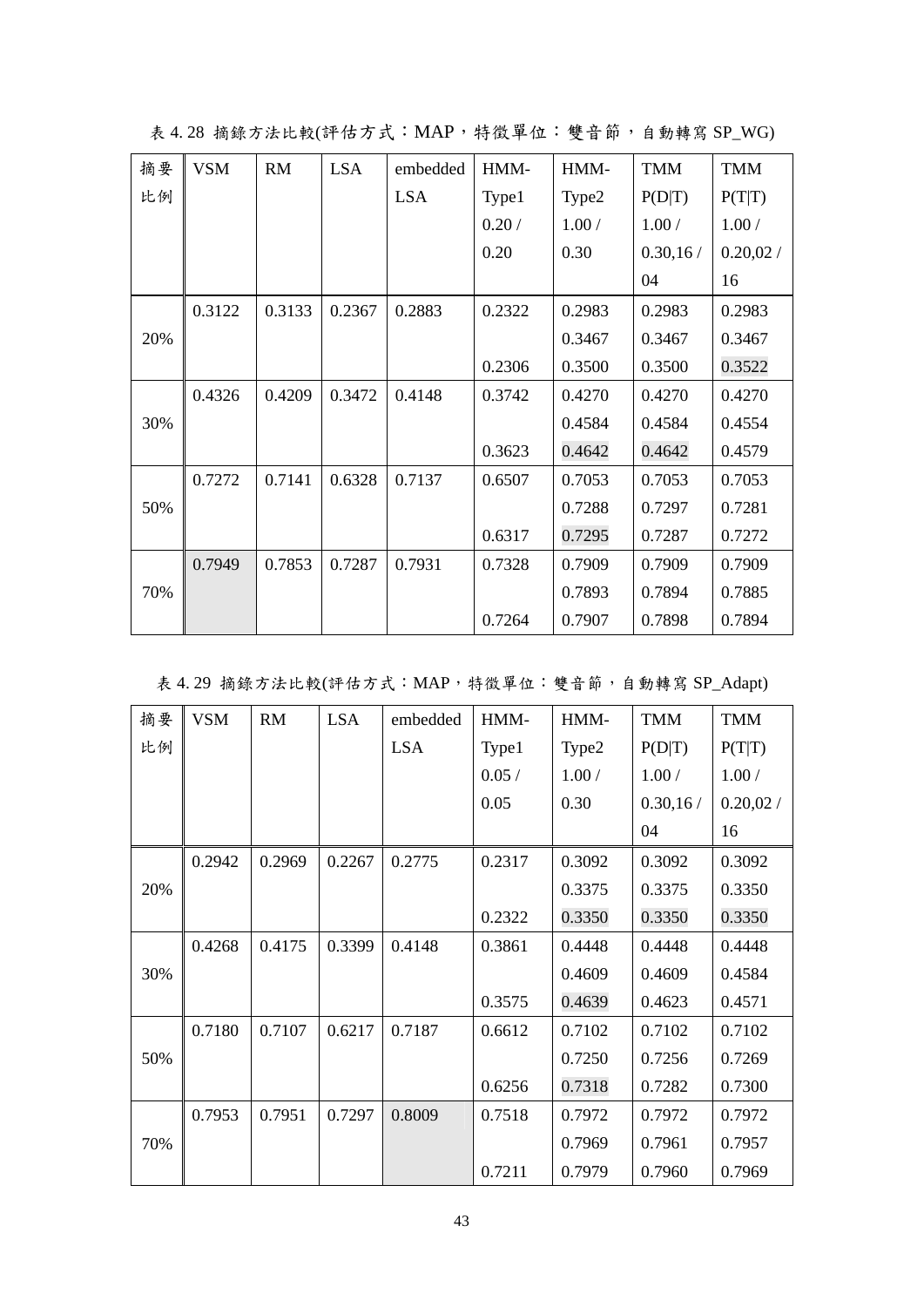表 4. 28 摘錄方法比較(評估方式：MAP，特徵單位：雙音節，自動轉寫 SP_WG)

| 摘要比例 | VSM | RM | LSA | embedded LSA | HMM-Type1 0.20 / 0.20 | HMM-Type2 1.00 / 0.30 | TMM P(D\|T) 1.00 / 0.30,16 / 04 | TMM P(T\|T) 1.00 / 0.20,02 / 16 |
|---|---|---|---|---|---|---|---|---|
| 20% | 0.3122 | 0.3133 | 0.2367 | 0.2883 | 0.2322 | 0.2983 | 0.2983 | 0.2983 |
| | | | | | | 0.3467 | 0.3467 | 0.3467 |
| | | | | | 0.2306 | 0.3500 | 0.3500 | 0.3522 |
| 30% | 0.4326 | 0.4209 | 0.3472 | 0.4148 | 0.3742 | 0.4270 | 0.4270 | 0.4270 |
| | | | | | | 0.4584 | 0.4584 | 0.4554 |
| | | | | | 0.3623 | 0.4642 | 0.4642 | 0.4579 |
| 50% | 0.7272 | 0.7141 | 0.6328 | 0.7137 | 0.6507 | 0.7053 | 0.7053 | 0.7053 |
| | | | | | | 0.7288 | 0.7297 | 0.7281 |
| | | | | | 0.6317 | 0.7295 | 0.7287 | 0.7272 |
| 70% | 0.7949 | 0.7853 | 0.7287 | 0.7931 | 0.7328 | 0.7909 | 0.7909 | 0.7909 |
| | | | | | | 0.7893 | 0.7894 | 0.7885 |
| | | | | | 0.7264 | 0.7907 | 0.7898 | 0.7894 |

表 4. 29 摘錄方法比較(評估方式：MAP，特徵單位：雙音節，自動轉寫 SP_Adapt)

| 摘要比例 | VSM | RM | LSA | embedded LSA | HMM-Type1 0.05 / 0.05 | HMM-Type2 1.00 / 0.30 | TMM P(D\|T) 1.00 / 0.30,16 / 04 | TMM P(T\|T) 1.00 / 0.20,02 / 16 |
|---|---|---|---|---|---|---|---|---|
| 20% | 0.2942 | 0.2969 | 0.2267 | 0.2775 | 0.2317 | 0.3092 | 0.3092 | 0.3092 |
| | | | | | | 0.3375 | 0.3375 | 0.3350 |
| | | | | | 0.2322 | 0.3350 | 0.3350 | 0.3350 |
| 30% | 0.4268 | 0.4175 | 0.3399 | 0.4148 | 0.3861 | 0.4448 | 0.4448 | 0.4448 |
| | | | | | | 0.4609 | 0.4609 | 0.4584 |
| | | | | | 0.3575 | 0.4639 | 0.4623 | 0.4571 |
| 50% | 0.7180 | 0.7107 | 0.6217 | 0.7187 | 0.6612 | 0.7102 | 0.7102 | 0.7102 |
| | | | | | | 0.7250 | 0.7256 | 0.7269 |
| | | | | | 0.6256 | 0.7318 | 0.7282 | 0.7300 |
| 70% | 0.7953 | 0.7951 | 0.7297 | 0.8009 | 0.7518 | 0.7972 | 0.7972 | 0.7972 |
| | | | | | | 0.7969 | 0.7961 | 0.7957 |
| | | | | | 0.7211 | 0.7979 | 0.7960 | 0.7969 |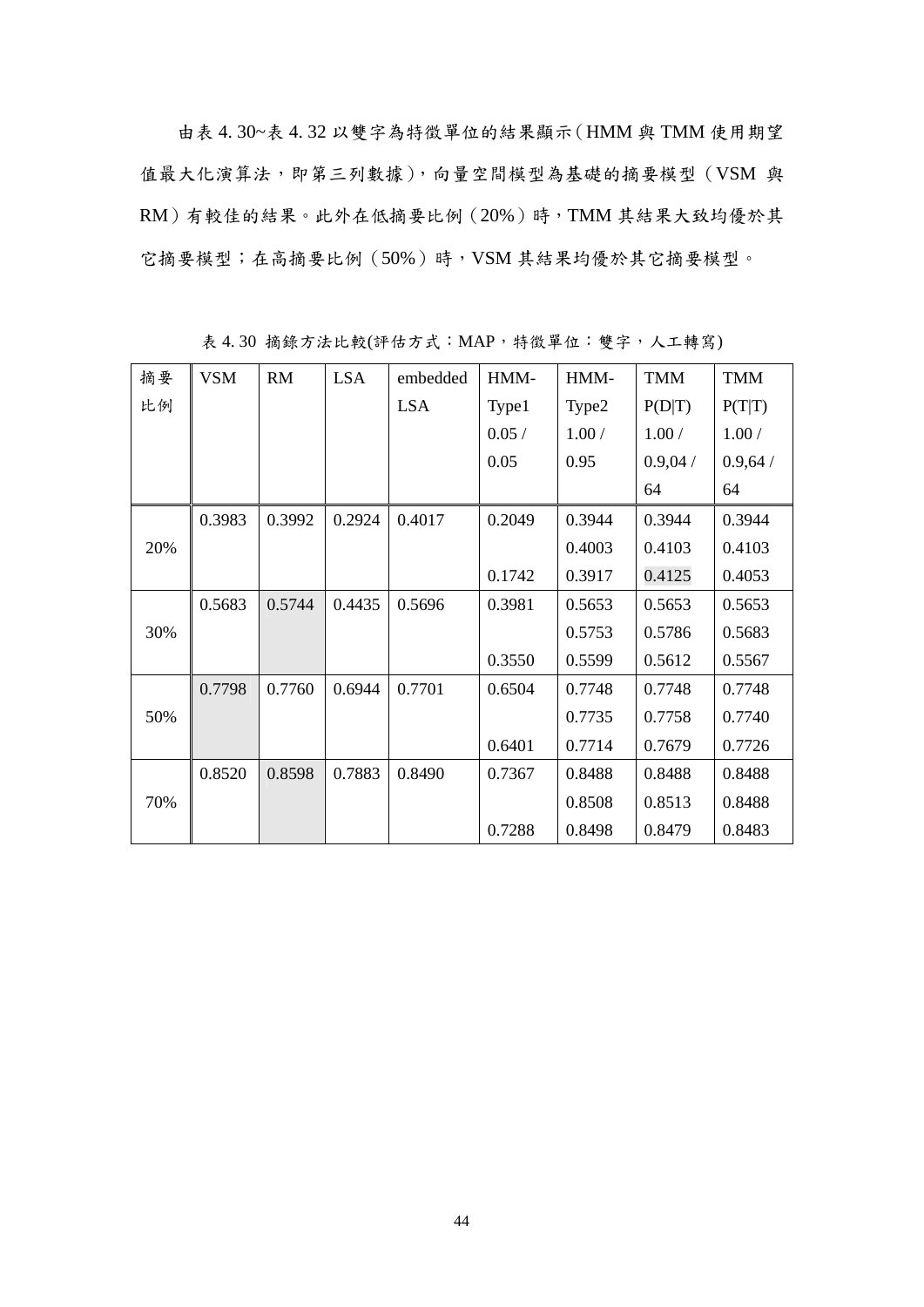由表 4. 30~表 4. 32 以雙字為特徵單位的結果顯示（HMM 與 TMM 使用期望值最大化演算法，即第三列數據），向量空間模型為基礎的摘要模型（VSM 與 RM）有較佳的結果。此外在低摘要比例（20%）時，TMM 其結果大致均優於其它摘要模型；在高摘要比例（50%）時，VSM 其結果均優於其它摘要模型。

表 4. 30 摘錄方法比較(評估方式：MAP，特徵單位：雙字，人工轉寫)

| 摘要比例 | VSM | RM | LSA | embedded LSA | HMM-Type1 0.05 / 0.05 | HMM-Type2 1.00 / 0.95 | TMM P(D\|T) 1.00 / 0.9,04 / 64 | TMM P(T\|T) 1.00 / 0.9,64 / 64 |
|---|---|---|---|---|---|---|---|---|
| 20% | 0.3983 | 0.3992 | 0.2924 | 0.4017 | 0.2049 | 0.3944 | 0.3944 | 0.3944 |
| | | | | | | 0.4003 | 0.4103 | 0.4103 |
| | | | | | 0.1742 | 0.3917 | 0.4125 | 0.4053 |
| 30% | 0.5683 | 0.5744 | 0.4435 | 0.5696 | 0.3981 | 0.5653 | 0.5653 | 0.5653 |
| | | | | | | 0.5753 | 0.5786 | 0.5683 |
| | | | | | 0.3550 | 0.5599 | 0.5612 | 0.5567 |
| 50% | 0.7798 | 0.7760 | 0.6944 | 0.7701 | 0.6504 | 0.7748 | 0.7748 | 0.7748 |
| | | | | | | 0.7735 | 0.7758 | 0.7740 |
| | | | | | 0.6401 | 0.7714 | 0.7679 | 0.7726 |
| 70% | 0.8520 | 0.8598 | 0.7883 | 0.8490 | 0.7367 | 0.8488 | 0.8488 | 0.8488 |
| | | | | | | 0.8508 | 0.8513 | 0.8488 |
| | | | | | 0.7288 | 0.8498 | 0.8479 | 0.8483 |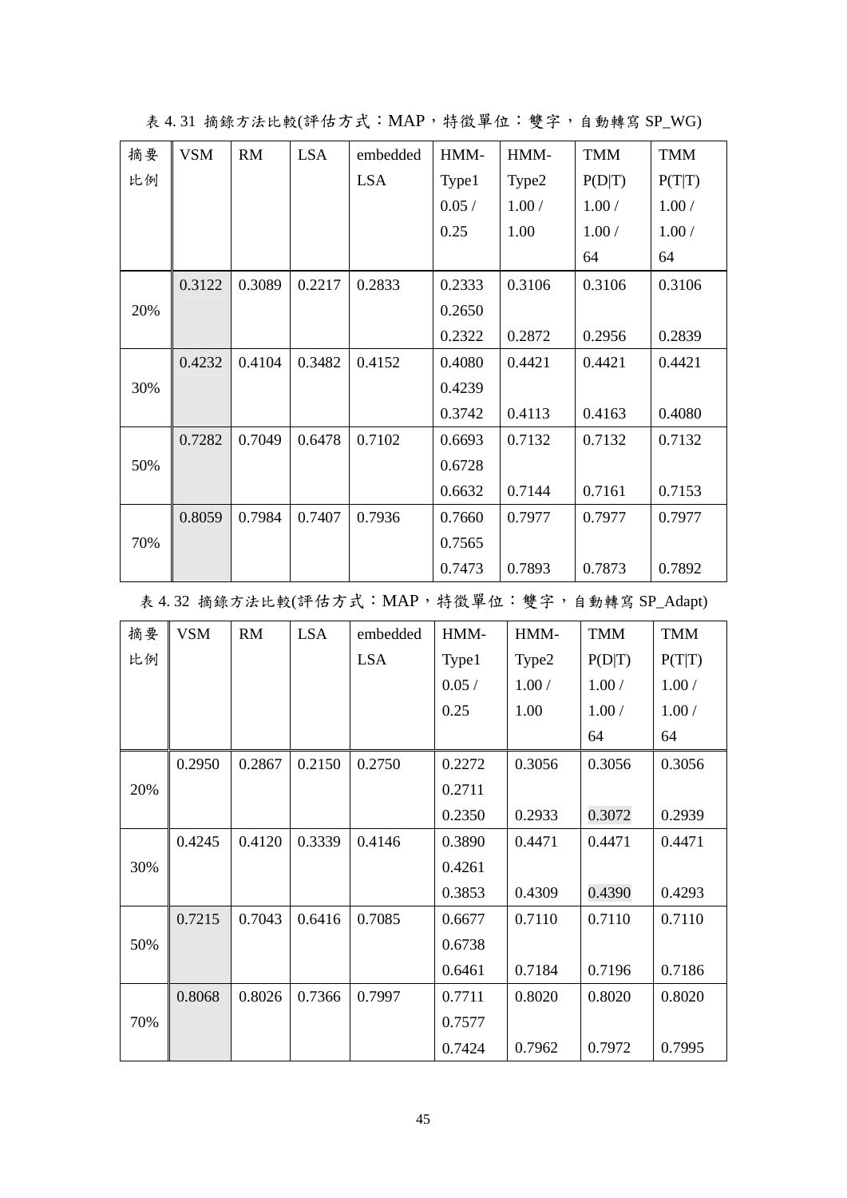表 4. 31 摘錄方法比較(評估方式：MAP，特徵單位：雙字，自動轉寫 SP_WG)

| 摘要比例 | VSM | RM | LSA | embedded LSA | HMM-Type1 0.05 / 0.25 | HMM-Type2 1.00 / 1.00 | TMM P(D\|T) 1.00 / 1.00 / 64 | TMM P(T\|T) 1.00 / 1.00 / 64 |
|---|---|---|---|---|---|---|---|---|
| 20% | 0.3122 | 0.3089 | 0.2217 | 0.2833 | 0.2333<br>0.2650<br>0.2322 | 0.3106<br><br>0.2872 | 0.3106<br><br>0.2956 | 0.3106<br><br>0.2839 |
| 30% | 0.4232 | 0.4104 | 0.3482 | 0.4152 | 0.4080<br>0.4239<br>0.3742 | 0.4421<br><br>0.4113 | 0.4421<br><br>0.4163 | 0.4421<br><br>0.4080 |
| 50% | 0.7282 | 0.7049 | 0.6478 | 0.7102 | 0.6693<br>0.6728<br>0.6632 | 0.7132<br><br>0.7144 | 0.7132<br><br>0.7161 | 0.7132<br><br>0.7153 |
| 70% | 0.8059 | 0.7984 | 0.7407 | 0.7936 | 0.7660<br>0.7565<br>0.7473 | 0.7977<br><br>0.7893 | 0.7977<br><br>0.7873 | 0.7977<br><br>0.7892 |

表 4. 32 摘錄方法比較(評估方式：MAP，特徵單位：雙字，自動轉寫 SP_Adapt)

| 摘要比例 | VSM | RM | LSA | embedded LSA | HMM-Type1 0.05 / 0.25 | HMM-Type2 1.00 / 1.00 | TMM P(D\|T) 1.00 / 1.00 / 64 | TMM P(T\|T) 1.00 / 1.00 / 64 |
|---|---|---|---|---|---|---|---|---|
| 20% | 0.2950 | 0.2867 | 0.2150 | 0.2750 | 0.2272<br>0.2711<br>0.2350 | 0.3056<br><br>0.2933 | 0.3056<br><br>0.3072 | 0.3056<br><br>0.2939 |
| 30% | 0.4245 | 0.4120 | 0.3339 | 0.4146 | 0.3890<br>0.4261<br>0.3853 | 0.4471<br><br>0.4309 | 0.4471<br><br>0.4390 | 0.4471<br><br>0.4293 |
| 50% | 0.7215 | 0.7043 | 0.6416 | 0.7085 | 0.6677<br>0.6738<br>0.6461 | 0.7110<br><br>0.7184 | 0.7110<br><br>0.7196 | 0.7110<br><br>0.7186 |
| 70% | 0.8068 | 0.8026 | 0.7366 | 0.7997 | 0.7711<br>0.7577<br>0.7424 | 0.8020<br><br>0.7962 | 0.8020<br><br>0.7972 | 0.8020<br><br>0.7995 |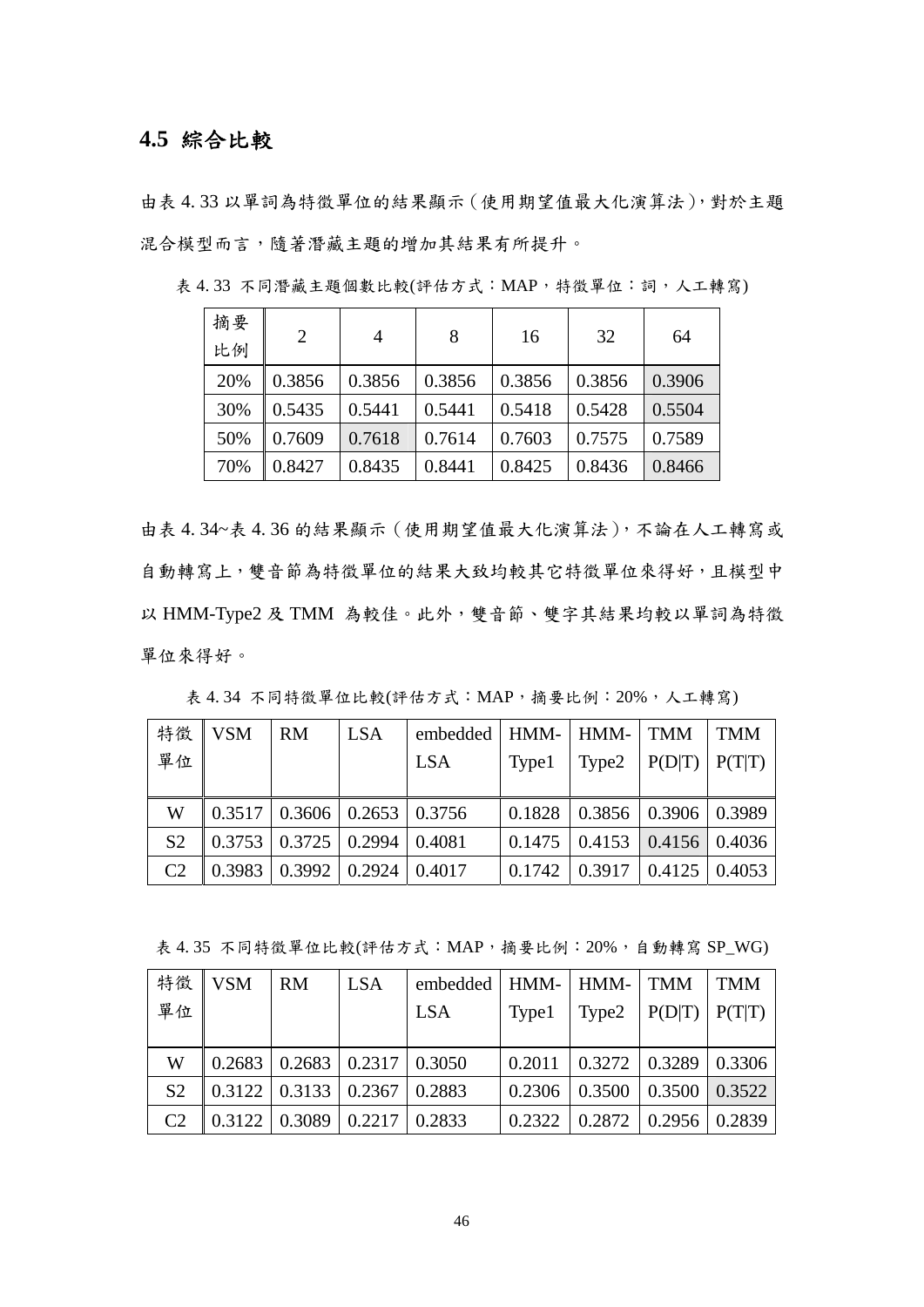## 4.5 綜合比較

由表 4. 33 以單詞為特徵單位的結果顯示（使用期望值最大化演算法），對於主題混合模型而言，隨著潛藏主題的增加其結果有所提升。

表 4. 33 不同潛藏主題個數比較(評估方式：MAP，特徵單位：詞，人工轉寫)

| 摘要比例 | 2 | 4 | 8 | 16 | 32 | 64 |
|---|---|---|---|---|---|---|
| 20% | 0.3856 | 0.3856 | 0.3856 | 0.3856 | 0.3856 | 0.3906 |
| 30% | 0.5435 | 0.5441 | 0.5441 | 0.5418 | 0.5428 | 0.5504 |
| 50% | 0.7609 | 0.7618 | 0.7614 | 0.7603 | 0.7575 | 0.7589 |
| 70% | 0.8427 | 0.8435 | 0.8441 | 0.8425 | 0.8436 | 0.8466 |

由表 4. 34~表 4. 36 的結果顯示（使用期望值最大化演算法），不論在人工轉寫或自動轉寫上，雙音節為特徵單位的結果大致均較其它特徵單位來得好，且模型中以 HMM-Type2 及 TMM 為較佳。此外，雙音節、雙字其結果均較以單詞為特徵單位來得好。

表 4. 34 不同特徵單位比較(評估方式：MAP，摘要比例：20%，人工轉寫)

| 特徵單位 | VSM | RM | LSA | embedded LSA | HMM-Type1 | HMM-Type2 | TMM P(D\|T) | TMM P(T\|T) |
|---|---|---|---|---|---|---|---|---|
| W | 0.3517 | 0.3606 | 0.2653 | 0.3756 | 0.1828 | 0.3856 | 0.3906 | 0.3989 |
| S2 | 0.3753 | 0.3725 | 0.2994 | 0.4081 | 0.1475 | 0.4153 | 0.4156 | 0.4036 |
| C2 | 0.3983 | 0.3992 | 0.2924 | 0.4017 | 0.1742 | 0.3917 | 0.4125 | 0.4053 |

表 4. 35 不同特徵單位比較(評估方式：MAP，摘要比例：20%，自動轉寫 SP_WG)

| 特徵單位 | VSM | RM | LSA | embedded LSA | HMM-Type1 | HMM-Type2 | TMM P(D\|T) | TMM P(T\|T) |
|---|---|---|---|---|---|---|---|---|
| W | 0.2683 | 0.2683 | 0.2317 | 0.3050 | 0.2011 | 0.3272 | 0.3289 | 0.3306 |
| S2 | 0.3122 | 0.3133 | 0.2367 | 0.2883 | 0.2306 | 0.3500 | 0.3500 | 0.3522 |
| C2 | 0.3122 | 0.3089 | 0.2217 | 0.2833 | 0.2322 | 0.2872 | 0.2956 | 0.2839 |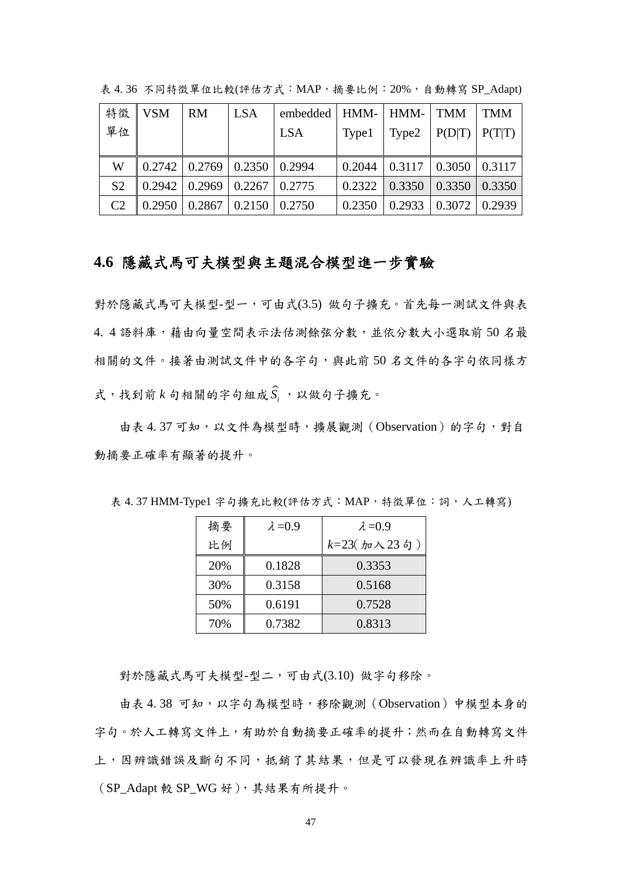表 4. 36 不同特徵單位比較(評估方式：MAP，摘要比例：20%，自動轉寫 SP_Adapt)

| 特徵單位 | VSM | RM | LSA | embedded LSA | HMM-Type1 | HMM-Type2 | TMM P(D\|T) | TMM P(T\|T) |
|---|---|---|---|---|---|---|---|---|
| W | 0.2742 | 0.2769 | 0.2350 | 0.2994 | 0.2044 | 0.3117 | 0.3050 | 0.3117 |
| S2 | 0.2942 | 0.2969 | 0.2267 | 0.2775 | 0.2322 | 0.3350 | 0.3350 | 0.3350 |
| C2 | 0.2950 | 0.2867 | 0.2150 | 0.2750 | 0.2350 | 0.2933 | 0.3072 | 0.2939 |

## 4.6 隱藏式馬可夫模型與主題混合模型進一步實驗

對於隱藏式馬可夫模型-型一，可由式(3.5) 做句子擴充。首先每一測試文件與表 4. 4 語料庫，藉由向量空間表示法估測餘弦分數，並依分數大小選取前 50 名最相關的文件。接著由測試文件中的各字句，與此前 50 名文件的各字句依同樣方式，找到前 $k$ 句相關的字句組成 $\widehat{S}_i$ ，以做句子擴充。

由表 4. 37 可知，以文件為模型時，擴展觀測（Observation）的字句，對自動摘要正確率有顯著的提升。

表 4. 37 HMM-Type1 字句擴充比較(評估方式：MAP，特徵單位：詞，人工轉寫)

| 摘要比例 | $\lambda$=0.9 | $\lambda$=0.9 $k$=23(加入 23 句) |
|---|---|---|
| 20% | 0.1828 | 0.3353 |
| 30% | 0.3158 | 0.5168 |
| 50% | 0.6191 | 0.7528 |
| 70% | 0.7382 | 0.8313 |

對於隱藏式馬可夫模型-型二，可由式(3.10) 做字句移除。

由表 4. 38 可知，以字句為模型時，移除觀測（Observation）中模型本身的字句。於人工轉寫文件上，有助於自動摘要正確率的提升；然而在自動轉寫文件上，因辨識錯誤及斷句不同，抵銷了其結果，但是可以發現在辨識率上升時（SP_Adapt 較 SP_WG 好），其結果有所提升。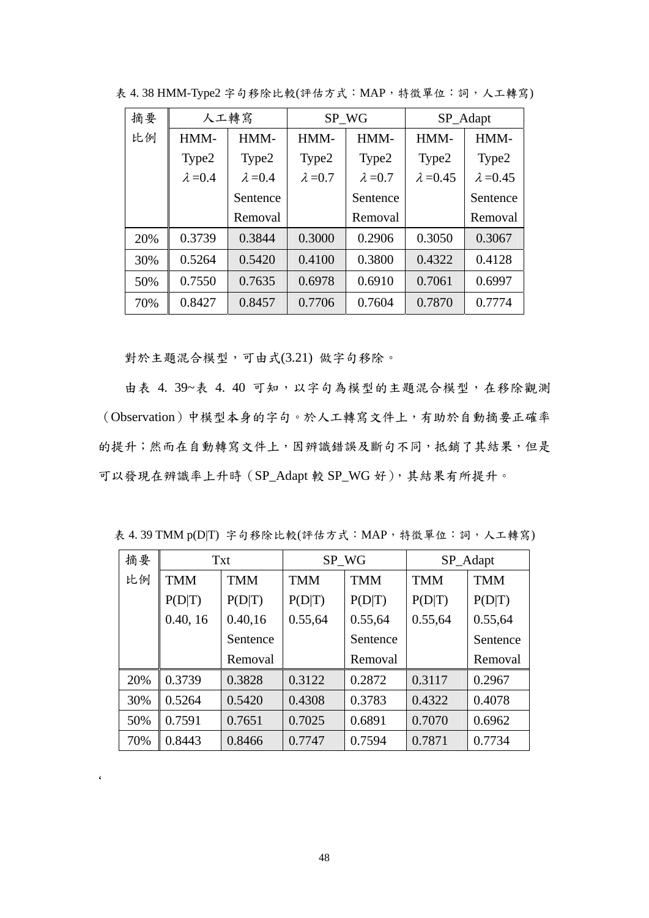表 4. 38 HMM-Type2 字句移除比較(評估方式：MAP，特徵單位：詞，人工轉寫)

| 摘要比例 | 人工轉寫 | | SP_WG | | SP_Adapt | |
|---|---|---|---|---|---|---|
| | HMM-Type2 $\lambda$=0.4 | HMM-Type2 $\lambda$=0.4 Sentence Removal | HMM-Type2 $\lambda$=0.7 | HMM-Type2 $\lambda$=0.7 Sentence Removal | HMM-Type2 $\lambda$=0.45 | HMM-Type2 $\lambda$=0.45 Sentence Removal |
| 20% | 0.3739 | 0.3844 | 0.3000 | 0.2906 | 0.3050 | 0.3067 |
| 30% | 0.5264 | 0.5420 | 0.4100 | 0.3800 | 0.4322 | 0.4128 |
| 50% | 0.7550 | 0.7635 | 0.6978 | 0.6910 | 0.7061 | 0.6997 |
| 70% | 0.8427 | 0.8457 | 0.7706 | 0.7604 | 0.7870 | 0.7774 |

對於主題混合模型，可由式(3.21) 做字句移除。

由表 4. 39~表 4. 40 可知，以字句為模型的主題混合模型，在移除觀測（Observation）中模型本身的字句。於人工轉寫文件上，有助於自動摘要正確率的提升；然而在自動轉寫文件上，因辨識錯誤及斷句不同，抵銷了其結果，但是可以發現在辨識率上升時（SP_Adapt 較 SP_WG 好），其結果有所提升。

表 4. 39 TMM p(D|T) 字句移除比較(評估方式：MAP，特徵單位：詞，人工轉寫)

| 摘要比例 | Txt | | SP_WG | | SP_Adapt | |
|---|---|---|---|---|---|---|
| | TMM P(D\|T) 0.40, 16 | TMM P(D\|T) 0.40,16 Sentence Removal | TMM P(D\|T) 0.55,64 | TMM P(D\|T) 0.55,64 Sentence Removal | TMM P(D\|T) 0.55,64 | TMM P(D\|T) 0.55,64 Sentence Removal |
| 20% | 0.3739 | 0.3828 | 0.3122 | 0.2872 | 0.3117 | 0.2967 |
| 30% | 0.5264 | 0.5420 | 0.4308 | 0.3783 | 0.4322 | 0.4078 |
| 50% | 0.7591 | 0.7651 | 0.7025 | 0.6891 | 0.7070 | 0.6962 |
| 70% | 0.8443 | 0.8466 | 0.7747 | 0.7594 | 0.7871 | 0.7734 |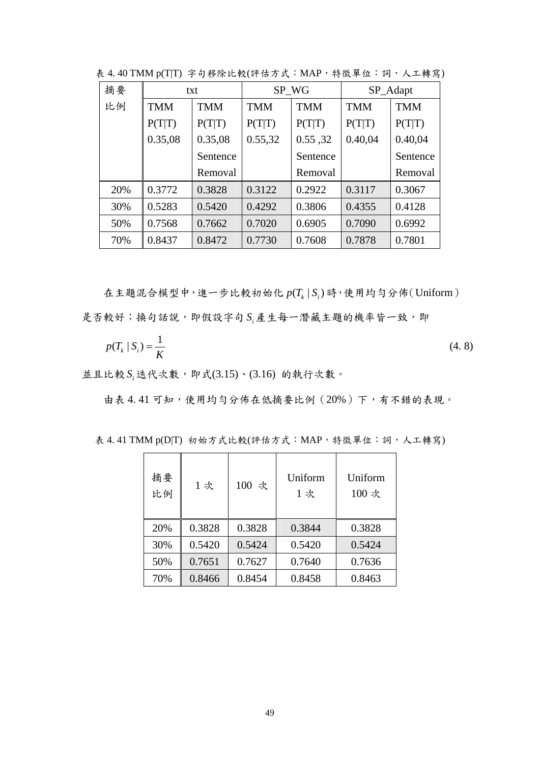表 4. 40 TMM p(T|T) 字句移除比較(評估方式：MAP，特徵單位：詞，人工轉寫)

| 摘要比例 | txt | | SP_WG | | SP_Adapt | |
|---|---|---|---|---|---|---|
| | TMM P(T\|T) 0.35,08 | TMM P(T\|T) 0.35,08 Sentence Removal | TMM P(T\|T) 0.55,32 | TMM P(T\|T) 0.55 ,32 Sentence Removal | TMM P(T\|T) 0.40,04 | TMM P(T\|T) 0.40,04 Sentence Removal |
| 20% | 0.3772 | 0.3828 | 0.3122 | 0.2922 | 0.3117 | 0.3067 |
| 30% | 0.5283 | 0.5420 | 0.4292 | 0.3806 | 0.4355 | 0.4128 |
| 50% | 0.7568 | 0.7662 | 0.7020 | 0.6905 | 0.7090 | 0.6992 |
| 70% | 0.8437 | 0.8472 | 0.7730 | 0.7608 | 0.7878 | 0.7801 |

在主題混合模型中，進一步比較初始化 $p(T_k | S_i)$ 時，使用均勻分佈（Uniform）是否較好；換句話說，即假設字句 $S_i$ 產生每一潛藏主題的機率皆一致，即

$$p(T_k | S_i) = \frac{1}{K} \tag{4. 8}$$

並且比較 $S_i$ 迭代次數，即式(3.15)、(3.16) 的執行次數。

由表 4. 41 可知，使用均勻分佈在低摘要比例（20%）下，有不錯的表現。

表 4. 41 TMM p(D|T) 初始方式比較(評估方式：MAP，特徵單位：詞，人工轉寫)

| 摘要比例 | 1 次 | 100 次 | Uniform 1 次 | Uniform 100 次 |
|---|---|---|---|---|
| 20% | 0.3828 | 0.3828 | 0.3844 | 0.3828 |
| 30% | 0.5420 | 0.5424 | 0.5420 | 0.5424 |
| 50% | 0.7651 | 0.7627 | 0.7640 | 0.7636 |
| 70% | 0.8466 | 0.8454 | 0.8458 | 0.8463 |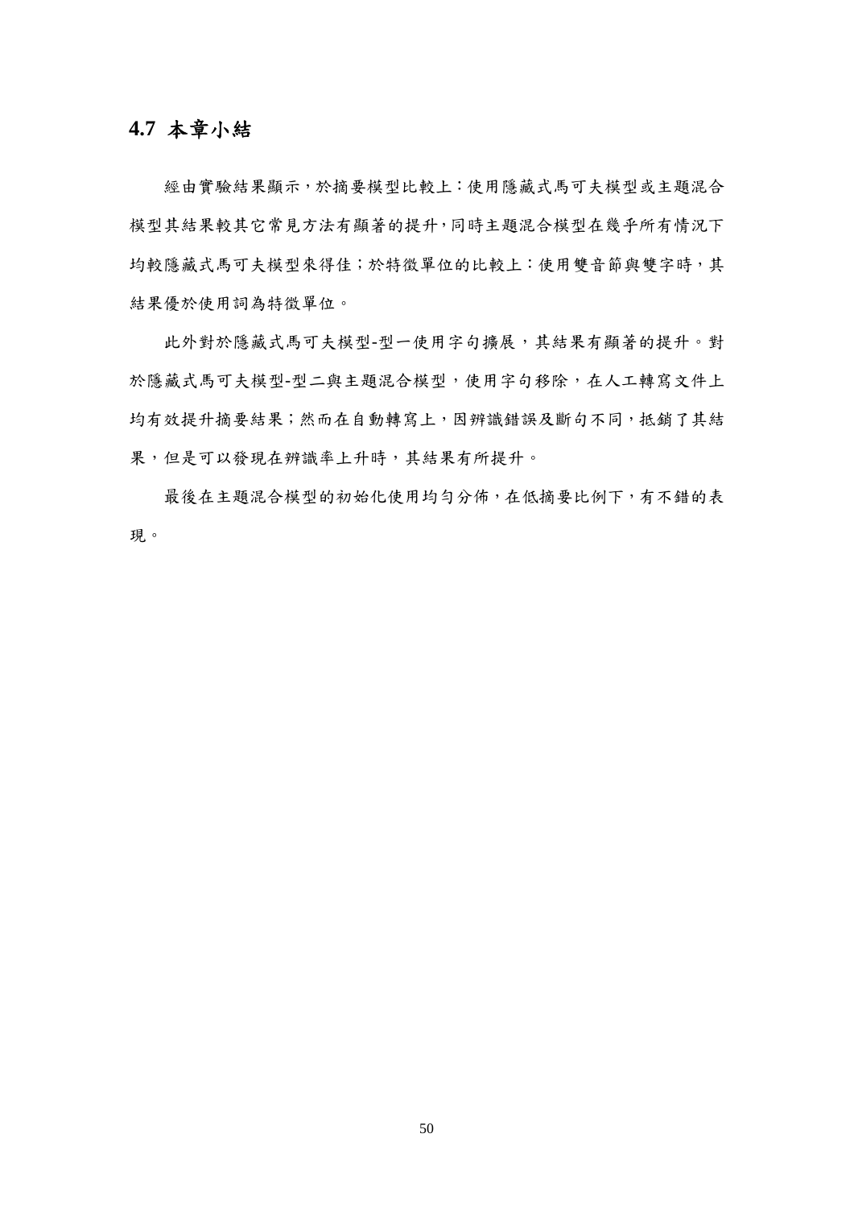## 4.7 本章小結

經由實驗結果顯示，於摘要模型比較上：使用隱藏式馬可夫模型或主題混合模型其結果較其它常見方法有顯著的提升，同時主題混合模型在幾乎所有情況下均較隱藏式馬可夫模型來得佳；於特徵單位的比較上：使用雙音節與雙字時，其結果優於使用詞為特徵單位。

此外對於隱藏式馬可夫模型-型一使用字句擴展，其結果有顯著的提升。對於隱藏式馬可夫模型-型二與主題混合模型，使用字句移除，在人工轉寫文件上均有效提升摘要結果；然而在自動轉寫上，因辨識錯誤及斷句不同，抵銷了其結果，但是可以發現在辨識率上升時，其結果有所提升。

最後在主題混合模型的初始化使用均勻分佈，在低摘要比例下，有不錯的表現。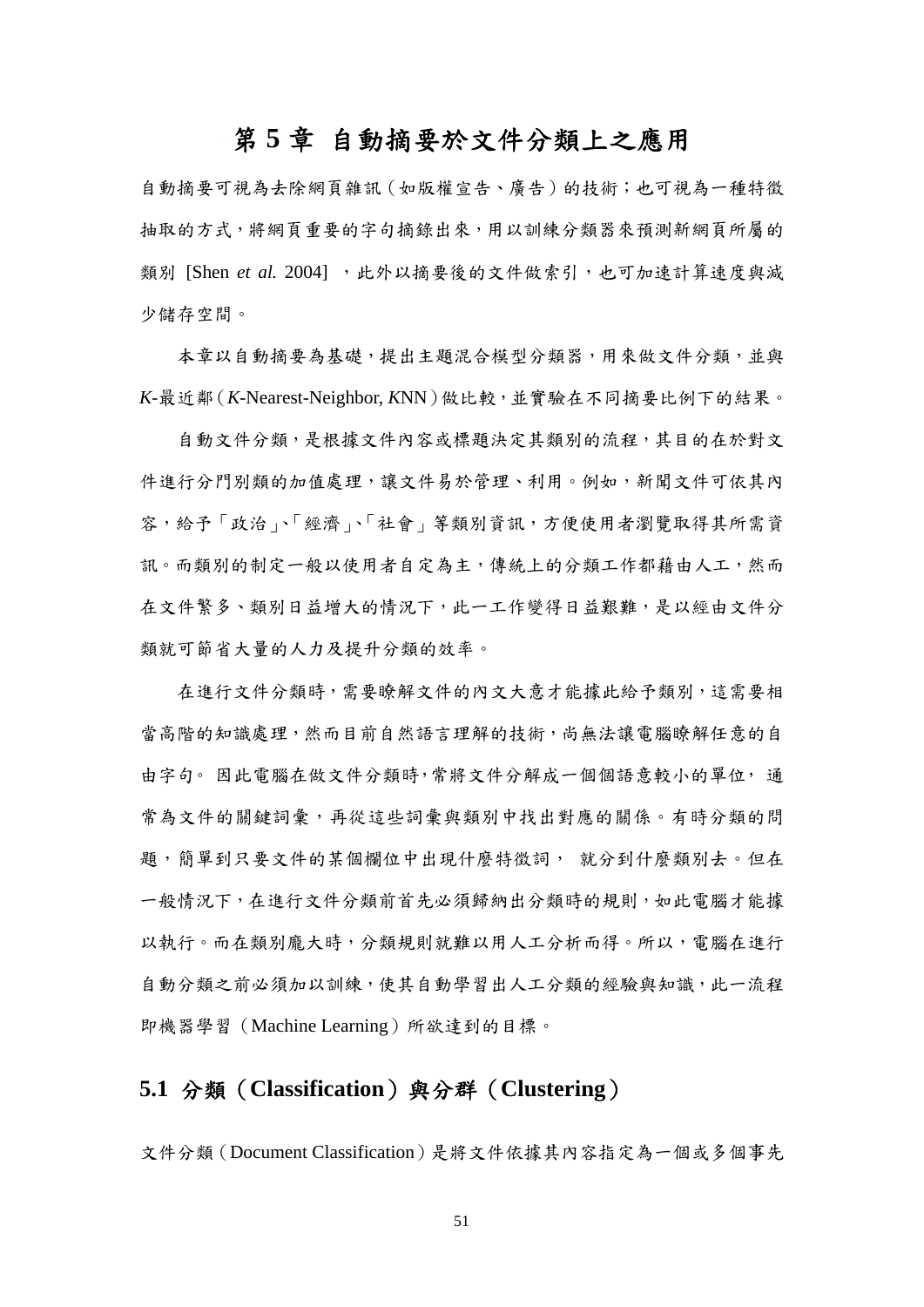# 第 5 章 自動摘要於文件分類上之應用

自動摘要可視為去除網頁雜訊（如版權宣告、廣告）的技術；也可視為一種特徵抽取的方式，將網頁重要的字句摘錄出來，用以訓練分類器來預測新網頁所屬的類別 [Shen *et al.* 2004] ，此外以摘要後的文件做索引，也可加速計算速度與減少儲存空間。

本章以自動摘要為基礎，提出主題混合模型分類器，用來做文件分類，並與 *K*-最近鄰（*K*-Nearest-Neighbor, *K*NN）做比較，並實驗在不同摘要比例下的結果。

自動文件分類，是根據文件內容或標題決定其類別的流程，其目的在於對文件進行分門別類的加值處理，讓文件易於管理、利用。例如，新聞文件可依其內容，給予「政治」、「經濟」、「社會」等類別資訊，方便使用者瀏覽取得其所需資訊。而類別的制定一般以使用者自定為主，傳統上的分類工作都藉由人工，然而在文件繁多、類別日益增大的情況下，此一工作變得日益艱難，是以經由文件分類就可節省大量的人力及提升分類的效率。

在進行文件分類時，需要瞭解文件的內文大意才能據此給予類別，這需要相當高階的知識處理，然而目前自然語言理解的技術，尚無法讓電腦瞭解任意的自由字句。 因此電腦在做文件分類時，常將文件分解成一個個語意較小的單位， 通常為文件的關鍵詞彙，再從這些詞彙與類別中找出對應的關係。有時分類的問題，簡單到只要文件的某個欄位中出現什麼特徵詞， 就分到什麼類別去。但在一般情況下，在進行文件分類前首先必須歸納出分類時的規則，如此電腦才能據以執行。而在類別龐大時，分類規則就難以用人工分析而得。所以，電腦在進行自動分類之前必須加以訓練，使其自動學習出人工分類的經驗與知識，此一流程即機器學習（Machine Learning）所欲達到的目標。

## 5.1 分類（Classification）與分群（Clustering）

文件分類（Document Classification）是將文件依據其內容指定為一個或多個事先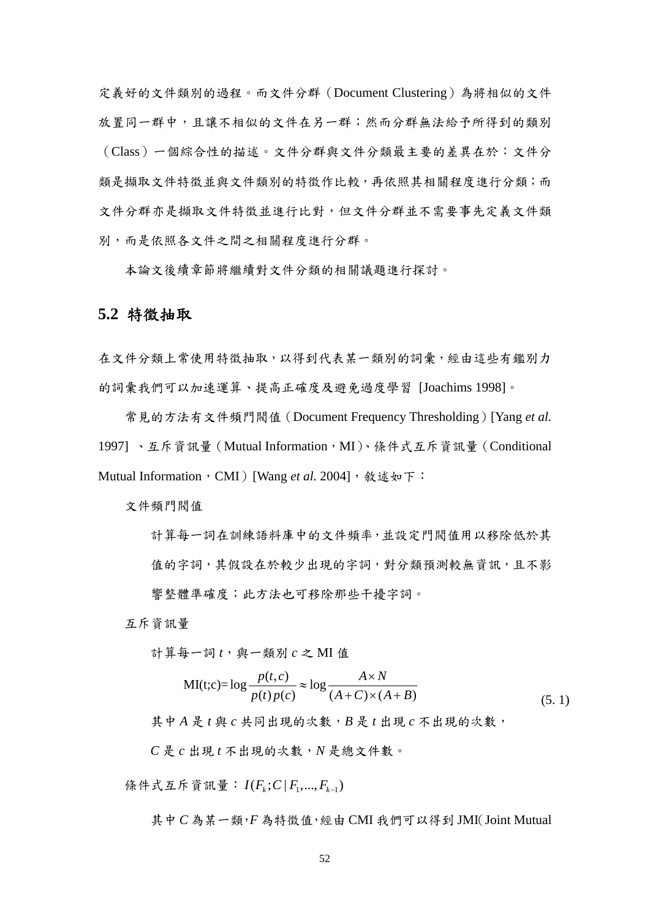定義好的文件類別的過程。而文件分群（Document Clustering）為將相似的文件放置同一群中，且讓不相似的文件在另一群；然而分群無法給予所得到的類別（Class）一個綜合性的描述。文件分群與文件分類最主要的差異在於：文件分類是擷取文件特徵並與文件類別的特徵作比較，再依照其相關程度進行分類；而文件分群亦是擷取文件特徵並進行比對，但文件分群並不需要事先定義文件類別，而是依照各文件之間之相關程度進行分群。

本論文後續章節將繼續對文件分類的相關議題進行探討。

## 5.2 特徵抽取

在文件分類上常使用特徵抽取，以得到代表某一類別的詞彙，經由這些有鑑別力的詞彙我們可以加速運算、提高正確度及避免過度學習 [Joachims 1998]。

常見的方法有文件頻門閥值（Document Frequency Thresholding）[Yang *et al.* 1997] 、互斥資訊量（Mutual Information，MI）、條件式互斥資訊量（Conditional Mutual Information，CMI）[Wang *et al.* 2004]，敘述如下：

文件頻門閥值

計算每一詞在訓練語料庫中的文件頻率，並設定門閥值用以移除低於其值的字詞，其假設在於較少出現的字詞，對分類預測較無資訊，且不影響整體準確度；此方法也可移除那些干擾字詞。

互斥資訊量

計算每一詞 $t$，與一類別 $c$ 之 MI 值

$$\mathrm{MI}(t;c)=\log\frac{p(t,c)}{p(t)p(c)}\approx\log\frac{A\times N}{(A+C)\times(A+B)} \tag{5. 1}$$

其中 $A$ 是 $t$ 與 $c$ 共同出現的次數，$B$ 是 $t$ 出現 $c$ 不出現的次數，

$C$ 是 $c$ 出現 $t$ 不出現的次數，$N$ 是總文件數。

條件式互斥資訊量：$I(F_k;C\,|\,F_1,...,F_{k-1})$

其中 $C$ 為某一類，$F$ 為特徵值，經由 CMI 我們可以得到 JMI（Joint Mutual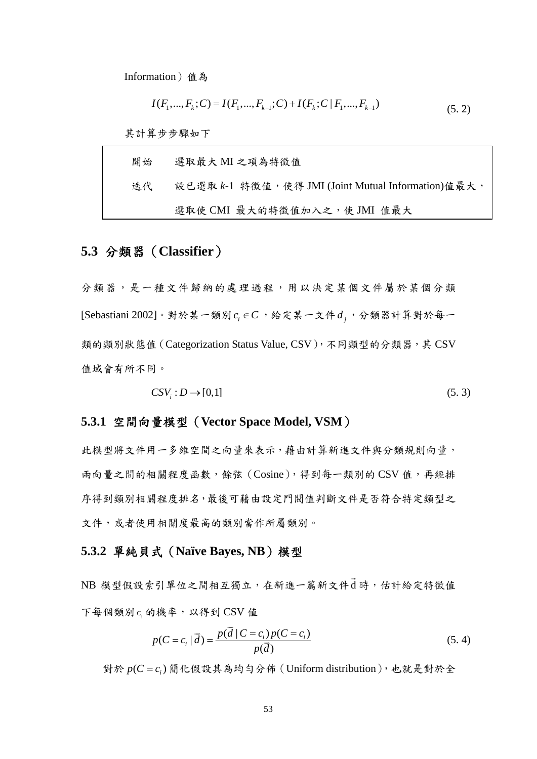Information）值為

$$I(F_1,...,F_k;C) = I(F_1,...,F_{k-1};C) + I(F_k;C \mid F_1,...,F_{k-1}) \tag{5. 2}$$

其計算步步驟如下

| 開始 | 選取最大 MI 之項為特徵值 |
|---|---|
| 迭代 | 設已選取 $k$-1 特徵值，使得 JMI (Joint Mutual Information)值最大，選取使 CMI 最大的特徵值加入之，使 JMI 值最大 |

## 5.3 分類器（Classifier）

分類器，是一種文件歸納的處理過程，用以決定某個文件屬於某個分類 [Sebastiani 2002]。對於某一類別 $c_i \in C$，給定某一文件 $d_j$，分類器計算對於每一類的類別狀態值（Categorization Status Value, CSV），不同類型的分類器，其 CSV 值域會有所不同。

$$CSV_i : D \rightarrow [0,1] \tag{5. 3}$$

### 5.3.1 空間向量模型（Vector Space Model, VSM）

此模型將文件用一多維空間之向量來表示，藉由計算新進文件與分類規則向量，兩向量之間的相關程度函數，餘弦（Cosine），得到每一類別的 CSV 值，再經排序得到類別相關程度排名，最後可藉由設定門閥值判斷文件是否符合特定類型之文件，或者使用相關度最高的類別當作所屬類別。

### 5.3.2 單純貝式（Naïve Bayes, NB）模型

NB 模型假設索引單位之間相互獨立，在新進一篇新文件 $\vec{d}$ 時，估計給定特徵值下每個類別 $c_i$ 的機率，以得到 CSV 值

$$p(C = c_i \mid \vec{d}) = \frac{p(\vec{d} \mid C = c_i)\, p(C = c_i)}{p(\vec{d})} \tag{5. 4}$$

對於 $p(C = c_i)$ 簡化假設其為均勻分佈（Uniform distribution），也就是對於全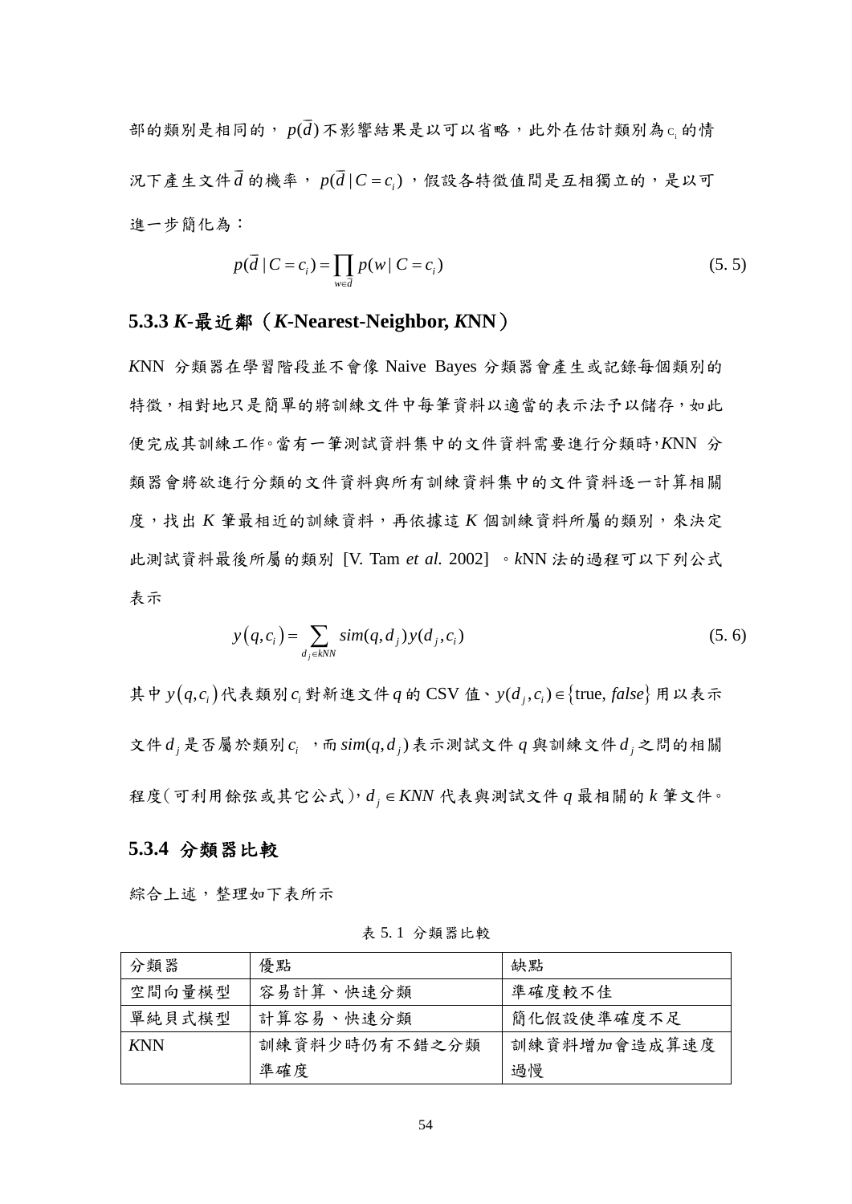部的類別是相同的，$p(\bar{d})$ 不影響結果是以可以省略，此外在估計類別為 $c_i$ 的情況下產生文件 $\bar{d}$ 的機率，$p(\bar{d} \mid C = c_i)$，假設各特徵值間是互相獨立的，是以可進一步簡化為：

$$p(\bar{d} \mid C = c_i) = \prod_{w \in \bar{d}} p(w \mid C = c_i) \tag{5. 5}$$

### 5.3.3 *K*-最近鄰（*K*-Nearest-Neighbor, *K*NN）

*K*NN 分類器在學習階段並不會像 Naive Bayes 分類器會產生或記錄每個類別的特徵，相對地只是簡單的將訓練文件中每筆資料以適當的表示法予以儲存，如此便完成其訓練工作。當有一筆測試資料集中的文件資料需要進行分類時，*K*NN 分類器會將欲進行分類的文件資料與所有訓練資料集中的文件資料逐一計算相關度，找出 *K* 筆最相近的訓練資料，再依據這 *K* 個訓練資料所屬的類別，來決定此測試資料最後所屬的類別 [V. Tam *et al.* 2002]。*k*NN 法的過程可以下列公式表示

$$y(q, c_i) = \sum_{d_j \in kNN} sim(q, d_j) y(d_j, c_i) \tag{5. 6}$$

其中 $y(q, c_i)$ 代表類別 $c_i$ 對新進文件 $q$ 的 CSV 值、$y(d_j, c_i) \in \{\text{true}, false\}$ 用以表示文件 $d_j$ 是否屬於類別 $c_i$，而 $sim(q, d_j)$ 表示測試文件 $q$ 與訓練文件 $d_j$ 之間的相關程度（可利用餘弦或其它公式），$d_j \in KNN$ 代表與測試文件 $q$ 最相關的 $k$ 筆文件。

### 5.3.4 分類器比較

綜合上述，整理如下表所示

表 5. 1 分類器比較

| 分類器 | 優點 | 缺點 |
|---|---|---|
| 空間向量模型 | 容易計算、快速分類 | 準確度較不佳 |
| 單純貝式模型 | 計算容易、快速分類 | 簡化假設使準確度不足 |
| *K*NN | 訓練資料少時仍有不錯之分類準確度 | 訓練資料增加會造成算速度過慢 |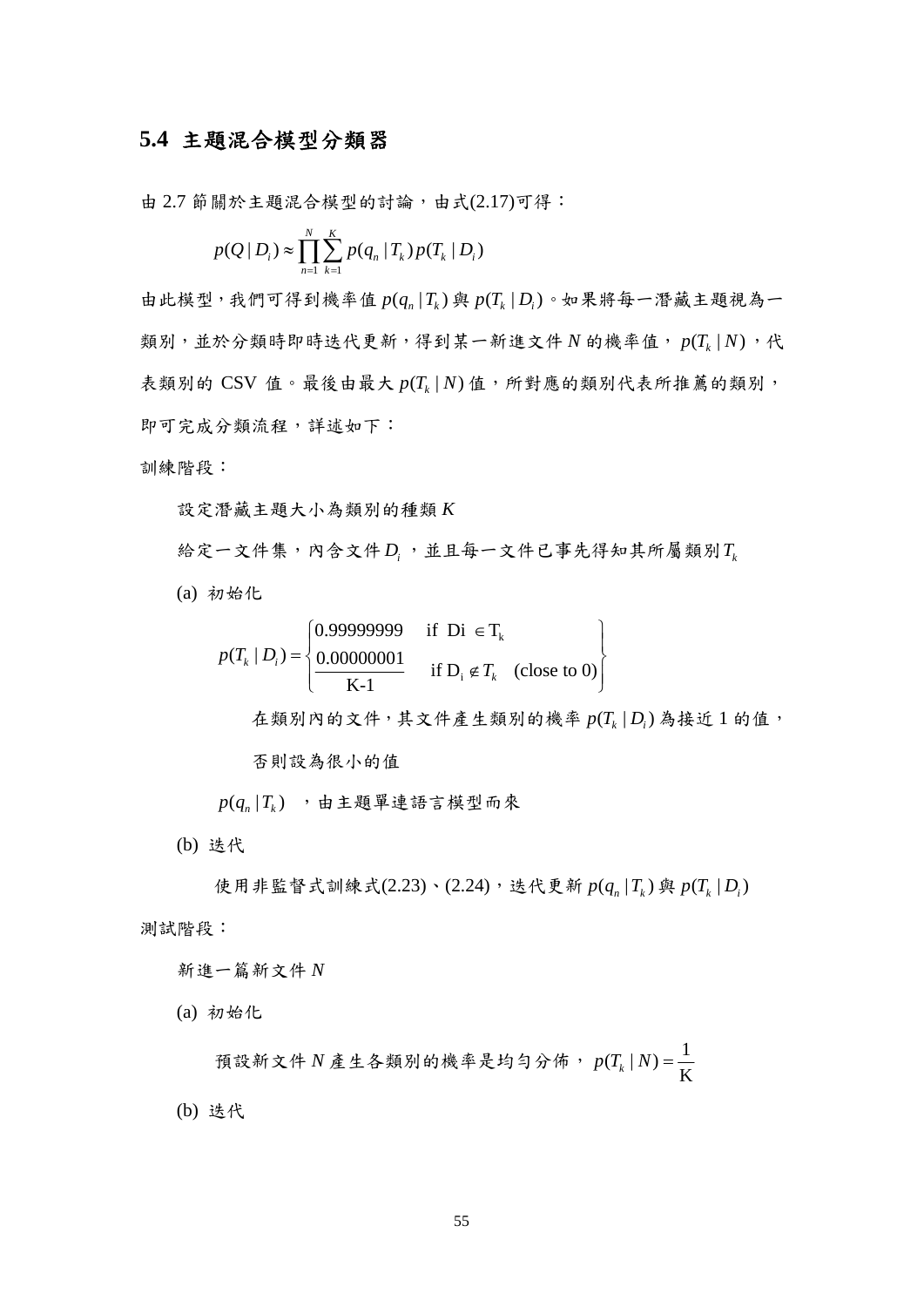## 5.4 主題混合模型分類器

由 2.7 節關於主題混合模型的討論，由式(2.17)可得：

$$p(Q \mid D_i) \approx \prod_{n=1}^{N} \sum_{k=1}^{K} p(q_n \mid T_k) p(T_k \mid D_i)$$

由此模型，我們可得到機率值 $p(q_n \mid T_k)$ 與 $p(T_k \mid D_i)$。如果將每一潛藏主題視為一類別，並於分類時即時迭代更新，得到某一新進文件 $N$ 的機率值，$p(T_k \mid N)$，代表類別的 CSV 值。最後由最大 $p(T_k \mid N)$ 值，所對應的類別代表所推薦的類別，即可完成分類流程，詳述如下：

訓練階段：

設定潛藏主題大小為類別的種類 $K$

給定一文件集，內含文件 $D_i$，並且每一文件已事先得知其所屬類別 $T_k$

(a) 初始化

$$p(T_k \mid D_i) = \begin{cases} 0.99999999 & \text{if } \mathrm{Di} \in \mathrm{T_k} \\ \dfrac{0.00000001}{\mathrm{K\text{-}1}} & \text{if } \mathrm{D_i} \notin T_k \quad \text{(close to 0)} \end{cases}$$

在類別內的文件，其文件產生類別的機率 $p(T_k \mid D_i)$ 為接近 1 的值，否則設為很小的值

$p(q_n \mid T_k)$ ，由主題單連語言模型而來

(b) 迭代

使用非監督式訓練式(2.23)、(2.24)，迭代更新 $p(q_n \mid T_k)$ 與 $p(T_k \mid D_i)$

測試階段：

新進一篇新文件 $N$

(a) 初始化

預設新文件 $N$ 產生各類別的機率是均勻分佈，$p(T_k \mid N) = \dfrac{1}{\mathrm{K}}$

(b) 迭代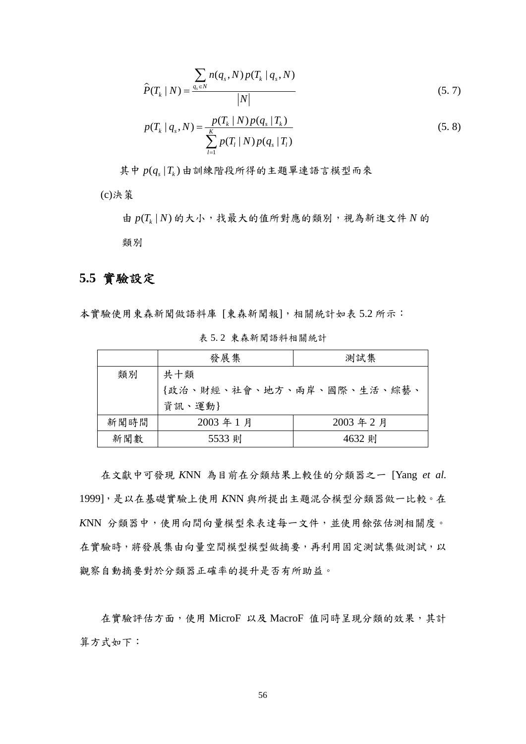$$\widehat{P}(T_k \mid N) = \frac{\sum_{q_s \in N} n(q_s, N)\, p(T_k \mid q_s, N)}{|N|} \tag{5.7}$$

$$p(T_k \mid q_s, N) = \frac{p(T_k \mid N)\, p(q_s \mid T_k)}{\sum_{l=1}^{K} p(T_l \mid N)\, p(q_s \mid T_l)} \tag{5.8}$$

其中 $p(q_s \mid T_k)$ 由訓練階段所得的主題單連語言模型而來

(c)決策

由 $p(T_k \mid N)$ 的大小，找最大的值所對應的類別，視為新進文件 $N$ 的類別

## 5.5 實驗設定

本實驗使用東森新聞做語料庫 [東森新聞報]，相關統計如表 5.2 所示：

表 5. 2 東森新聞語料相關統計

| | 發展集 | 測試集 |
|---|---|---|
| 類別 | 共十類<br>{政治、財經、社會、地方、兩岸、國際、生活、綜藝、資訊、運動} | |
| 新聞時間 | 2003 年 1 月 | 2003 年 2 月 |
| 新聞數 | 5533 則 | 4632 則 |

在文獻中可發現 *K*NN 為目前在分類結果上較佳的分類器之一 [Yang *et al.* 1999]，是以在基礎實驗上使用 *K*NN 與所提出主題混合模型分類器做一比較。在 *K*NN 分類器中，使用向間向量模型來表達每一文件，並使用餘弦估測相關度。在實驗時，將發展集由向量空間模型模型做摘要，再利用固定測試集做測試，以觀察自動摘要對於分類器正確率的提升是否有所助益。

在實驗評估方面，使用 MicroF 以及 MacroF 值同時呈現分類的效果，其計算方式如下：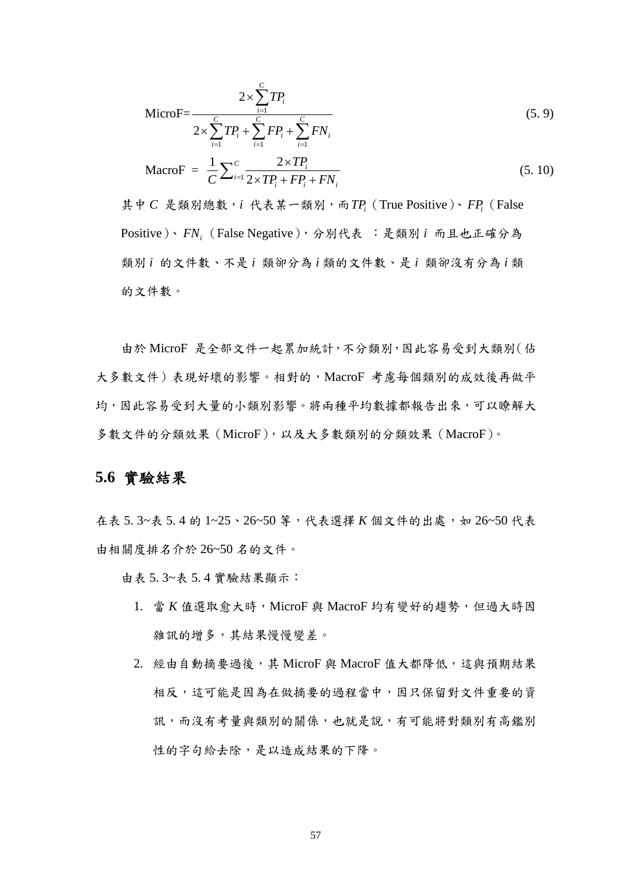$$\text{MicroF}=\frac{2\times\sum_{i=1}^{C}TP_i}{2\times\sum_{i=1}^{C}TP_i+\sum_{i=1}^{C}FP_i+\sum_{i=1}^{C}FN_i} \tag{5. 9}$$

$$\text{MacroF} = \frac{1}{C}\sum_{i=1}^{C}\frac{2\times TP_i}{2\times TP_i+FP_i+FN_i} \tag{5. 10}$$

其中 $C$ 是類別總數，$i$ 代表某一類別，而 $TP_i$（True Positive）、$FP_i$（False Positive）、$FN_i$（False Negative），分別代表 ：是類別 $i$ 而且也正確分為類別 $i$ 的文件數、不是 $i$ 類卻分為 $i$ 類的文件數、是 $i$ 類卻沒有分為 $i$ 類的文件數。

由於 MicroF 是全部文件一起累加統計，不分類別，因此容易受到大類別（佔大多數文件）表現好壞的影響。相對的，MacroF 考慮每個類別的成效後再做平均，因此容易受到大量的小類別影響。將兩種平均數據都報告出來，可以瞭解大多數文件的分類效果（MicroF），以及大多數類別的分類效果（MacroF）。

## 5.6 實驗結果

在表 5. 3~表 5. 4 的 1~25、26~50 等，代表選擇 $K$ 個文件的出處，如 26~50 代表由相關度排名介於 26~50 名的文件。

由表 5. 3~表 5. 4 實驗結果顯示：

1. 當 $K$ 值選取愈大時，MicroF 與 MacroF 均有變好的趨勢，但過大時因雜訊的增多，其結果慢慢變差。
2. 經由自動摘要過後，其 MicroF 與 MacroF 值大都降低，這與預期結果相反，這可能是因為在做摘要的過程當中，因只保留對文件重要的資訊，而沒有考量與類別的關係，也就是說，有可能將對類別有高鑑別性的字句給去除，是以造成結果的下降。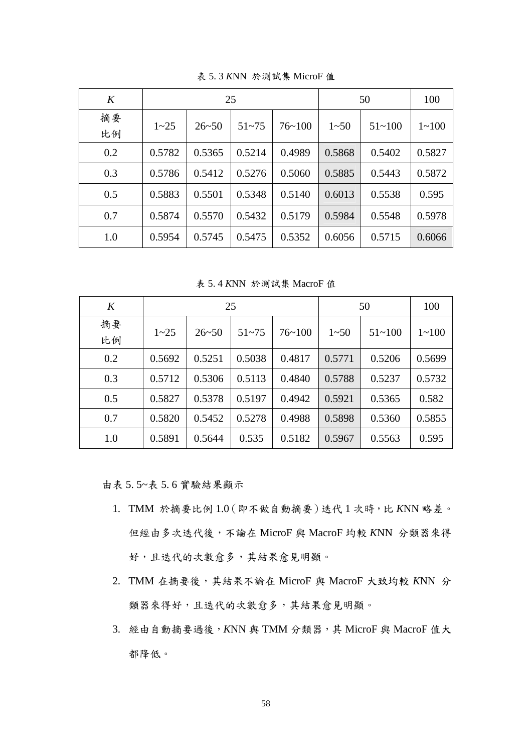表 5. 3 *K*NN 於測試集 MicroF 值

| *K* | 25 | | | | 50 | | 100 |
|---|---|---|---|---|---|---|---|
| 摘要比例 | 1~25 | 26~50 | 51~75 | 76~100 | 1~50 | 51~100 | 1~100 |
| 0.2 | 0.5782 | 0.5365 | 0.5214 | 0.4989 | 0.5868 | 0.5402 | 0.5827 |
| 0.3 | 0.5786 | 0.5412 | 0.5276 | 0.5060 | 0.5885 | 0.5443 | 0.5872 |
| 0.5 | 0.5883 | 0.5501 | 0.5348 | 0.5140 | 0.6013 | 0.5538 | 0.595 |
| 0.7 | 0.5874 | 0.5570 | 0.5432 | 0.5179 | 0.5984 | 0.5548 | 0.5978 |
| 1.0 | 0.5954 | 0.5745 | 0.5475 | 0.5352 | 0.6056 | 0.5715 | 0.6066 |

表 5. 4 *K*NN 於測試集 MacroF 值

| *K* | 25 | | | | 50 | | 100 |
|---|---|---|---|---|---|---|---|
| 摘要比例 | 1~25 | 26~50 | 51~75 | 76~100 | 1~50 | 51~100 | 1~100 |
| 0.2 | 0.5692 | 0.5251 | 0.5038 | 0.4817 | 0.5771 | 0.5206 | 0.5699 |
| 0.3 | 0.5712 | 0.5306 | 0.5113 | 0.4840 | 0.5788 | 0.5237 | 0.5732 |
| 0.5 | 0.5827 | 0.5378 | 0.5197 | 0.4942 | 0.5921 | 0.5365 | 0.582 |
| 0.7 | 0.5820 | 0.5452 | 0.5278 | 0.4988 | 0.5898 | 0.5360 | 0.5855 |
| 1.0 | 0.5891 | 0.5644 | 0.535 | 0.5182 | 0.5967 | 0.5563 | 0.595 |

由表 5. 5~表 5. 6 實驗結果顯示

1. TMM 於摘要比例 1.0（即不做自動摘要）迭代 1 次時，比 *K*NN 略差。但經由多次迭代後，不論在 MicroF 與 MacroF 均較 *K*NN 分類器來得好，且迭代的次數愈多，其結果愈見明顯。
2. TMM 在摘要後，其結果不論在 MicroF 與 MacroF 大致均較 *K*NN 分類器來得好，且迭代的次數愈多，其結果愈見明顯。
3. 經由自動摘要過後，*K*NN 與 TMM 分類器，其 MicroF 與 MacroF 值大都降低。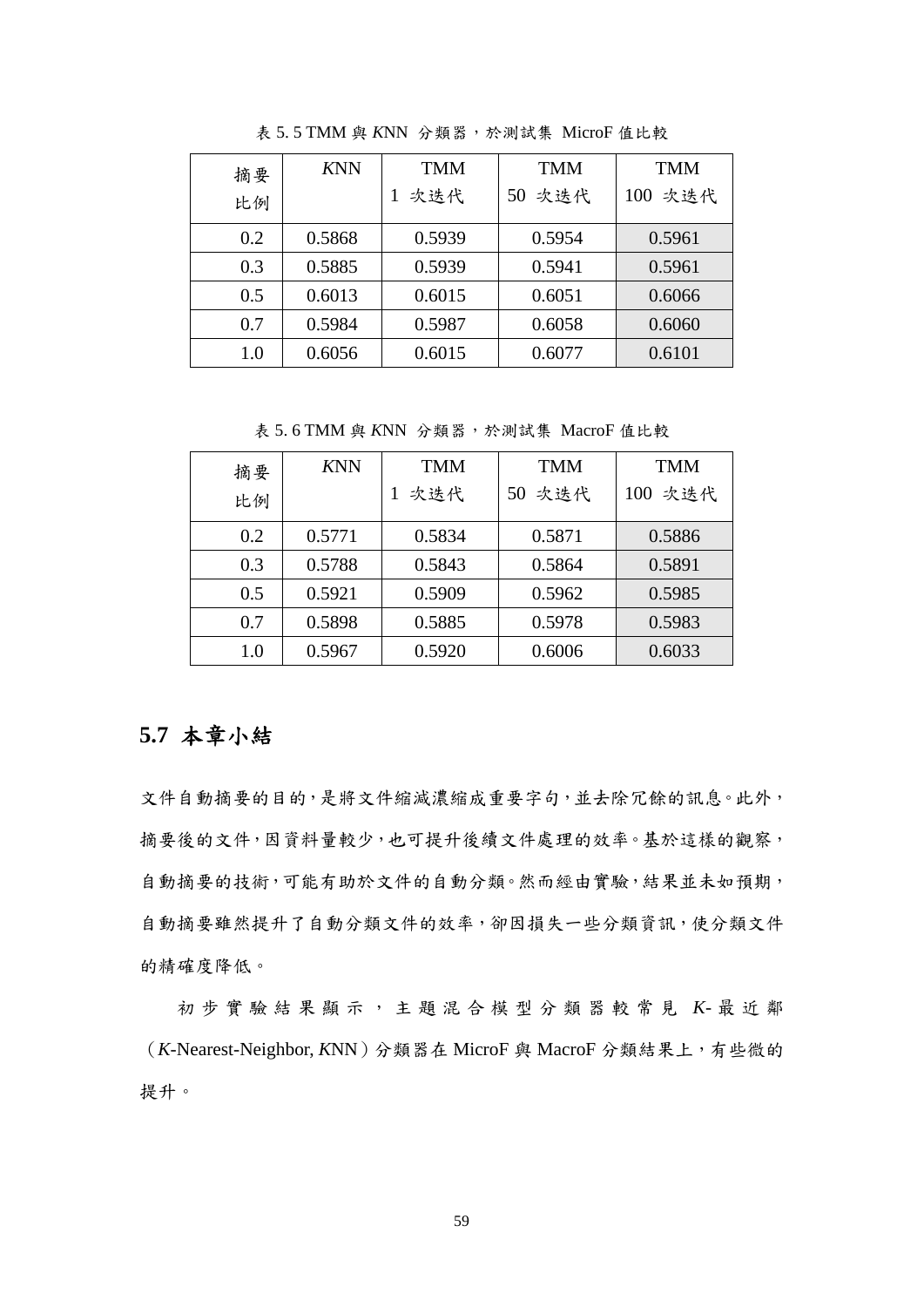表 5. 5 TMM 與 *K*NN 分類器，於測試集 MicroF 值比較

| 摘要比例 | *K*NN | TMM 1 次迭代 | TMM 50 次迭代 | TMM 100 次迭代 |
|---|---|---|---|---|
| 0.2 | 0.5868 | 0.5939 | 0.5954 | 0.5961 |
| 0.3 | 0.5885 | 0.5939 | 0.5941 | 0.5961 |
| 0.5 | 0.6013 | 0.6015 | 0.6051 | 0.6066 |
| 0.7 | 0.5984 | 0.5987 | 0.6058 | 0.6060 |
| 1.0 | 0.6056 | 0.6015 | 0.6077 | 0.6101 |

表 5. 6 TMM 與 *K*NN 分類器，於測試集 MacroF 值比較

| 摘要比例 | *K*NN | TMM 1 次迭代 | TMM 50 次迭代 | TMM 100 次迭代 |
|---|---|---|---|---|
| 0.2 | 0.5771 | 0.5834 | 0.5871 | 0.5886 |
| 0.3 | 0.5788 | 0.5843 | 0.5864 | 0.5891 |
| 0.5 | 0.5921 | 0.5909 | 0.5962 | 0.5985 |
| 0.7 | 0.5898 | 0.5885 | 0.5978 | 0.5983 |
| 1.0 | 0.5967 | 0.5920 | 0.6006 | 0.6033 |

## 5.7 本章小結

文件自動摘要的目的，是將文件縮減濃縮成重要字句，並去除冗餘的訊息。此外，摘要後的文件，因資料量較少，也可提升後續文件處理的效率。基於這樣的觀察，自動摘要的技術，可能有助於文件的自動分類。然而經由實驗，結果並未如預期，自動摘要雖然提升了自動分類文件的效率，卻因損失一些分類資訊，使分類文件的精確度降低。

初步實驗結果顯示，主題混合模型分類器較常見 *K*-最近鄰（*K*-Nearest-Neighbor, *K*NN）分類器在 MicroF 與 MacroF 分類結果上，有些微的提升。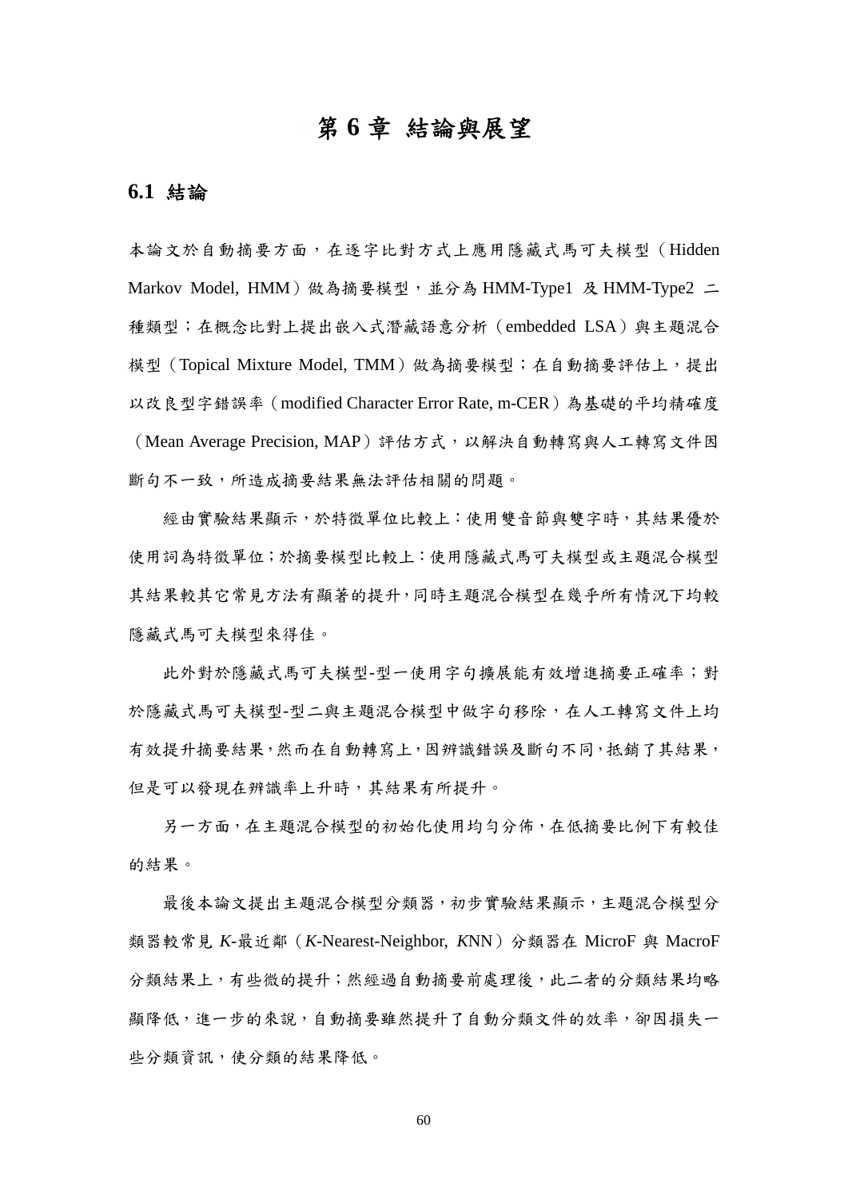# 第 6 章 結論與展望

## 6.1 結論

本論文於自動摘要方面，在逐字比對方式上應用隱藏式馬可夫模型（Hidden Markov Model, HMM）做為摘要模型，並分為 HMM-Type1 及 HMM-Type2 二種類型；在概念比對上提出嵌入式潛藏語意分析（embedded LSA）與主題混合模型（Topical Mixture Model, TMM）做為摘要模型；在自動摘要評估上，提出以改良型字錯誤率（modified Character Error Rate, m-CER）為基礎的平均精確度（Mean Average Precision, MAP）評估方式，以解決自動轉寫與人工轉寫文件因斷句不一致，所造成摘要結果無法評估相關的問題。

經由實驗結果顯示，於特徵單位比較上：使用雙音節與雙字時，其結果優於使用詞為特徵單位；於摘要模型比較上：使用隱藏式馬可夫模型或主題混合模型其結果較其它常見方法有顯著的提升，同時主題混合模型在幾乎所有情況下均較隱藏式馬可夫模型來得佳。

此外對於隱藏式馬可夫模型-型一使用字句擴展能有效增進摘要正確率；對於隱藏式馬可夫模型-型二與主題混合模型中做字句移除，在人工轉寫文件上均有效提升摘要結果，然而在自動轉寫上，因辨識錯誤及斷句不同，抵銷了其結果，但是可以發現在辨識率上升時，其結果有所提升。

另一方面，在主題混合模型的初始化使用均勻分佈，在低摘要比例下有較佳的結果。

最後本論文提出主題混合模型分類器，初步實驗結果顯示，主題混合模型分類器較常見 *K*-最近鄰（*K*-Nearest-Neighbor, *K*NN）分類器在 MicroF 與 MacroF 分類結果上，有些微的提升；然經過自動摘要前處理後，此二者的分類結果均略顯降低，進一步的來說，自動摘要雖然提升了自動分類文件的效率，卻因損失一些分類資訊，使分類的結果降低。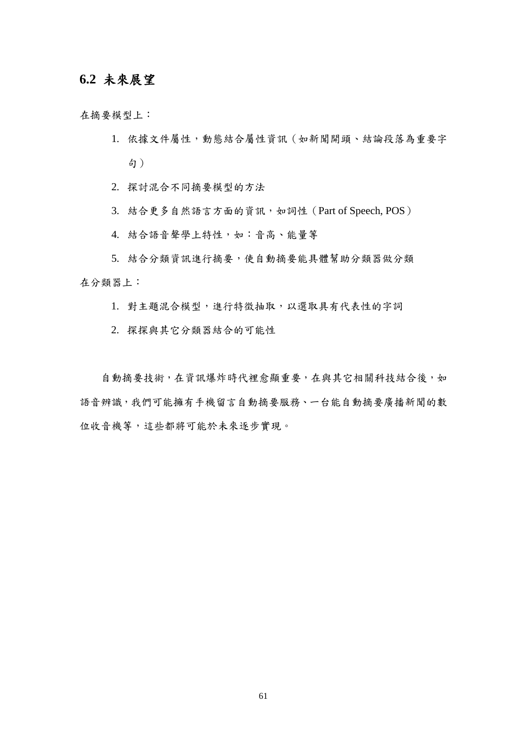## 6.2 未來展望

在摘要模型上：

1. 依據文件屬性，動態結合屬性資訊（如新聞開頭、結論段落為重要字句）
2. 探討混合不同摘要模型的方法
3. 結合更多自然語言方面的資訊，如詞性（Part of Speech, POS）
4. 結合語音聲學上特性，如：音高、能量等
5. 結合分類資訊進行摘要，使自動摘要能具體幫助分類器做分類

在分類器上：

1. 對主題混合模型，進行特徵抽取，以選取具有代表性的字詞
2. 探探與其它分類器結合的可能性

自動摘要技術，在資訊爆炸時代裡愈顯重要，在與其它相關科技結合後，如語音辨識，我們可能擁有手機留言自動摘要服務、一台能自動摘要廣播新聞的數位收音機等，這些都將可能於未來逐步實現。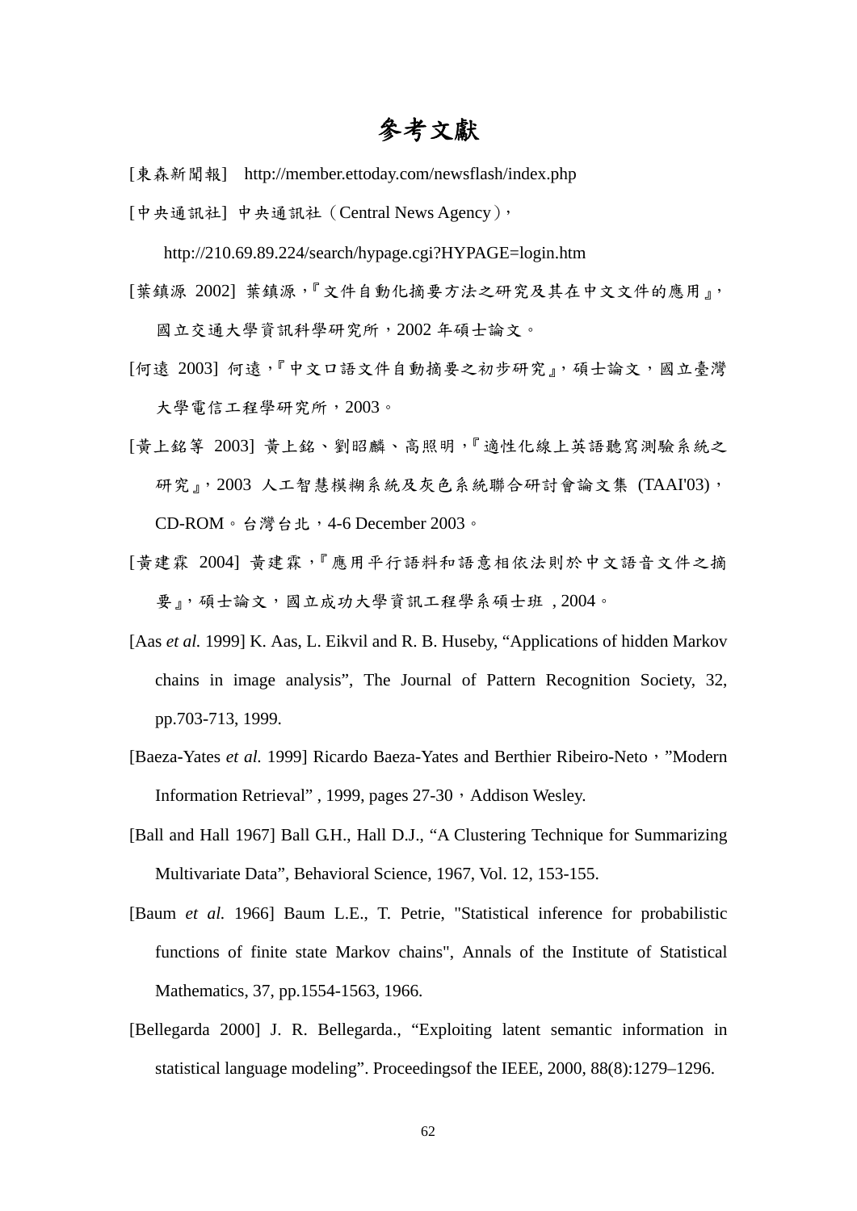# 參考文獻

[東森新聞報] http://member.ettoday.com/newsflash/index.php

[中央通訊社] 中央通訊社（Central News Agency），

http://210.69.89.224/search/hypage.cgi?HYPAGE=login.htm

[葉鎮源 2002] 葉鎮源，『文件自動化摘要方法之研究及其在中文文件的應用』，國立交通大學資訊科學研究所，2002 年碩士論文。

[何遠 2003] 何遠，『中文口語文件自動摘要之初步研究』，碩士論文，國立臺灣大學電信工程學研究所，2003。

[黃上銘等 2003] 黃上銘、劉昭麟、高照明，『適性化線上英語聽寫測驗系統之研究』，2003 人工智慧模糊系統及灰色系統聯合研討會論文集 (TAAI'03)，CD-ROM。台灣台北，4-6 December 2003。

[黃建霖 2004] 黃建霖，『應用平行語料和語意相依法則於中文語音文件之摘要』，碩士論文，國立成功大學資訊工程學系碩士班 , 2004。

[Aas *et al.* 1999] K. Aas, L. Eikvil and R. B. Huseby, “Applications of hidden Markov chains in image analysis”, The Journal of Pattern Recognition Society, 32, pp.703-713, 1999.

[Baeza-Yates *et al.* 1999] Ricardo Baeza-Yates and Berthier Ribeiro-Neto，”Modern Information Retrieval” , 1999, pages 27-30，Addison Wesley.

[Ball and Hall 1967] Ball G.H., Hall D.J., “A Clustering Technique for Summarizing Multivariate Data”, Behavioral Science, 1967, Vol. 12, 153-155.

[Baum *et al.* 1966] Baum L.E., T. Petrie, "Statistical inference for probabilistic functions of finite state Markov chains", Annals of the Institute of Statistical Mathematics, 37, pp.1554-1563, 1966.

[Bellegarda 2000] J. R. Bellegarda., “Exploiting latent semantic information in statistical language modeling”. Proceedingsof the IEEE, 2000, 88(8):1279–1296.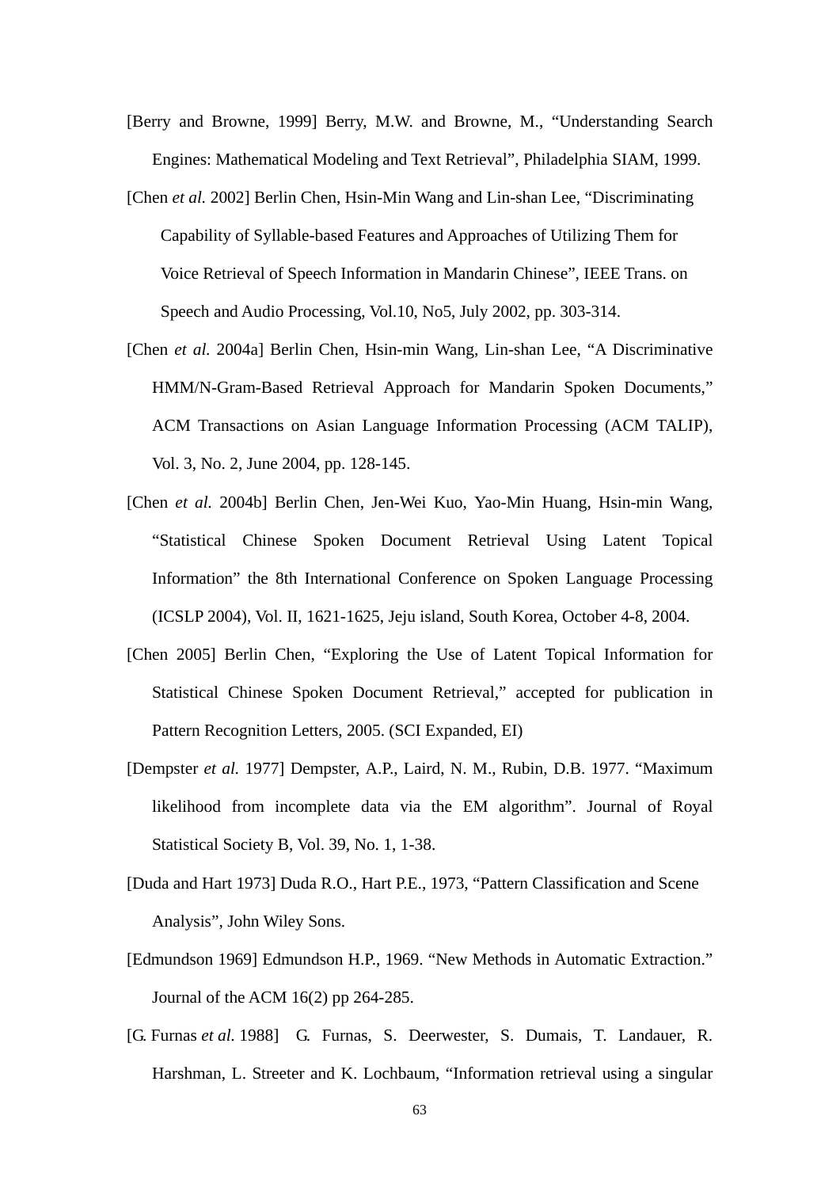[Berry and Browne, 1999] Berry, M.W. and Browne, M., “Understanding Search Engines: Mathematical Modeling and Text Retrieval”, Philadelphia SIAM, 1999.

[Chen *et al.* 2002] Berlin Chen, Hsin-Min Wang and Lin-shan Lee, “Discriminating Capability of Syllable-based Features and Approaches of Utilizing Them for Voice Retrieval of Speech Information in Mandarin Chinese”, IEEE Trans. on Speech and Audio Processing, Vol.10, No5, July 2002, pp. 303-314.

[Chen *et al.* 2004a] Berlin Chen, Hsin-min Wang, Lin-shan Lee, “A Discriminative HMM/N-Gram-Based Retrieval Approach for Mandarin Spoken Documents,” ACM Transactions on Asian Language Information Processing (ACM TALIP), Vol. 3, No. 2, June 2004, pp. 128-145.

[Chen *et al.* 2004b] Berlin Chen, Jen-Wei Kuo, Yao-Min Huang, Hsin-min Wang, “Statistical Chinese Spoken Document Retrieval Using Latent Topical Information” the 8th International Conference on Spoken Language Processing (ICSLP 2004), Vol. II, 1621-1625, Jeju island, South Korea, October 4-8, 2004.

[Chen 2005] Berlin Chen, “Exploring the Use of Latent Topical Information for Statistical Chinese Spoken Document Retrieval,” accepted for publication in Pattern Recognition Letters, 2005. (SCI Expanded, EI)

[Dempster *et al.* 1977] Dempster, A.P., Laird, N. M., Rubin, D.B. 1977. “Maximum likelihood from incomplete data via the EM algorithm”. Journal of Royal Statistical Society B, Vol. 39, No. 1, 1-38.

[Duda and Hart 1973] Duda R.O., Hart P.E., 1973, “Pattern Classification and Scene Analysis”, John Wiley Sons.

[Edmundson 1969] Edmundson H.P., 1969. “New Methods in Automatic Extraction.” Journal of the ACM 16(2) pp 264-285.

[G. Furnas *et al.* 1988] G. Furnas, S. Deerwester, S. Dumais, T. Landauer, R. Harshman, L. Streeter and K. Lochbaum, “Information retrieval using a singular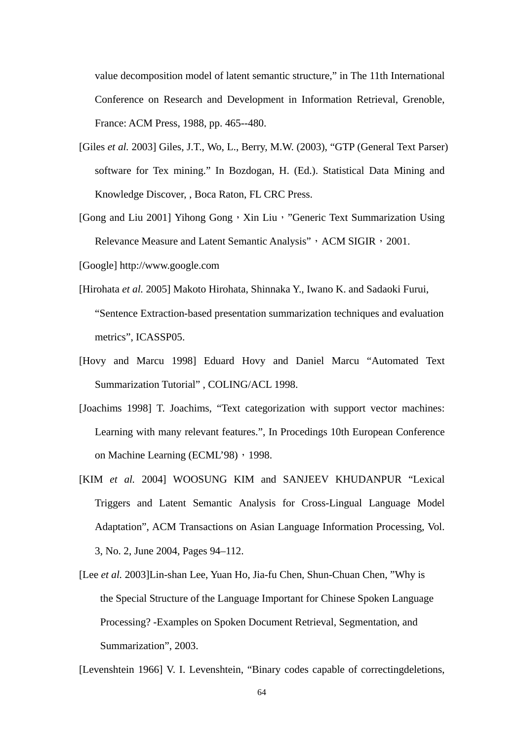value decomposition model of latent semantic structure," in The 11th International Conference on Research and Development in Information Retrieval, Grenoble, France: ACM Press, 1988, pp. 465--480.

[Giles *et al.* 2003] Giles, J.T., Wo, L., Berry, M.W. (2003), "GTP (General Text Parser) software for Tex mining." In Bozdogan, H. (Ed.). Statistical Data Mining and Knowledge Discover, , Boca Raton, FL CRC Press.

[Gong and Liu 2001] Yihong Gong，Xin Liu，"Generic Text Summarization Using Relevance Measure and Latent Semantic Analysis"，ACM SIGIR，2001.

[Google] http://www.google.com

[Hirohata *et al.* 2005] Makoto Hirohata, Shinnaka Y., Iwano K. and Sadaoki Furui, "Sentence Extraction-based presentation summarization techniques and evaluation metrics", ICASSP05.

[Hovy and Marcu 1998] Eduard Hovy and Daniel Marcu "Automated Text Summarization Tutorial" , COLING/ACL 1998.

[Joachims 1998] T. Joachims, "Text categorization with support vector machines: Learning with many relevant features.", In Procedings 10th European Conference on Machine Learning (ECML'98)，1998.

[KIM *et al.* 2004] WOOSUNG KIM and SANJEEV KHUDANPUR "Lexical Triggers and Latent Semantic Analysis for Cross-Lingual Language Model Adaptation", ACM Transactions on Asian Language Information Processing, Vol. 3, No. 2, June 2004, Pages 94–112.

[Lee *et al.* 2003]Lin-shan Lee, Yuan Ho, Jia-fu Chen, Shun-Chuan Chen, "Why is the Special Structure of the Language Important for Chinese Spoken Language Processing? -Examples on Spoken Document Retrieval, Segmentation, and Summarization", 2003.

[Levenshtein 1966] V. I. Levenshtein, "Binary codes capable of correctingdeletions,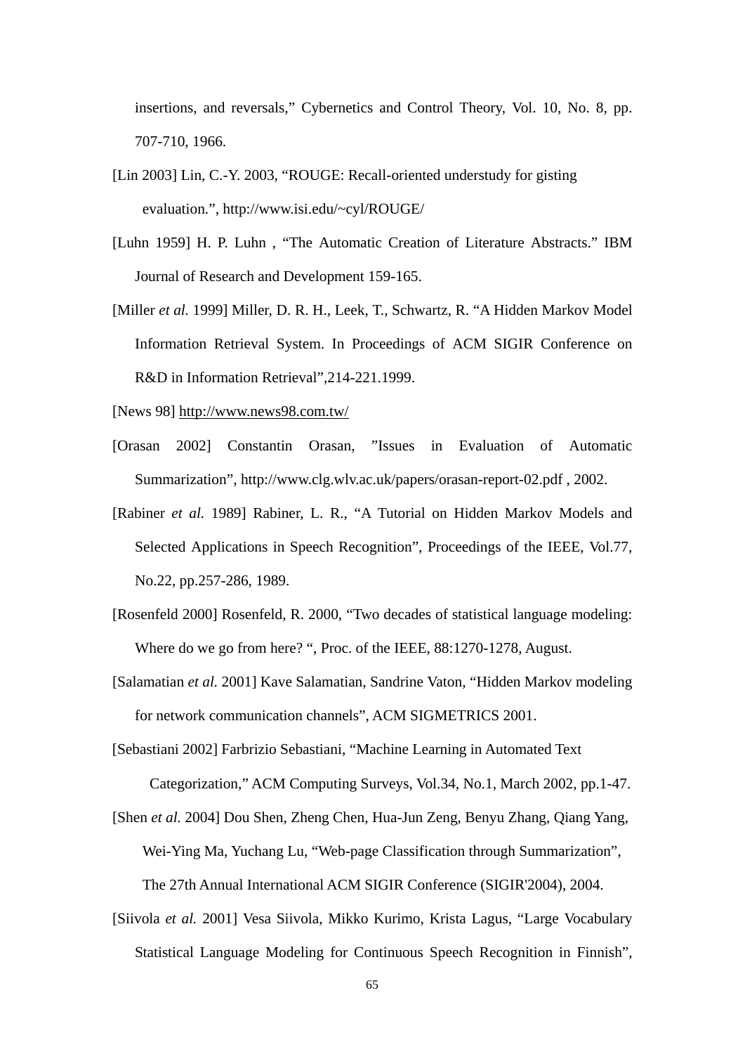insertions, and reversals," Cybernetics and Control Theory, Vol. 10, No. 8, pp. 707-710, 1966.

[Lin 2003] Lin, C.-Y. 2003, "ROUGE: Recall-oriented understudy for gisting evaluation.", http://www.isi.edu/~cyl/ROUGE/

[Luhn 1959] H. P. Luhn , "The Automatic Creation of Literature Abstracts." IBM Journal of Research and Development 159-165.

[Miller *et al.* 1999] Miller, D. R. H., Leek, T., Schwartz, R. "A Hidden Markov Model Information Retrieval System. In Proceedings of ACM SIGIR Conference on R&D in Information Retrieval",214-221.1999.

[News 98] http://www.news98.com.tw/

[Orasan 2002] Constantin Orasan, "Issues in Evaluation of Automatic Summarization", http://www.clg.wlv.ac.uk/papers/orasan-report-02.pdf , 2002.

[Rabiner *et al.* 1989] Rabiner, L. R., "A Tutorial on Hidden Markov Models and Selected Applications in Speech Recognition", Proceedings of the IEEE, Vol.77, No.22, pp.257-286, 1989.

[Rosenfeld 2000] Rosenfeld, R. 2000, "Two decades of statistical language modeling: Where do we go from here? ", Proc. of the IEEE, 88:1270-1278, August.

[Salamatian *et al.* 2001] Kave Salamatian, Sandrine Vaton, "Hidden Markov modeling for network communication channels", ACM SIGMETRICS 2001.

[Sebastiani 2002] Farbrizio Sebastiani, "Machine Learning in Automated Text Categorization," ACM Computing Surveys, Vol.34, No.1, March 2002, pp.1-47.

[Shen *et al.* 2004] Dou Shen, Zheng Chen, Hua-Jun Zeng, Benyu Zhang, Qiang Yang, Wei-Ying Ma, Yuchang Lu, "Web-page Classification through Summarization", The 27th Annual International ACM SIGIR Conference (SIGIR'2004), 2004.

[Siivola *et al.* 2001] Vesa Siivola, Mikko Kurimo, Krista Lagus, "Large Vocabulary Statistical Language Modeling for Continuous Speech Recognition in Finnish",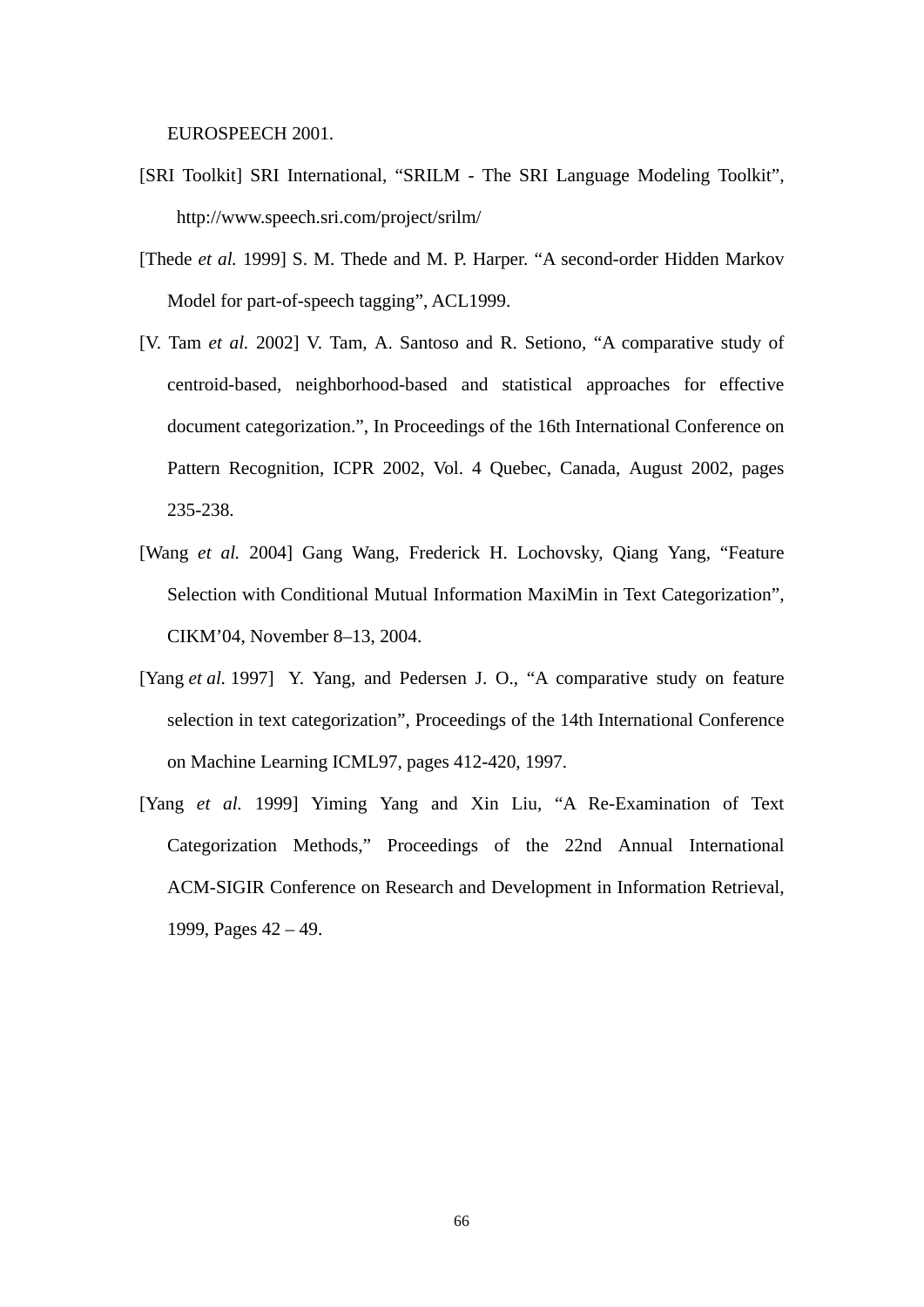EUROSPEECH 2001.

[SRI Toolkit] SRI International, "SRILM - The SRI Language Modeling Toolkit", http://www.speech.sri.com/project/srilm/

[Thede *et al.* 1999] S. M. Thede and M. P. Harper. "A second-order Hidden Markov Model for part-of-speech tagging", ACL1999.

[V. Tam *et al.* 2002] V. Tam, A. Santoso and R. Setiono, "A comparative study of centroid-based, neighborhood-based and statistical approaches for effective document categorization.", In Proceedings of the 16th International Conference on Pattern Recognition, ICPR 2002, Vol. 4 Quebec, Canada, August 2002, pages 235-238.

[Wang *et al.* 2004] Gang Wang, Frederick H. Lochovsky, Qiang Yang, "Feature Selection with Conditional Mutual Information MaxiMin in Text Categorization", CIKM'04, November 8–13, 2004.

[Yang *et al.* 1997] Y. Yang, and Pedersen J. O., "A comparative study on feature selection in text categorization", Proceedings of the 14th International Conference on Machine Learning ICML97, pages 412-420, 1997.

[Yang *et al.* 1999] Yiming Yang and Xin Liu, "A Re-Examination of Text Categorization Methods," Proceedings of the 22nd Annual International ACM-SIGIR Conference on Research and Development in Information Retrieval, 1999, Pages 42 – 49.